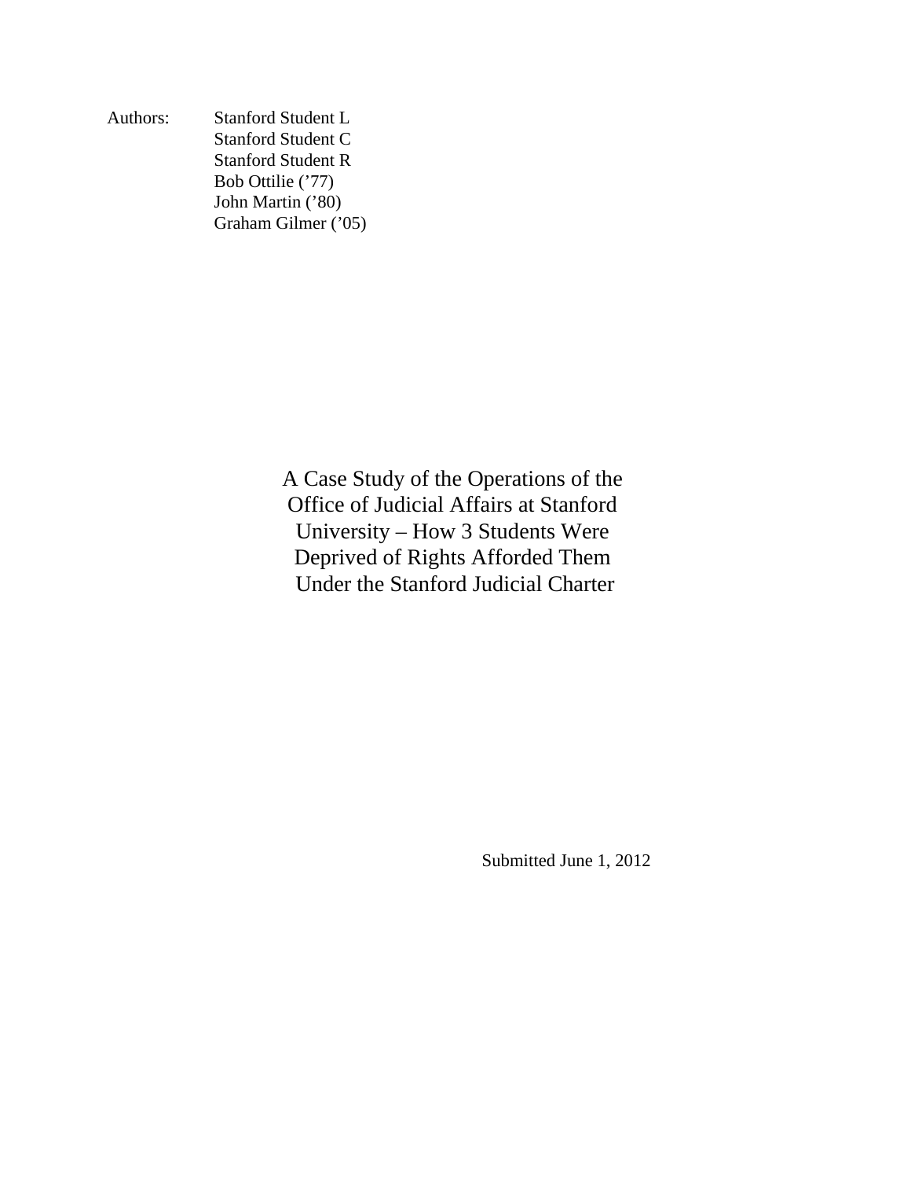Authors: Stanford Student L
Stanford Student C
Stanford Student R
Bob Ottilie ('77)
John Martin ('80)
Graham Gilmer ('05)

# A Case Study of the Operations of the Office of Judicial Affairs at Stanford University – How 3 Students Were Deprived of Rights Afforded Them Under the Stanford Judicial Charter

Submitted June 1, 2012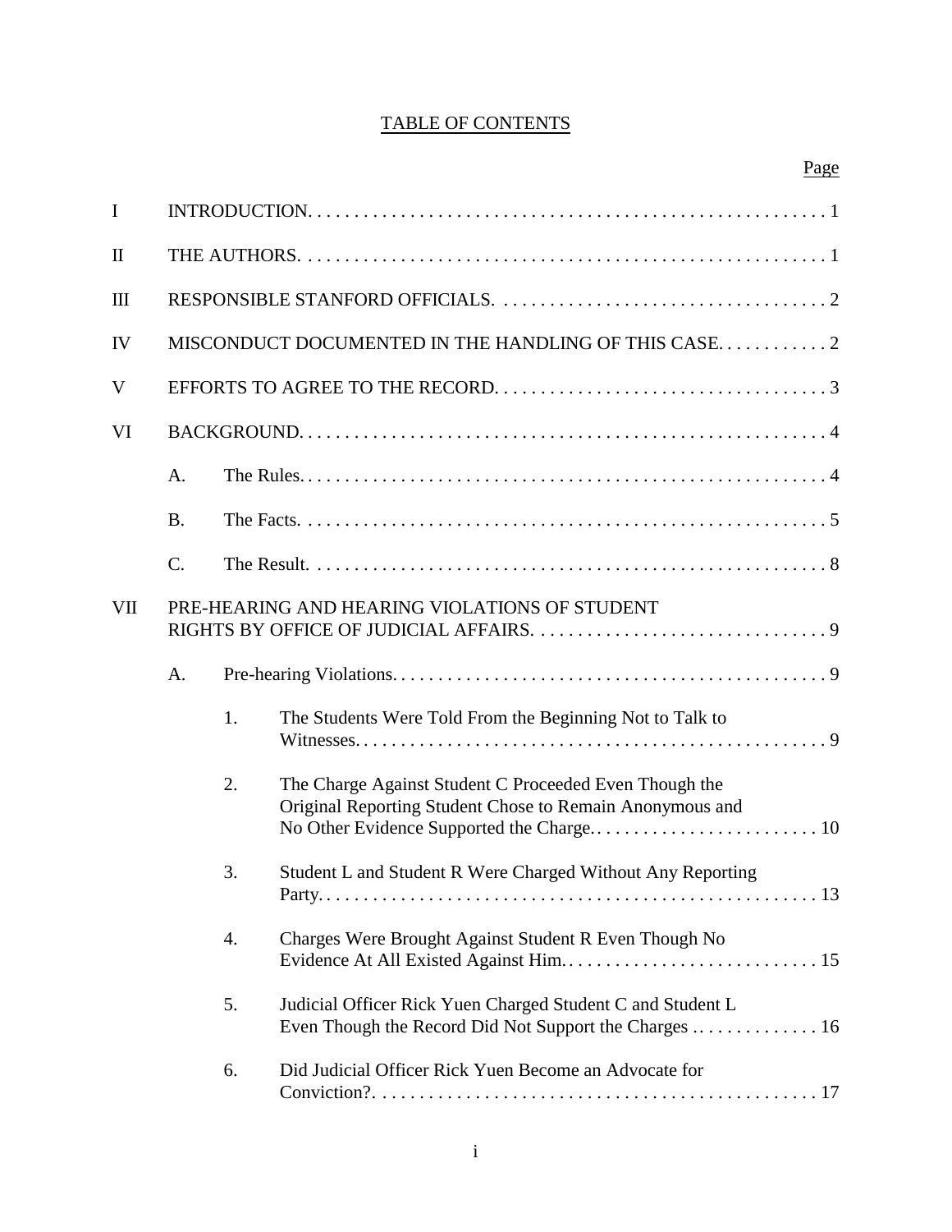# TABLE OF CONTENTS

| | | | Page |
|---|---|---|---|
| I | INTRODUCTION | | 1 |
| II | THE AUTHORS | | 1 |
| III | RESPONSIBLE STANFORD OFFICIALS | | 2 |
| IV | MISCONDUCT DOCUMENTED IN THE HANDLING OF THIS CASE | | 2 |
| V | EFFORTS TO AGREE TO THE RECORD | | 3 |
| VI | BACKGROUND | | 4 |
| | A. | The Rules | 4 |
| | B. | The Facts | 5 |
| | C. | The Result | 8 |
| VII | PRE-HEARING AND HEARING VIOLATIONS OF STUDENT RIGHTS BY OFFICE OF JUDICIAL AFFAIRS | | 9 |
| | A. | Pre-hearing Violations | 9 |
| | | 1. The Students Were Told From the Beginning Not to Talk to Witnesses | 9 |
| | | 2. The Charge Against Student C Proceeded Even Though the Original Reporting Student Chose to Remain Anonymous and No Other Evidence Supported the Charge | 10 |
| | | 3. Student L and Student R Were Charged Without Any Reporting Party | 13 |
| | | 4. Charges Were Brought Against Student R Even Though No Evidence At All Existed Against Him | 15 |
| | | 5. Judicial Officer Rick Yuen Charged Student C and Student L Even Though the Record Did Not Support the Charges | 16 |
| | | 6. Did Judicial Officer Rick Yuen Become an Advocate for Conviction? | 17 |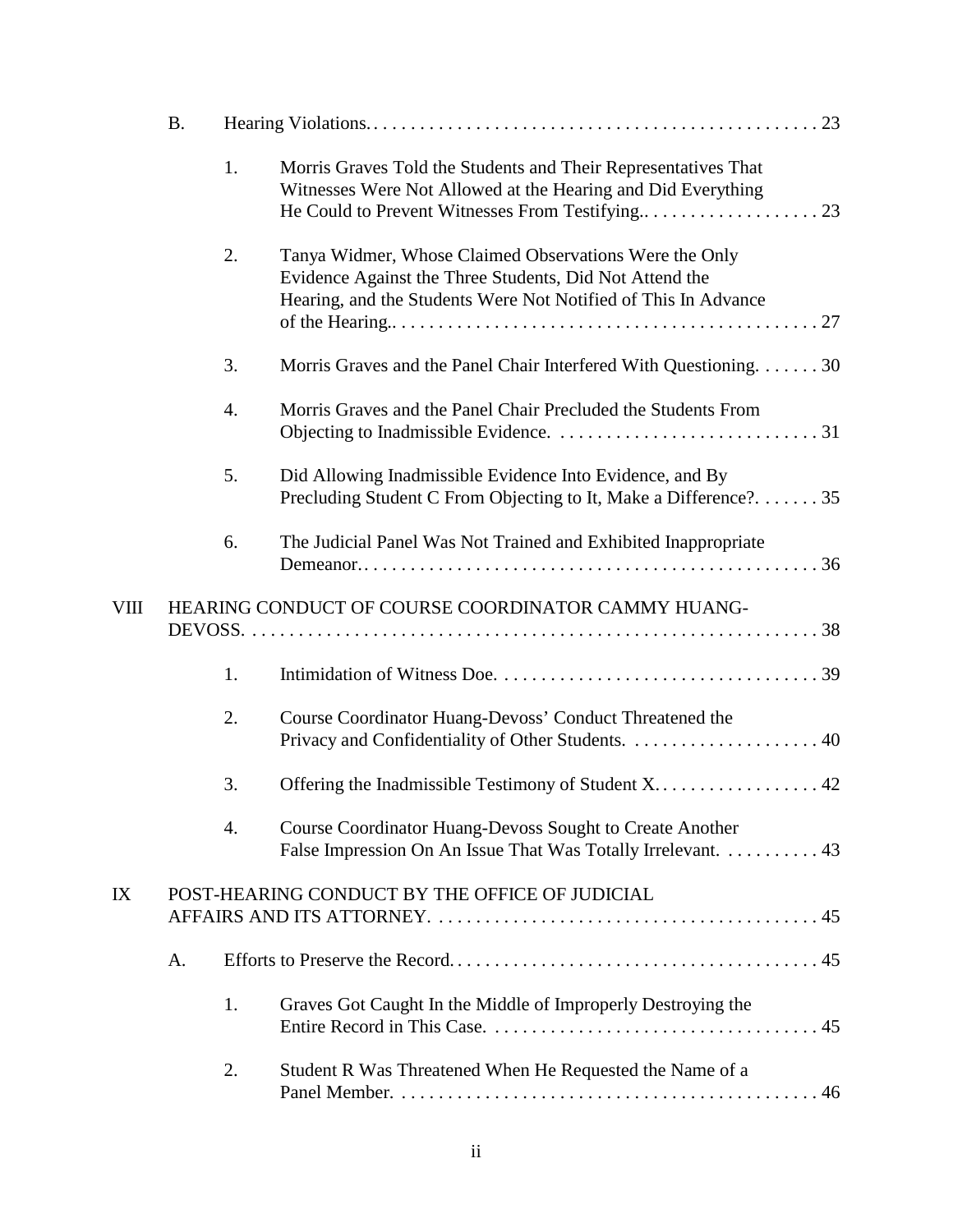B. Hearing Violations. . . . . . . . . . . . . . . . . . . . . . . . . . . . . . . . . . . . . . . . . . . . . . . . 23

1. Morris Graves Told the Students and Their Representatives That Witnesses Were Not Allowed at the Hearing and Did Everything He Could to Prevent Witnesses From Testifying.. . . . . . . . . . . . . . . . . . . 23

2. Tanya Widmer, Whose Claimed Observations Were the Only Evidence Against the Three Students, Did Not Attend the Hearing, and the Students Were Not Notified of This In Advance of the Hearing.. . . . . . . . . . . . . . . . . . . . . . . . . . . . . . . . . . . . . . . . . . . . . 27

3. Morris Graves and the Panel Chair Interfered With Questioning. . . . . . . 30

4. Morris Graves and the Panel Chair Precluded the Students From Objecting to Inadmissible Evidence. . . . . . . . . . . . . . . . . . . . . . . . . . . . . 31

5. Did Allowing Inadmissible Evidence Into Evidence, and By Precluding Student C From Objecting to It, Make a Difference?. . . . . . . 35

6. The Judicial Panel Was Not Trained and Exhibited Inappropriate Demeanor.. . . . . . . . . . . . . . . . . . . . . . . . . . . . . . . . . . . . . . . . . . . . . . . . 36

VIII HEARING CONDUCT OF COURSE COORDINATOR CAMMY HUANG-DEVOSS. . . . . . . . . . . . . . . . . . . . . . . . . . . . . . . . . . . . . . . . . . . . . . . . . . . . . . . . . . . . . . 38

1. Intimidation of Witness Doe. . . . . . . . . . . . . . . . . . . . . . . . . . . . . . . . . . . 39

2. Course Coordinator Huang-Devoss' Conduct Threatened the Privacy and Confidentiality of Other Students. . . . . . . . . . . . . . . . . . . . . 40

3. Offering the Inadmissible Testimony of Student X. . . . . . . . . . . . . . . . . . 42

4. Course Coordinator Huang-Devoss Sought to Create Another False Impression On An Issue That Was Totally Irrelevant. . . . . . . . . . . 43

IX POST-HEARING CONDUCT BY THE OFFICE OF JUDICIAL AFFAIRS AND ITS ATTORNEY. . . . . . . . . . . . . . . . . . . . . . . . . . . . . . . . . . . . . . . . . . 45

A. Efforts to Preserve the Record. . . . . . . . . . . . . . . . . . . . . . . . . . . . . . . . . . . . . . . . 45

1. Graves Got Caught In the Middle of Improperly Destroying the Entire Record in This Case. . . . . . . . . . . . . . . . . . . . . . . . . . . . . . . . . . . . 45

2. Student R Was Threatened When He Requested the Name of a Panel Member. . . . . . . . . . . . . . . . . . . . . . . . . . . . . . . . . . . . . . . . . . . . . . 46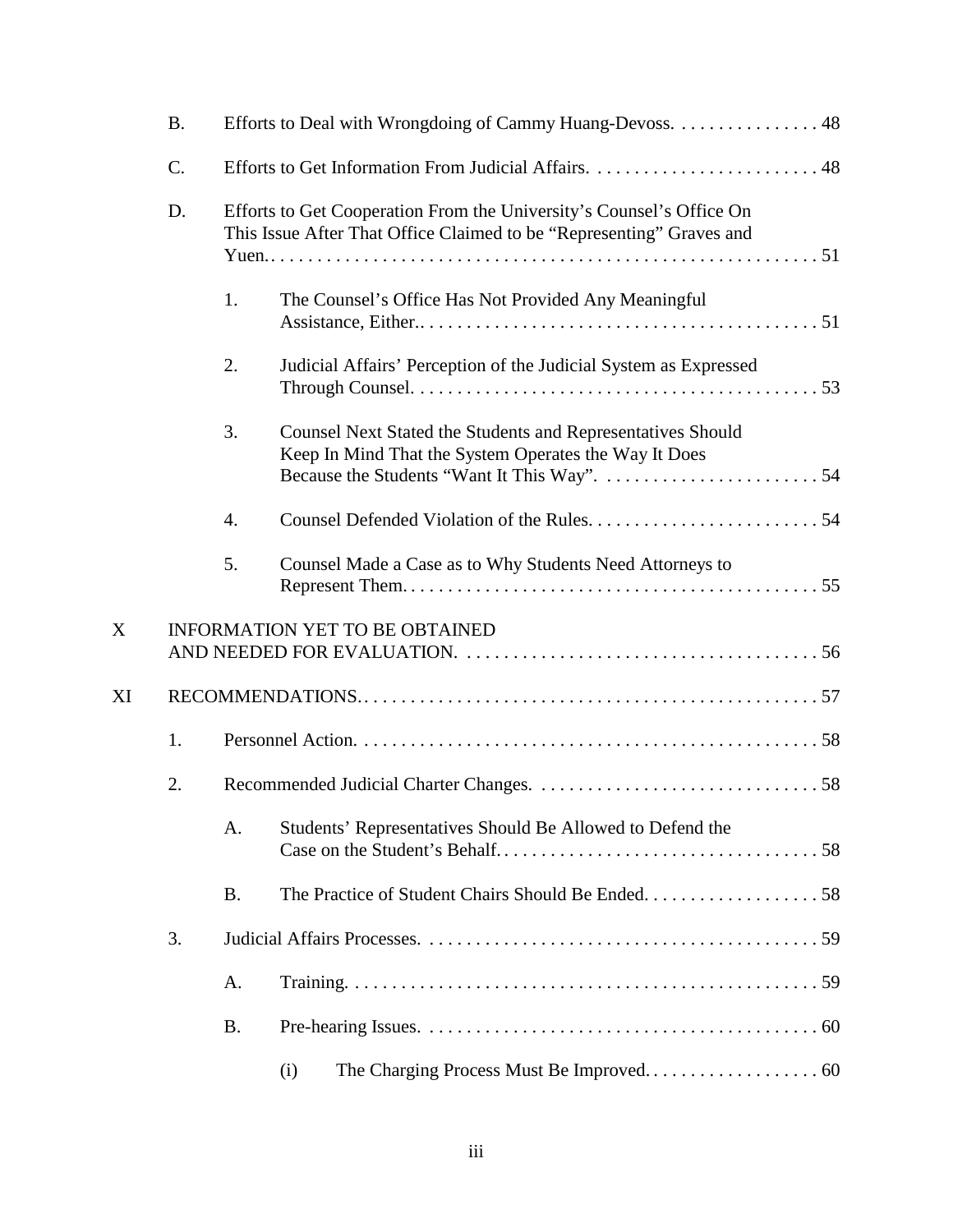- B. Efforts to Deal with Wrongdoing of Cammy Huang-Devoss. . . . . . . . . . . . . . . . 48
- C. Efforts to Get Information From Judicial Affairs. . . . . . . . . . . . . . . . . . . . . . . . . 48
- D. Efforts to Get Cooperation From the University's Counsel's Office On This Issue After That Office Claimed to be "Representing" Graves and Yuen. . . . . . . . . . . . . . . . . . . . . . . . . . . . . . . . . . . . . . . . . . . . . . . . . . . . . . . . . 51
  1. The Counsel's Office Has Not Provided Any Meaningful Assistance, Either.. . . . . . . . . . . . . . . . . . . . . . . . . . . . . . . . . . . . . . . . . . 51
  2. Judicial Affairs' Perception of the Judicial System as Expressed Through Counsel. . . . . . . . . . . . . . . . . . . . . . . . . . . . . . . . . . . . . . . . . . . 53
  3. Counsel Next Stated the Students and Representatives Should Keep In Mind That the System Operates the Way It Does Because the Students "Want It This Way". . . . . . . . . . . . . . . . . . . . . . . . 54
  4. Counsel Defended Violation of the Rules. . . . . . . . . . . . . . . . . . . . . . . . . 54
  5. Counsel Made a Case as to Why Students Need Attorneys to Represent Them. . . . . . . . . . . . . . . . . . . . . . . . . . . . . . . . . . . . . . . . . . . . 55

X INFORMATION YET TO BE OBTAINED AND NEEDED FOR EVALUATION. . . . . . . . . . . . . . . . . . . . . . . . . . . . . . . . . . . . . . 56

XI RECOMMENDATIONS. . . . . . . . . . . . . . . . . . . . . . . . . . . . . . . . . . . . . . . . . . . . . . . . . 57

1. Personnel Action. . . . . . . . . . . . . . . . . . . . . . . . . . . . . . . . . . . . . . . . . . . . . . . . . 58
2. Recommended Judicial Charter Changes. . . . . . . . . . . . . . . . . . . . . . . . . . . . . . . 58
   - A. Students' Representatives Should Be Allowed to Defend the Case on the Student's Behalf. . . . . . . . . . . . . . . . . . . . . . . . . . . . . . . . . . . 58
   - B. The Practice of Student Chairs Should Be Ended. . . . . . . . . . . . . . . . . . . 58
3. Judicial Affairs Processes. . . . . . . . . . . . . . . . . . . . . . . . . . . . . . . . . . . . . . . . . . . 59
   - A. Training. . . . . . . . . . . . . . . . . . . . . . . . . . . . . . . . . . . . . . . . . . . . . . . . . . 59
   - B. Pre-hearing Issues. . . . . . . . . . . . . . . . . . . . . . . . . . . . . . . . . . . . . . . . . . . 60
     - (i) The Charging Process Must Be Improved. . . . . . . . . . . . . . . . . . . . 60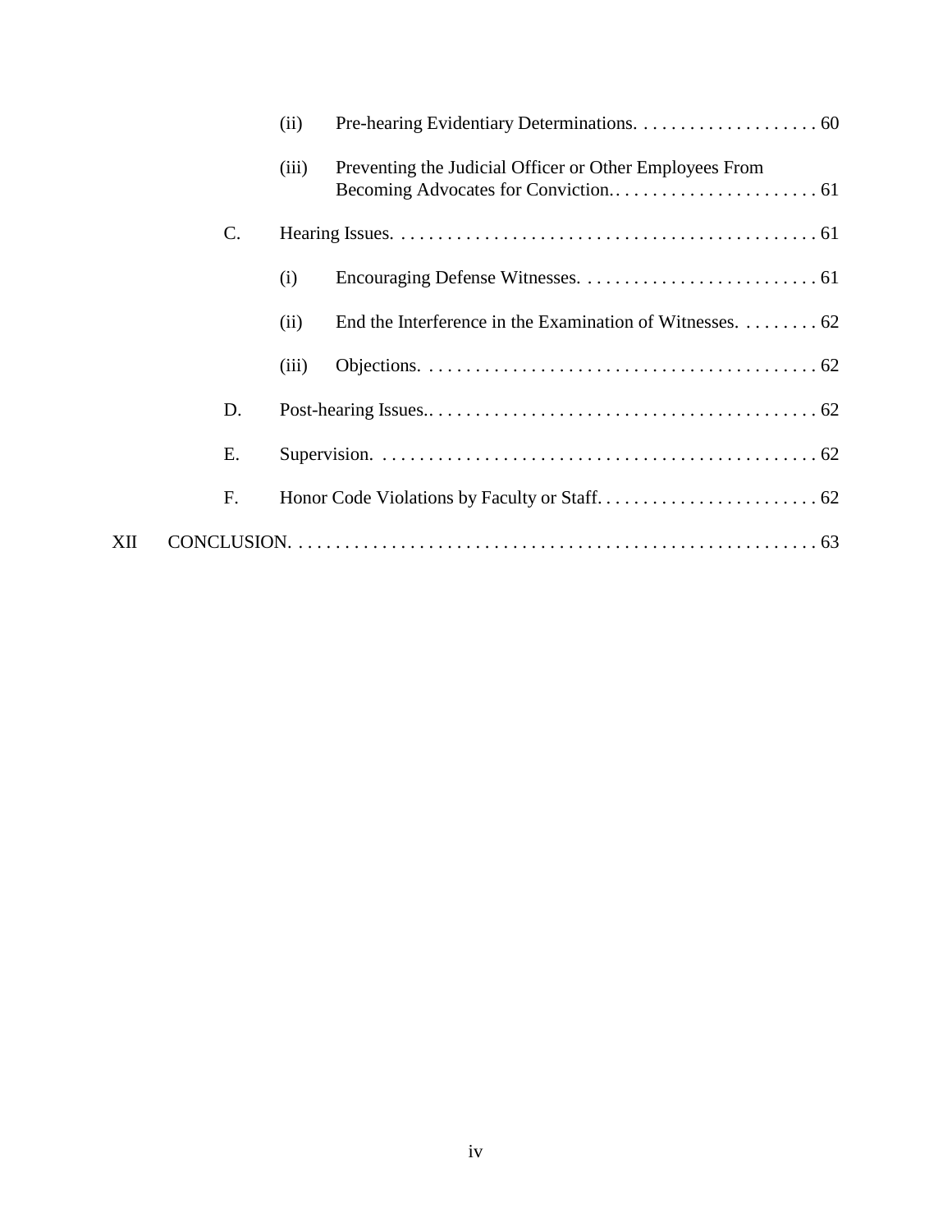(ii) Pre-hearing Evidentiary Determinations. . . . . . . . . . . . . . . . . . . . 60

(iii) Preventing the Judicial Officer or Other Employees From Becoming Advocates for Conviction.. . . . . . . . . . . . . . . . . . . . . . 61

C. Hearing Issues. . . . . . . . . . . . . . . . . . . . . . . . . . . . . . . . . . . . . . . . . . . . . . 61

(i) Encouraging Defense Witnesses. . . . . . . . . . . . . . . . . . . . . . . . . . 61

(ii) End the Interference in the Examination of Witnesses. . . . . . . . . 62

(iii) Objections. . . . . . . . . . . . . . . . . . . . . . . . . . . . . . . . . . . . . . . . . . . 62

D. Post-hearing Issues.. . . . . . . . . . . . . . . . . . . . . . . . . . . . . . . . . . . . . . . . . 62

E. Supervision. . . . . . . . . . . . . . . . . . . . . . . . . . . . . . . . . . . . . . . . . . . . . . . . 62

F. Honor Code Violations by Faculty or Staff. . . . . . . . . . . . . . . . . . . . . . . . 62

XII CONCLUSION. . . . . . . . . . . . . . . . . . . . . . . . . . . . . . . . . . . . . . . . . . . . . . . . . . . . . 63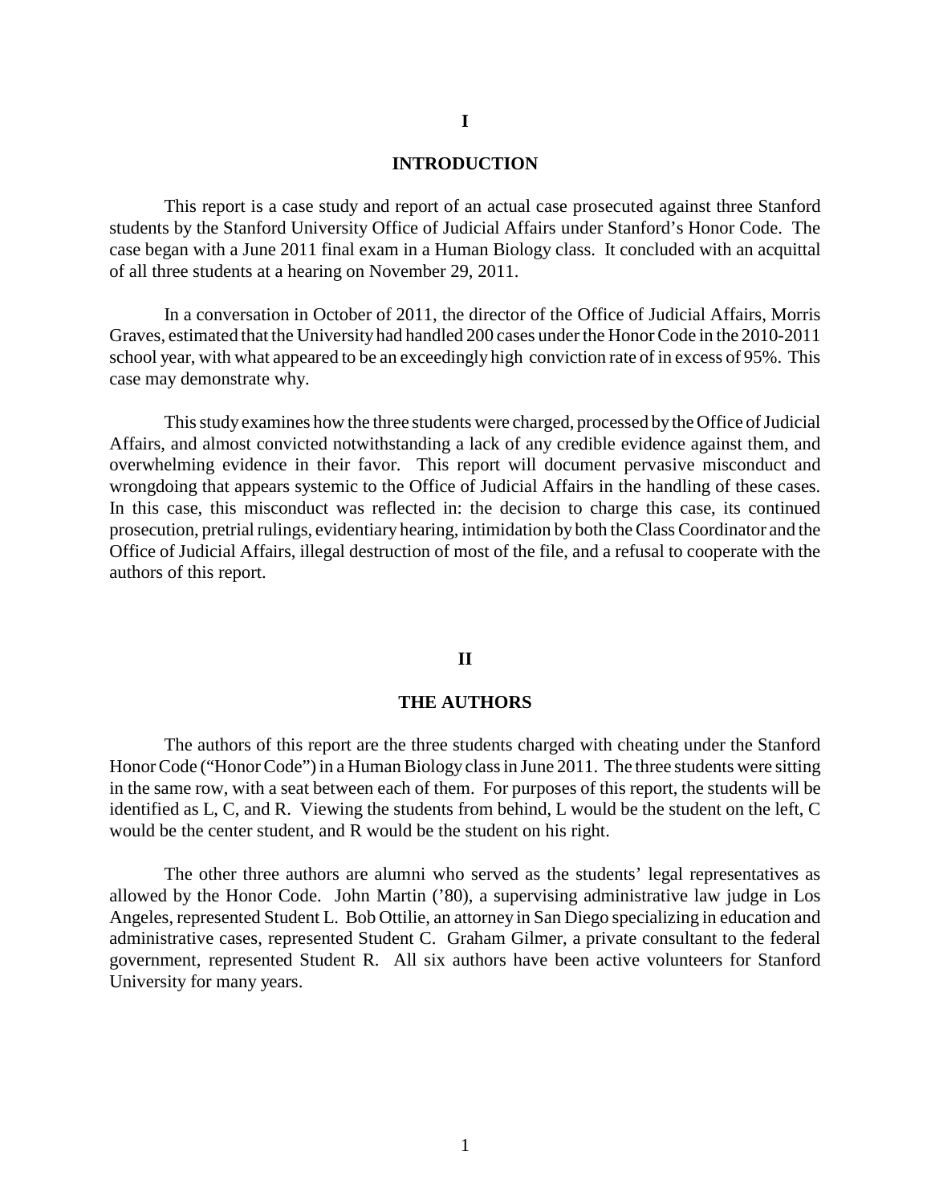# I

# INTRODUCTION

This report is a case study and report of an actual case prosecuted against three Stanford students by the Stanford University Office of Judicial Affairs under Stanford's Honor Code. The case began with a June 2011 final exam in a Human Biology class. It concluded with an acquittal of all three students at a hearing on November 29, 2011.

In a conversation in October of 2011, the director of the Office of Judicial Affairs, Morris Graves, estimated that the University had handled 200 cases under the Honor Code in the 2010-2011 school year, with what appeared to be an exceedingly high conviction rate of in excess of 95%. This case may demonstrate why.

This study examines how the three students were charged, processed by the Office of Judicial Affairs, and almost convicted notwithstanding a lack of any credible evidence against them, and overwhelming evidence in their favor. This report will document pervasive misconduct and wrongdoing that appears systemic to the Office of Judicial Affairs in the handling of these cases. In this case, this misconduct was reflected in: the decision to charge this case, its continued prosecution, pretrial rulings, evidentiary hearing, intimidation by both the Class Coordinator and the Office of Judicial Affairs, illegal destruction of most of the file, and a refusal to cooperate with the authors of this report.

# II

# THE AUTHORS

The authors of this report are the three students charged with cheating under the Stanford Honor Code ("Honor Code") in a Human Biology class in June 2011. The three students were sitting in the same row, with a seat between each of them. For purposes of this report, the students will be identified as L, C, and R. Viewing the students from behind, L would be the student on the left, C would be the center student, and R would be the student on his right.

The other three authors are alumni who served as the students' legal representatives as allowed by the Honor Code. John Martin ('80), a supervising administrative law judge in Los Angeles, represented Student L. Bob Ottilie, an attorney in San Diego specializing in education and administrative cases, represented Student C. Graham Gilmer, a private consultant to the federal government, represented Student R. All six authors have been active volunteers for Stanford University for many years.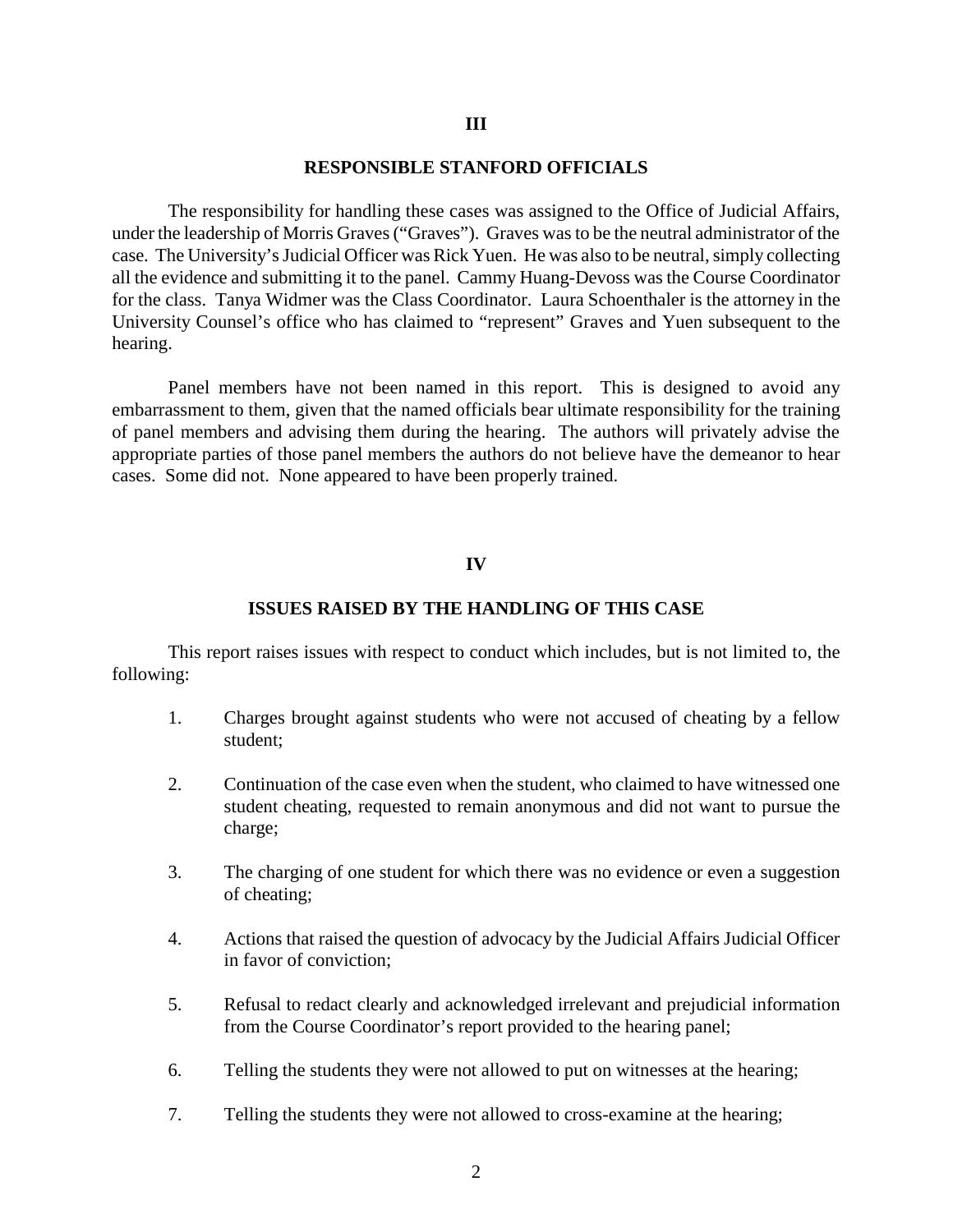## III

## RESPONSIBLE STANFORD OFFICIALS

The responsibility for handling these cases was assigned to the Office of Judicial Affairs, under the leadership of Morris Graves ("Graves"). Graves was to be the neutral administrator of the case. The University's Judicial Officer was Rick Yuen. He was also to be neutral, simply collecting all the evidence and submitting it to the panel. Cammy Huang-Devoss was the Course Coordinator for the class. Tanya Widmer was the Class Coordinator. Laura Schoenthaler is the attorney in the University Counsel's office who has claimed to "represent" Graves and Yuen subsequent to the hearing.

Panel members have not been named in this report. This is designed to avoid any embarrassment to them, given that the named officials bear ultimate responsibility for the training of panel members and advising them during the hearing. The authors will privately advise the appropriate parties of those panel members the authors do not believe have the demeanor to hear cases. Some did not. None appeared to have been properly trained.

## IV

## ISSUES RAISED BY THE HANDLING OF THIS CASE

This report raises issues with respect to conduct which includes, but is not limited to, the following:

1. Charges brought against students who were not accused of cheating by a fellow student;

2. Continuation of the case even when the student, who claimed to have witnessed one student cheating, requested to remain anonymous and did not want to pursue the charge;

3. The charging of one student for which there was no evidence or even a suggestion of cheating;

4. Actions that raised the question of advocacy by the Judicial Affairs Judicial Officer in favor of conviction;

5. Refusal to redact clearly and acknowledged irrelevant and prejudicial information from the Course Coordinator's report provided to the hearing panel;

6. Telling the students they were not allowed to put on witnesses at the hearing;

7. Telling the students they were not allowed to cross-examine at the hearing;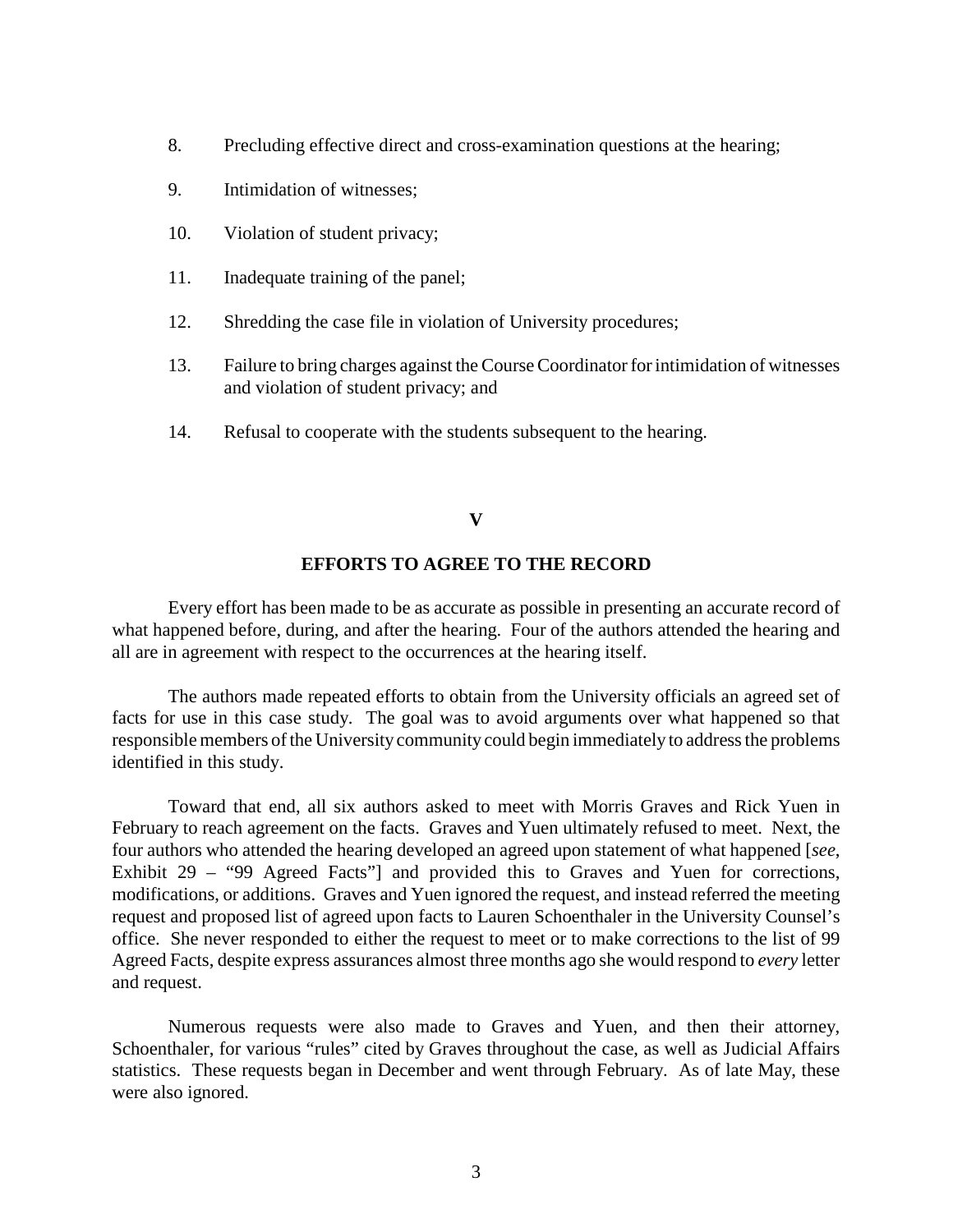8. Precluding effective direct and cross-examination questions at the hearing;

9. Intimidation of witnesses;

10. Violation of student privacy;

11. Inadequate training of the panel;

12. Shredding the case file in violation of University procedures;

13. Failure to bring charges against the Course Coordinator for intimidation of witnesses and violation of student privacy; and

14. Refusal to cooperate with the students subsequent to the hearing.

## V

## EFFORTS TO AGREE TO THE RECORD

Every effort has been made to be as accurate as possible in presenting an accurate record of what happened before, during, and after the hearing. Four of the authors attended the hearing and all are in agreement with respect to the occurrences at the hearing itself.

The authors made repeated efforts to obtain from the University officials an agreed set of facts for use in this case study. The goal was to avoid arguments over what happened so that responsible members of the University community could begin immediately to address the problems identified in this study.

Toward that end, all six authors asked to meet with Morris Graves and Rick Yuen in February to reach agreement on the facts. Graves and Yuen ultimately refused to meet. Next, the four authors who attended the hearing developed an agreed upon statement of what happened [*see*, Exhibit 29 – "99 Agreed Facts"] and provided this to Graves and Yuen for corrections, modifications, or additions. Graves and Yuen ignored the request, and instead referred the meeting request and proposed list of agreed upon facts to Lauren Schoenthaler in the University Counsel's office. She never responded to either the request to meet or to make corrections to the list of 99 Agreed Facts, despite express assurances almost three months ago she would respond to *every* letter and request.

Numerous requests were also made to Graves and Yuen, and then their attorney, Schoenthaler, for various "rules" cited by Graves throughout the case, as well as Judicial Affairs statistics. These requests began in December and went through February. As of late May, these were also ignored.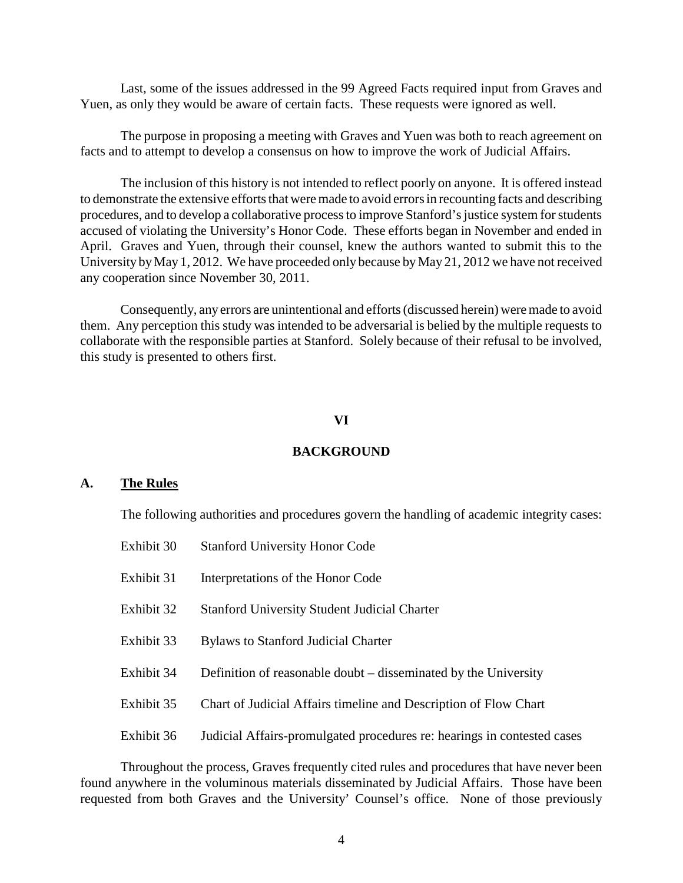Last, some of the issues addressed in the 99 Agreed Facts required input from Graves and Yuen, as only they would be aware of certain facts. These requests were ignored as well.

The purpose in proposing a meeting with Graves and Yuen was both to reach agreement on facts and to attempt to develop a consensus on how to improve the work of Judicial Affairs.

The inclusion of this history is not intended to reflect poorly on anyone. It is offered instead to demonstrate the extensive efforts that were made to avoid errors in recounting facts and describing procedures, and to develop a collaborative process to improve Stanford's justice system for students accused of violating the University's Honor Code. These efforts began in November and ended in April. Graves and Yuen, through their counsel, knew the authors wanted to submit this to the University by May 1, 2012. We have proceeded only because by May 21, 2012 we have not received any cooperation since November 30, 2011.

Consequently, any errors are unintentional and efforts (discussed herein) were made to avoid them. Any perception this study was intended to be adversarial is belied by the multiple requests to collaborate with the responsible parties at Stanford. Solely because of their refusal to be involved, this study is presented to others first.

## VI

## BACKGROUND

### A. The Rules

The following authorities and procedures govern the handling of academic integrity cases:

| | |
|---|---|
| Exhibit 30 | Stanford University Honor Code |
| Exhibit 31 | Interpretations of the Honor Code |
| Exhibit 32 | Stanford University Student Judicial Charter |
| Exhibit 33 | Bylaws to Stanford Judicial Charter |
| Exhibit 34 | Definition of reasonable doubt – disseminated by the University |
| Exhibit 35 | Chart of Judicial Affairs timeline and Description of Flow Chart |
| Exhibit 36 | Judicial Affairs-promulgated procedures re: hearings in contested cases |

Throughout the process, Graves frequently cited rules and procedures that have never been found anywhere in the voluminous materials disseminated by Judicial Affairs. Those have been requested from both Graves and the University' Counsel's office. None of those previously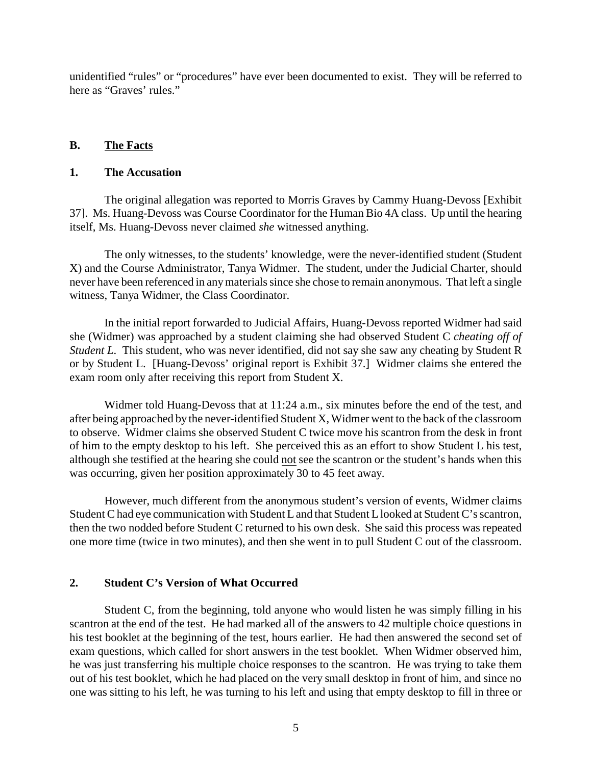unidentified "rules" or "procedures" have ever been documented to exist. They will be referred to here as "Graves' rules."

## B. The Facts

### 1. The Accusation

The original allegation was reported to Morris Graves by Cammy Huang-Devoss [Exhibit 37]. Ms. Huang-Devoss was Course Coordinator for the Human Bio 4A class. Up until the hearing itself, Ms. Huang-Devoss never claimed *she* witnessed anything.

The only witnesses, to the students' knowledge, were the never-identified student (Student X) and the Course Administrator, Tanya Widmer. The student, under the Judicial Charter, should never have been referenced in any materials since she chose to remain anonymous. That left a single witness, Tanya Widmer, the Class Coordinator.

In the initial report forwarded to Judicial Affairs, Huang-Devoss reported Widmer had said she (Widmer) was approached by a student claiming she had observed Student C *cheating off of Student L*. This student, who was never identified, did not say she saw any cheating by Student R or by Student L. [Huang-Devoss' original report is Exhibit 37.] Widmer claims she entered the exam room only after receiving this report from Student X.

Widmer told Huang-Devoss that at 11:24 a.m., six minutes before the end of the test, and after being approached by the never-identified Student X, Widmer went to the back of the classroom to observe. Widmer claims she observed Student C twice move his scantron from the desk in front of him to the empty desktop to his left. She perceived this as an effort to show Student L his test, although she testified at the hearing she could <u>not</u> see the scantron or the student's hands when this was occurring, given her position approximately 30 to 45 feet away.

However, much different from the anonymous student's version of events, Widmer claims Student C had eye communication with Student L and that Student L looked at Student C's scantron, then the two nodded before Student C returned to his own desk. She said this process was repeated one more time (twice in two minutes), and then she went in to pull Student C out of the classroom.

### 2. Student C's Version of What Occurred

Student C, from the beginning, told anyone who would listen he was simply filling in his scantron at the end of the test. He had marked all of the answers to 42 multiple choice questions in his test booklet at the beginning of the test, hours earlier. He had then answered the second set of exam questions, which called for short answers in the test booklet. When Widmer observed him, he was just transferring his multiple choice responses to the scantron. He was trying to take them out of his test booklet, which he had placed on the very small desktop in front of him, and since no one was sitting to his left, he was turning to his left and using that empty desktop to fill in three or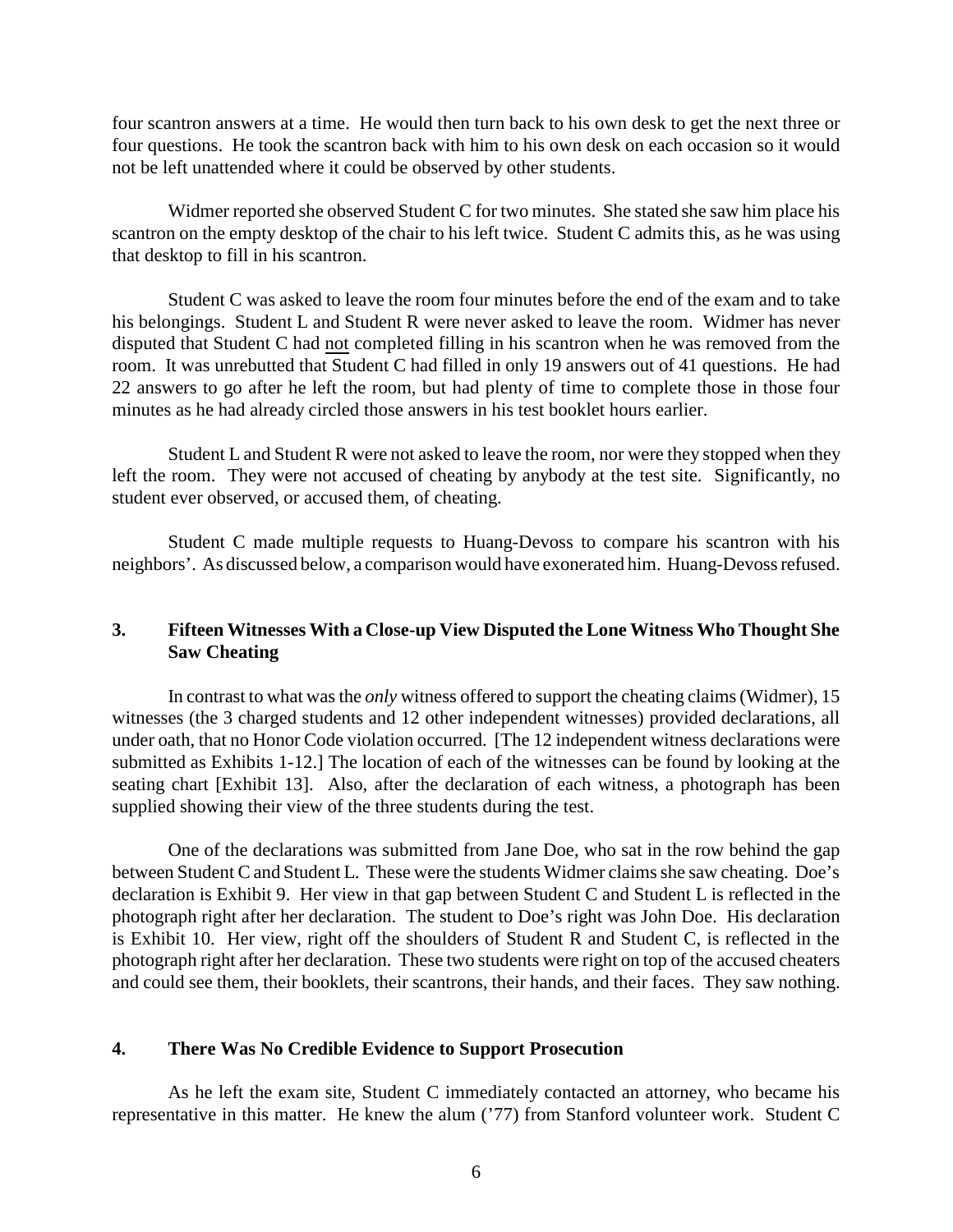four scantron answers at a time. He would then turn back to his own desk to get the next three or four questions. He took the scantron back with him to his own desk on each occasion so it would not be left unattended where it could be observed by other students.

Widmer reported she observed Student C for two minutes. She stated she saw him place his scantron on the empty desktop of the chair to his left twice. Student C admits this, as he was using that desktop to fill in his scantron.

Student C was asked to leave the room four minutes before the end of the exam and to take his belongings. Student L and Student R were never asked to leave the room. Widmer has never disputed that Student C had <u>not</u> completed filling in his scantron when he was removed from the room. It was unrebutted that Student C had filled in only 19 answers out of 41 questions. He had 22 answers to go after he left the room, but had plenty of time to complete those in those four minutes as he had already circled those answers in his test booklet hours earlier.

Student L and Student R were not asked to leave the room, nor were they stopped when they left the room. They were not accused of cheating by anybody at the test site. Significantly, no student ever observed, or accused them, of cheating.

Student C made multiple requests to Huang-Devoss to compare his scantron with his neighbors'. As discussed below, a comparison would have exonerated him. Huang-Devoss refused.

### 3. Fifteen Witnesses With a Close-up View Disputed the Lone Witness Who Thought She Saw Cheating

In contrast to what was the *only* witness offered to support the cheating claims (Widmer), 15 witnesses (the 3 charged students and 12 other independent witnesses) provided declarations, all under oath, that no Honor Code violation occurred. [The 12 independent witness declarations were submitted as Exhibits 1-12.] The location of each of the witnesses can be found by looking at the seating chart [Exhibit 13]. Also, after the declaration of each witness, a photograph has been supplied showing their view of the three students during the test.

One of the declarations was submitted from Jane Doe, who sat in the row behind the gap between Student C and Student L. These were the students Widmer claims she saw cheating. Doe's declaration is Exhibit 9. Her view in that gap between Student C and Student L is reflected in the photograph right after her declaration. The student to Doe's right was John Doe. His declaration is Exhibit 10. Her view, right off the shoulders of Student R and Student C, is reflected in the photograph right after her declaration. These two students were right on top of the accused cheaters and could see them, their booklets, their scantrons, their hands, and their faces. They saw nothing.

### 4. There Was No Credible Evidence to Support Prosecution

As he left the exam site, Student C immediately contacted an attorney, who became his representative in this matter. He knew the alum ('77) from Stanford volunteer work. Student C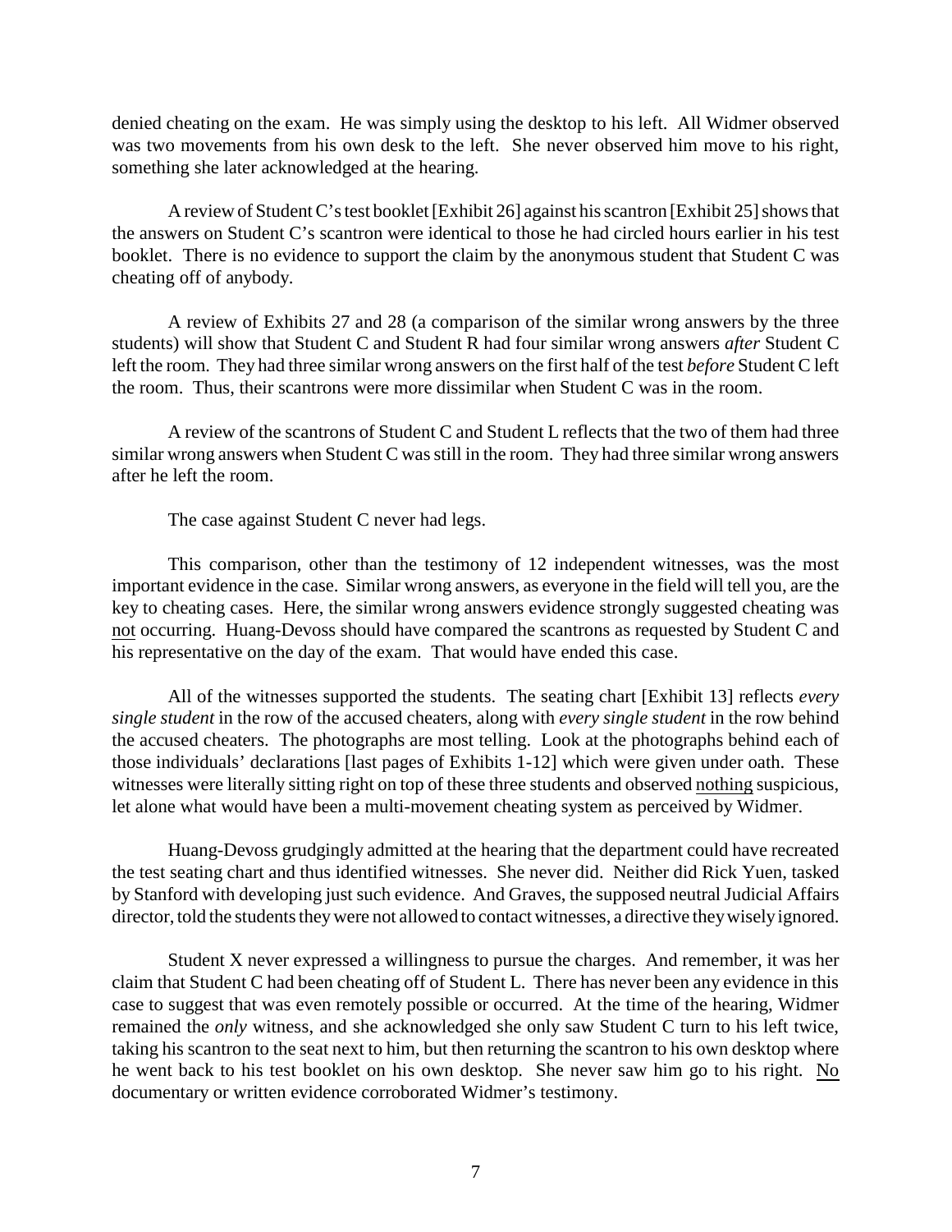denied cheating on the exam. He was simply using the desktop to his left. All Widmer observed was two movements from his own desk to the left. She never observed him move to his right, something she later acknowledged at the hearing.

A review of Student C's test booklet [Exhibit 26] against his scantron [Exhibit 25] shows that the answers on Student C's scantron were identical to those he had circled hours earlier in his test booklet. There is no evidence to support the claim by the anonymous student that Student C was cheating off of anybody.

A review of Exhibits 27 and 28 (a comparison of the similar wrong answers by the three students) will show that Student C and Student R had four similar wrong answers *after* Student C left the room. They had three similar wrong answers on the first half of the test *before* Student C left the room. Thus, their scantrons were more dissimilar when Student C was in the room.

A review of the scantrons of Student C and Student L reflects that the two of them had three similar wrong answers when Student C was still in the room. They had three similar wrong answers after he left the room.

The case against Student C never had legs.

This comparison, other than the testimony of 12 independent witnesses, was the most important evidence in the case. Similar wrong answers, as everyone in the field will tell you, are the key to cheating cases. Here, the similar wrong answers evidence strongly suggested cheating was <u>not</u> occurring. Huang-Devoss should have compared the scantrons as requested by Student C and his representative on the day of the exam. That would have ended this case.

All of the witnesses supported the students. The seating chart [Exhibit 13] reflects *every single student* in the row of the accused cheaters, along with *every single student* in the row behind the accused cheaters. The photographs are most telling. Look at the photographs behind each of those individuals' declarations [last pages of Exhibits 1-12] which were given under oath. These witnesses were literally sitting right on top of these three students and observed <u>nothing</u> suspicious, let alone what would have been a multi-movement cheating system as perceived by Widmer.

Huang-Devoss grudgingly admitted at the hearing that the department could have recreated the test seating chart and thus identified witnesses. She never did. Neither did Rick Yuen, tasked by Stanford with developing just such evidence. And Graves, the supposed neutral Judicial Affairs director, told the students they were not allowed to contact witnesses, a directive they wisely ignored.

Student X never expressed a willingness to pursue the charges. And remember, it was her claim that Student C had been cheating off of Student L. There has never been any evidence in this case to suggest that was even remotely possible or occurred. At the time of the hearing, Widmer remained the *only* witness, and she acknowledged she only saw Student C turn to his left twice, taking his scantron to the seat next to him, but then returning the scantron to his own desktop where he went back to his test booklet on his own desktop. She never saw him go to his right. <u>No</u> documentary or written evidence corroborated Widmer's testimony.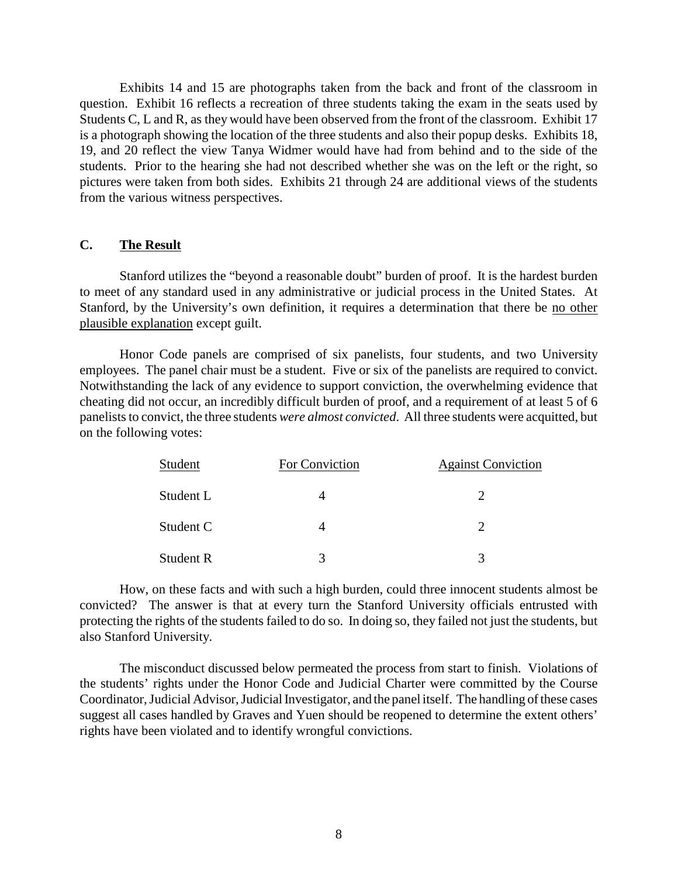Exhibits 14 and 15 are photographs taken from the back and front of the classroom in question. Exhibit 16 reflects a recreation of three students taking the exam in the seats used by Students C, L and R, as they would have been observed from the front of the classroom. Exhibit 17 is a photograph showing the location of the three students and also their popup desks. Exhibits 18, 19, and 20 reflect the view Tanya Widmer would have had from behind and to the side of the students. Prior to the hearing she had not described whether she was on the left or the right, so pictures were taken from both sides. Exhibits 21 through 24 are additional views of the students from the various witness perspectives.

## C. The Result

Stanford utilizes the "beyond a reasonable doubt" burden of proof. It is the hardest burden to meet of any standard used in any administrative or judicial process in the United States. At Stanford, by the University's own definition, it requires a determination that there be no other plausible explanation except guilt.

Honor Code panels are comprised of six panelists, four students, and two University employees. The panel chair must be a student. Five or six of the panelists are required to convict. Notwithstanding the lack of any evidence to support conviction, the overwhelming evidence that cheating did not occur, an incredibly difficult burden of proof, and a requirement of at least 5 of 6 panelists to convict, the three students *were almost convicted*. All three students were acquitted, but on the following votes:

| Student | For Conviction | Against Conviction |
|---|---|---|
| Student L | 4 | 2 |
| Student C | 4 | 2 |
| Student R | 3 | 3 |

How, on these facts and with such a high burden, could three innocent students almost be convicted? The answer is that at every turn the Stanford University officials entrusted with protecting the rights of the students failed to do so. In doing so, they failed not just the students, but also Stanford University.

The misconduct discussed below permeated the process from start to finish. Violations of the students' rights under the Honor Code and Judicial Charter were committed by the Course Coordinator, Judicial Advisor, Judicial Investigator, and the panel itself. The handling of these cases suggest all cases handled by Graves and Yuen should be reopened to determine the extent others' rights have been violated and to identify wrongful convictions.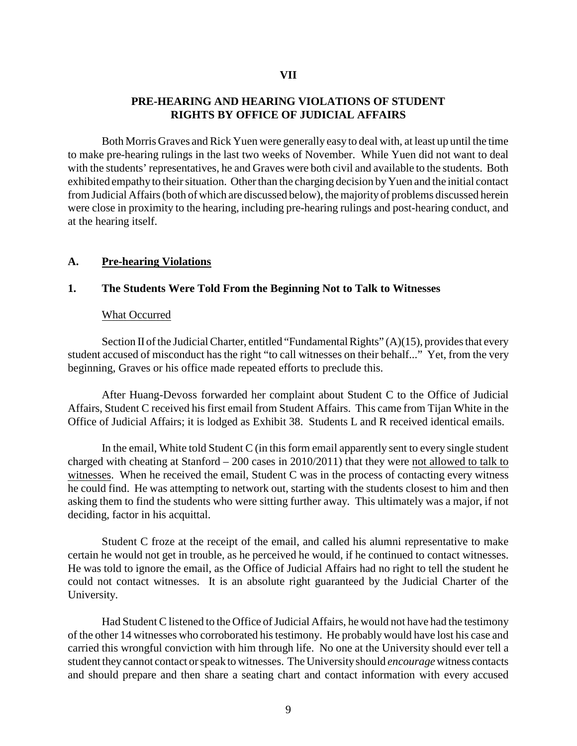# VII

## PRE-HEARING AND HEARING VIOLATIONS OF STUDENT RIGHTS BY OFFICE OF JUDICIAL AFFAIRS

Both Morris Graves and Rick Yuen were generally easy to deal with, at least up until the time to make pre-hearing rulings in the last two weeks of November. While Yuen did not want to deal with the students' representatives, he and Graves were both civil and available to the students. Both exhibited empathy to their situation. Other than the charging decision by Yuen and the initial contact from Judicial Affairs (both of which are discussed below), the majority of problems discussed herein were close in proximity to the hearing, including pre-hearing rulings and post-hearing conduct, and at the hearing itself.

### A. Pre-hearing Violations

#### 1. The Students Were Told From the Beginning Not to Talk to Witnesses

What Occurred

Section II of the Judicial Charter, entitled "Fundamental Rights" (A)(15), provides that every student accused of misconduct has the right "to call witnesses on their behalf..." Yet, from the very beginning, Graves or his office made repeated efforts to preclude this.

After Huang-Devoss forwarded her complaint about Student C to the Office of Judicial Affairs, Student C received his first email from Student Affairs. This came from Tijan White in the Office of Judicial Affairs; it is lodged as Exhibit 38. Students L and R received identical emails.

In the email, White told Student C (in this form email apparently sent to every single student charged with cheating at Stanford – 200 cases in 2010/2011) that they were not allowed to talk to witnesses. When he received the email, Student C was in the process of contacting every witness he could find. He was attempting to network out, starting with the students closest to him and then asking them to find the students who were sitting further away. This ultimately was a major, if not deciding, factor in his acquittal.

Student C froze at the receipt of the email, and called his alumni representative to make certain he would not get in trouble, as he perceived he would, if he continued to contact witnesses. He was told to ignore the email, as the Office of Judicial Affairs had no right to tell the student he could not contact witnesses. It is an absolute right guaranteed by the Judicial Charter of the University.

Had Student C listened to the Office of Judicial Affairs, he would not have had the testimony of the other 14 witnesses who corroborated his testimony. He probably would have lost his case and carried this wrongful conviction with him through life. No one at the University should ever tell a student they cannot contact or speak to witnesses. The University should *encourage* witness contacts and should prepare and then share a seating chart and contact information with every accused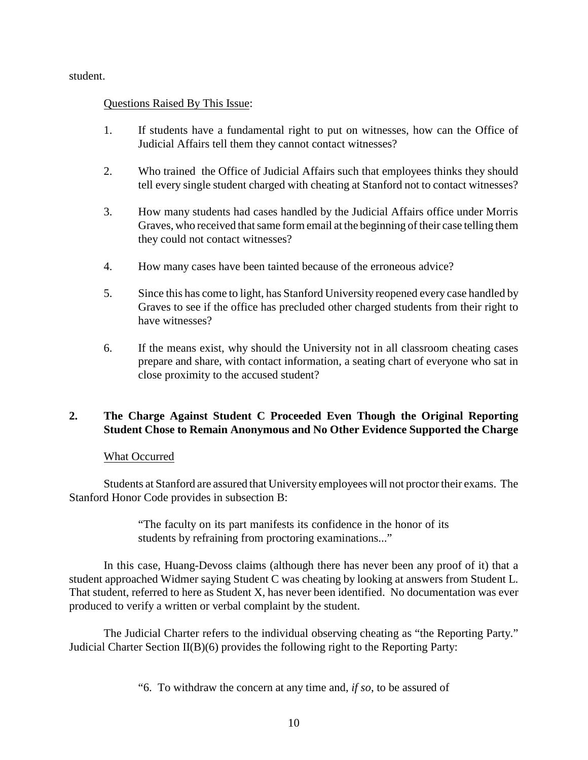student.

Questions Raised By This Issue:

1. If students have a fundamental right to put on witnesses, how can the Office of Judicial Affairs tell them they cannot contact witnesses?

2. Who trained the Office of Judicial Affairs such that employees thinks they should tell every single student charged with cheating at Stanford not to contact witnesses?

3. How many students had cases handled by the Judicial Affairs office under Morris Graves, who received that same form email at the beginning of their case telling them they could not contact witnesses?

4. How many cases have been tainted because of the erroneous advice?

5. Since this has come to light, has Stanford University reopened every case handled by Graves to see if the office has precluded other charged students from their right to have witnesses?

6. If the means exist, why should the University not in all classroom cheating cases prepare and share, with contact information, a seating chart of everyone who sat in close proximity to the accused student?

## 2. The Charge Against Student C Proceeded Even Though the Original Reporting Student Chose to Remain Anonymous and No Other Evidence Supported the Charge

What Occurred

Students at Stanford are assured that University employees will not proctor their exams. The Stanford Honor Code provides in subsection B:

> "The faculty on its part manifests its confidence in the honor of its students by refraining from proctoring examinations..."

In this case, Huang-Devoss claims (although there has never been any proof of it) that a student approached Widmer saying Student C was cheating by looking at answers from Student L. That student, referred to here as Student X, has never been identified. No documentation was ever produced to verify a written or verbal complaint by the student.

The Judicial Charter refers to the individual observing cheating as "the Reporting Party." Judicial Charter Section II(B)(6) provides the following right to the Reporting Party:

> "6. To withdraw the concern at any time and, *if so*, to be assured of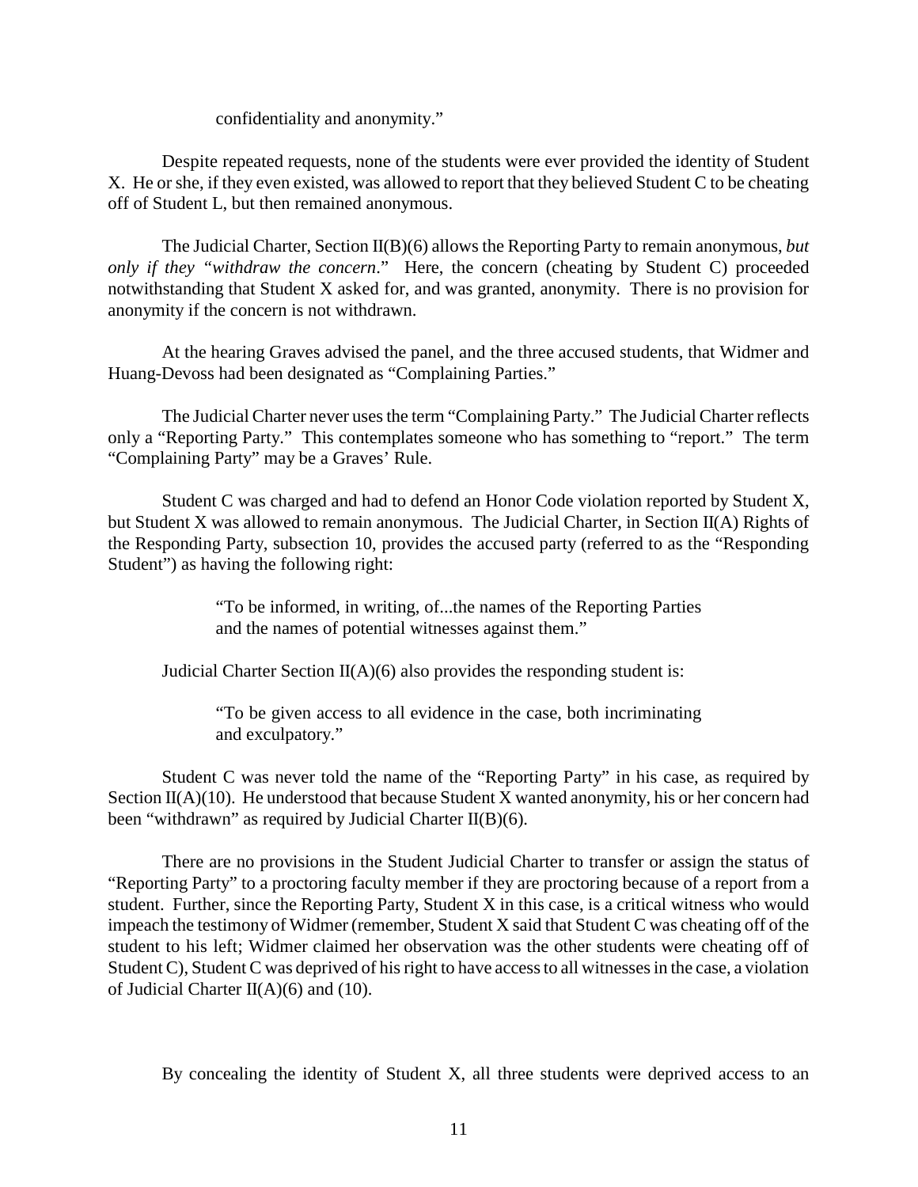confidentiality and anonymity."

Despite repeated requests, none of the students were ever provided the identity of Student X. He or she, if they even existed, was allowed to report that they believed Student C to be cheating off of Student L, but then remained anonymous.

The Judicial Charter, Section II(B)(6) allows the Reporting Party to remain anonymous, *but only if they "withdraw the concern*." Here, the concern (cheating by Student C) proceeded notwithstanding that Student X asked for, and was granted, anonymity. There is no provision for anonymity if the concern is not withdrawn.

At the hearing Graves advised the panel, and the three accused students, that Widmer and Huang-Devoss had been designated as "Complaining Parties."

The Judicial Charter never uses the term "Complaining Party." The Judicial Charter reflects only a "Reporting Party." This contemplates someone who has something to "report." The term "Complaining Party" may be a Graves' Rule.

Student C was charged and had to defend an Honor Code violation reported by Student X, but Student X was allowed to remain anonymous. The Judicial Charter, in Section II(A) Rights of the Responding Party, subsection 10, provides the accused party (referred to as the "Responding Student") as having the following right:

> "To be informed, in writing, of...the names of the Reporting Parties and the names of potential witnesses against them."

Judicial Charter Section II(A)(6) also provides the responding student is:

> "To be given access to all evidence in the case, both incriminating and exculpatory."

Student C was never told the name of the "Reporting Party" in his case, as required by Section II(A)(10). He understood that because Student X wanted anonymity, his or her concern had been "withdrawn" as required by Judicial Charter II(B)(6).

There are no provisions in the Student Judicial Charter to transfer or assign the status of "Reporting Party" to a proctoring faculty member if they are proctoring because of a report from a student. Further, since the Reporting Party, Student X in this case, is a critical witness who would impeach the testimony of Widmer (remember, Student X said that Student C was cheating off of the student to his left; Widmer claimed her observation was the other students were cheating off of Student C), Student C was deprived of his right to have access to all witnesses in the case, a violation of Judicial Charter II(A)(6) and (10).

By concealing the identity of Student X, all three students were deprived access to an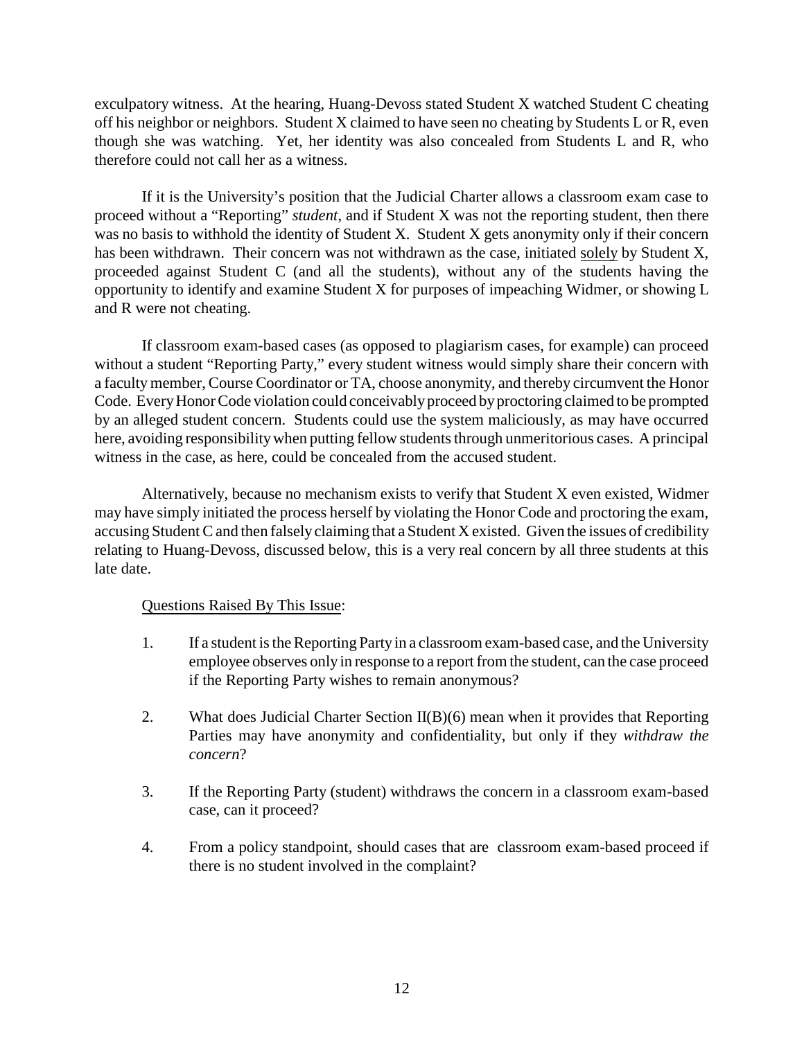exculpatory witness. At the hearing, Huang-Devoss stated Student X watched Student C cheating off his neighbor or neighbors. Student X claimed to have seen no cheating by Students L or R, even though she was watching. Yet, her identity was also concealed from Students L and R, who therefore could not call her as a witness.

If it is the University's position that the Judicial Charter allows a classroom exam case to proceed without a "Reporting" *student*, and if Student X was not the reporting student, then there was no basis to withhold the identity of Student X. Student X gets anonymity only if their concern has been withdrawn. Their concern was not withdrawn as the case, initiated <u>solely</u> by Student X, proceeded against Student C (and all the students), without any of the students having the opportunity to identify and examine Student X for purposes of impeaching Widmer, or showing L and R were not cheating.

If classroom exam-based cases (as opposed to plagiarism cases, for example) can proceed without a student "Reporting Party," every student witness would simply share their concern with a faculty member, Course Coordinator or TA, choose anonymity, and thereby circumvent the Honor Code. Every Honor Code violation could conceivably proceed by proctoring claimed to be prompted by an alleged student concern. Students could use the system maliciously, as may have occurred here, avoiding responsibility when putting fellow students through unmeritorious cases. A principal witness in the case, as here, could be concealed from the accused student.

Alternatively, because no mechanism exists to verify that Student X even existed, Widmer may have simply initiated the process herself by violating the Honor Code and proctoring the exam, accusing Student C and then falsely claiming that a Student X existed. Given the issues of credibility relating to Huang-Devoss, discussed below, this is a very real concern by all three students at this late date.

<u>Questions Raised By This Issue</u>:

1. If a student is the Reporting Party in a classroom exam-based case, and the University employee observes only in response to a report from the student, can the case proceed if the Reporting Party wishes to remain anonymous?

2. What does Judicial Charter Section II(B)(6) mean when it provides that Reporting Parties may have anonymity and confidentiality, but only if they *withdraw the concern*?

3. If the Reporting Party (student) withdraws the concern in a classroom exam-based case, can it proceed?

4. From a policy standpoint, should cases that are classroom exam-based proceed if there is no student involved in the complaint?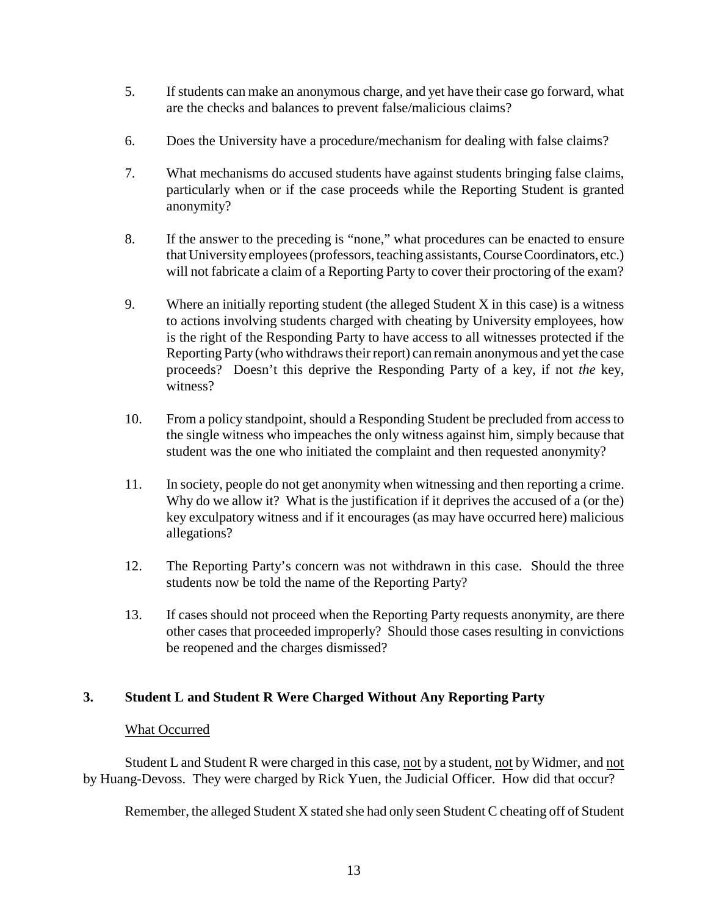5. If students can make an anonymous charge, and yet have their case go forward, what are the checks and balances to prevent false/malicious claims?

6. Does the University have a procedure/mechanism for dealing with false claims?

7. What mechanisms do accused students have against students bringing false claims, particularly when or if the case proceeds while the Reporting Student is granted anonymity?

8. If the answer to the preceding is "none," what procedures can be enacted to ensure that University employees (professors, teaching assistants, Course Coordinators, etc.) will not fabricate a claim of a Reporting Party to cover their proctoring of the exam?

9. Where an initially reporting student (the alleged Student X in this case) is a witness to actions involving students charged with cheating by University employees, how is the right of the Responding Party to have access to all witnesses protected if the Reporting Party (who withdraws their report) can remain anonymous and yet the case proceeds? Doesn't this deprive the Responding Party of a key, if not *the* key, witness?

10. From a policy standpoint, should a Responding Student be precluded from access to the single witness who impeaches the only witness against him, simply because that student was the one who initiated the complaint and then requested anonymity?

11. In society, people do not get anonymity when witnessing and then reporting a crime. Why do we allow it? What is the justification if it deprives the accused of a (or the) key exculpatory witness and if it encourages (as may have occurred here) malicious allegations?

12. The Reporting Party's concern was not withdrawn in this case. Should the three students now be told the name of the Reporting Party?

13. If cases should not proceed when the Reporting Party requests anonymity, are there other cases that proceeded improperly? Should those cases resulting in convictions be reopened and the charges dismissed?

## 3. Student L and Student R Were Charged Without Any Reporting Party

What Occurred

Student L and Student R were charged in this case, not by a student, not by Widmer, and not by Huang-Devoss. They were charged by Rick Yuen, the Judicial Officer. How did that occur?

Remember, the alleged Student X stated she had only seen Student C cheating off of Student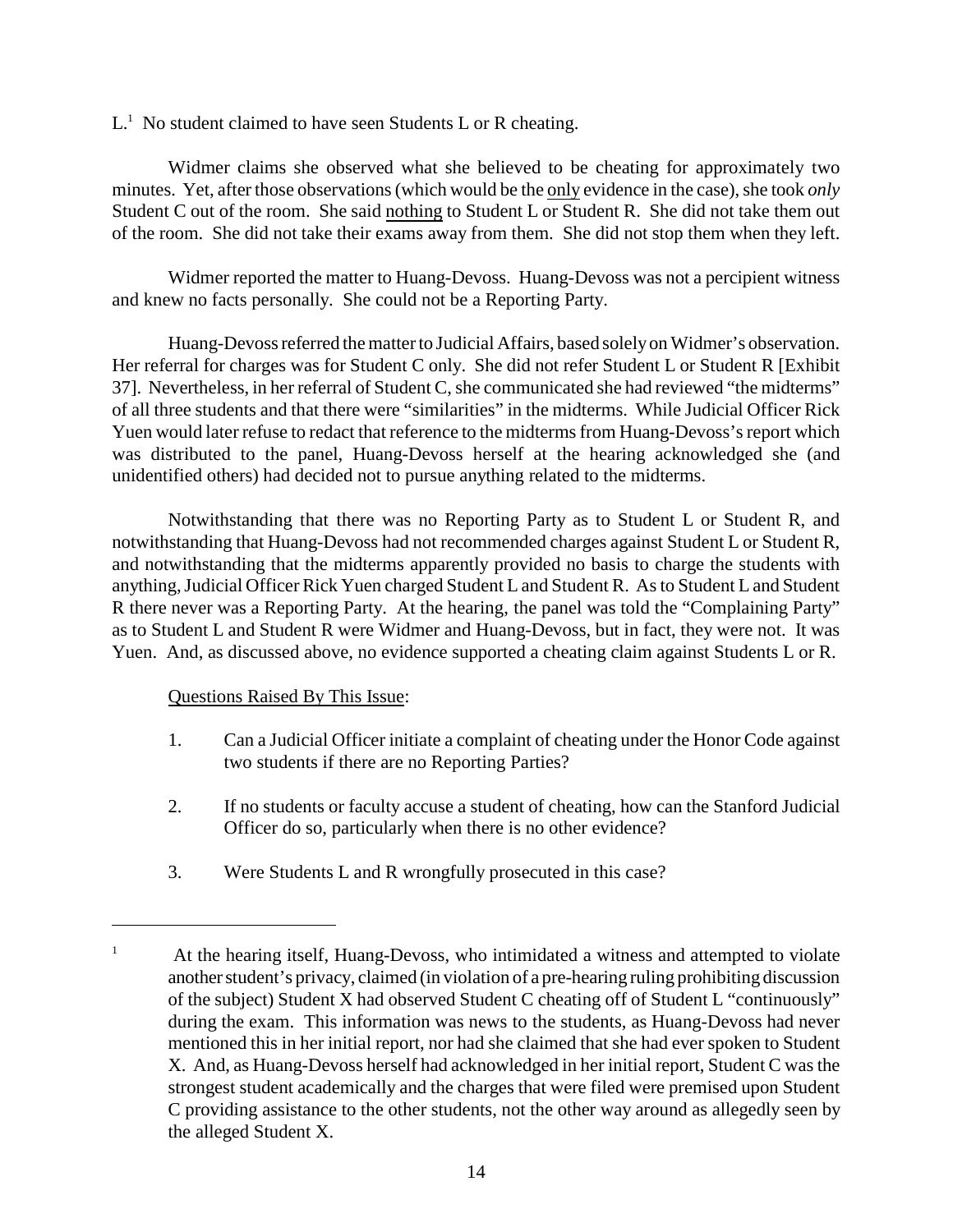L.[1] No student claimed to have seen Students L or R cheating.

Widmer claims she observed what she believed to be cheating for approximately two minutes. Yet, after those observations (which would be the only evidence in the case), she took *only* Student C out of the room. She said nothing to Student L or Student R. She did not take them out of the room. She did not take their exams away from them. She did not stop them when they left.

Widmer reported the matter to Huang-Devoss. Huang-Devoss was not a percipient witness and knew no facts personally. She could not be a Reporting Party.

Huang-Devoss referred the matter to Judicial Affairs, based solely on Widmer's observation. Her referral for charges was for Student C only. She did not refer Student L or Student R [Exhibit 37]. Nevertheless, in her referral of Student C, she communicated she had reviewed "the midterms" of all three students and that there were "similarities" in the midterms. While Judicial Officer Rick Yuen would later refuse to redact that reference to the midterms from Huang-Devoss's report which was distributed to the panel, Huang-Devoss herself at the hearing acknowledged she (and unidentified others) had decided not to pursue anything related to the midterms.

Notwithstanding that there was no Reporting Party as to Student L or Student R, and notwithstanding that Huang-Devoss had not recommended charges against Student L or Student R, and notwithstanding that the midterms apparently provided no basis to charge the students with anything, Judicial Officer Rick Yuen charged Student L and Student R. As to Student L and Student R there never was a Reporting Party. At the hearing, the panel was told the "Complaining Party" as to Student L and Student R were Widmer and Huang-Devoss, but in fact, they were not. It was Yuen. And, as discussed above, no evidence supported a cheating claim against Students L or R.

Questions Raised By This Issue:

1. Can a Judicial Officer initiate a complaint of cheating under the Honor Code against two students if there are no Reporting Parties?

2. If no students or faculty accuse a student of cheating, how can the Stanford Judicial Officer do so, particularly when there is no other evidence?

3. Were Students L and R wrongfully prosecuted in this case?

---

[1] At the hearing itself, Huang-Devoss, who intimidated a witness and attempted to violate another student's privacy, claimed (in violation of a pre-hearing ruling prohibiting discussion of the subject) Student X had observed Student C cheating off of Student L "continuously" during the exam. This information was news to the students, as Huang-Devoss had never mentioned this in her initial report, nor had she claimed that she had ever spoken to Student X. And, as Huang-Devoss herself had acknowledged in her initial report, Student C was the strongest student academically and the charges that were filed were premised upon Student C providing assistance to the other students, not the other way around as allegedly seen by the alleged Student X.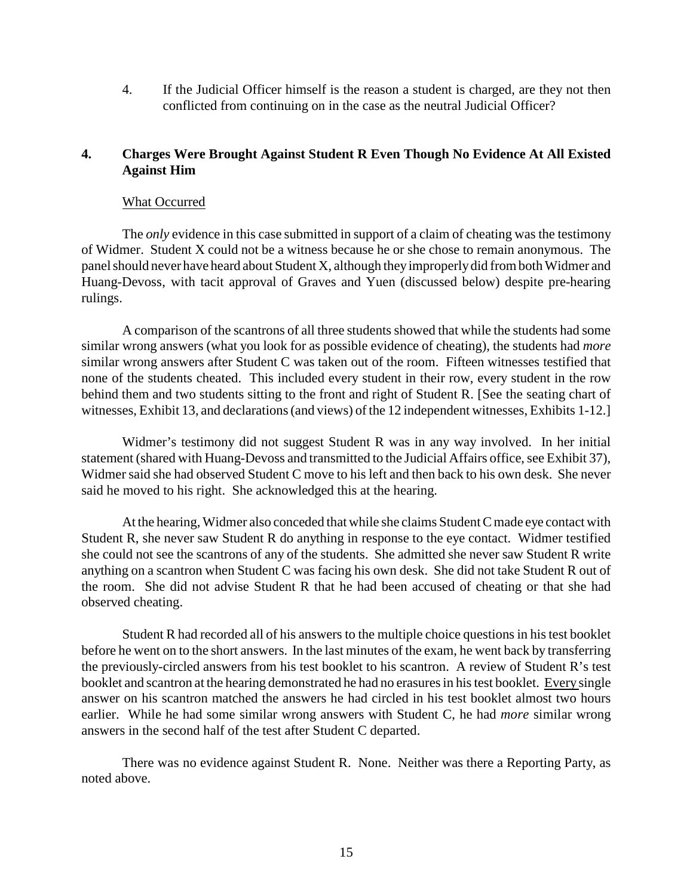4. If the Judicial Officer himself is the reason a student is charged, are they not then conflicted from continuing on in the case as the neutral Judicial Officer?

## 4. Charges Were Brought Against Student R Even Though No Evidence At All Existed Against Him

What Occurred

The *only* evidence in this case submitted in support of a claim of cheating was the testimony of Widmer. Student X could not be a witness because he or she chose to remain anonymous. The panel should never have heard about Student X, although they improperly did from both Widmer and Huang-Devoss, with tacit approval of Graves and Yuen (discussed below) despite pre-hearing rulings.

A comparison of the scantrons of all three students showed that while the students had some similar wrong answers (what you look for as possible evidence of cheating), the students had *more* similar wrong answers after Student C was taken out of the room. Fifteen witnesses testified that none of the students cheated. This included every student in their row, every student in the row behind them and two students sitting to the front and right of Student R. [See the seating chart of witnesses, Exhibit 13, and declarations (and views) of the 12 independent witnesses, Exhibits 1-12.]

Widmer's testimony did not suggest Student R was in any way involved. In her initial statement (shared with Huang-Devoss and transmitted to the Judicial Affairs office, see Exhibit 37), Widmer said she had observed Student C move to his left and then back to his own desk. She never said he moved to his right. She acknowledged this at the hearing.

At the hearing, Widmer also conceded that while she claims Student C made eye contact with Student R, she never saw Student R do anything in response to the eye contact. Widmer testified she could not see the scantrons of any of the students. She admitted she never saw Student R write anything on a scantron when Student C was facing his own desk. She did not take Student R out of the room. She did not advise Student R that he had been accused of cheating or that she had observed cheating.

Student R had recorded all of his answers to the multiple choice questions in his test booklet before he went on to the short answers. In the last minutes of the exam, he went back by transferring the previously-circled answers from his test booklet to his scantron. A review of Student R's test booklet and scantron at the hearing demonstrated he had no erasures in his test booklet. Every single answer on his scantron matched the answers he had circled in his test booklet almost two hours earlier. While he had some similar wrong answers with Student C, he had *more* similar wrong answers in the second half of the test after Student C departed.

There was no evidence against Student R. None. Neither was there a Reporting Party, as noted above.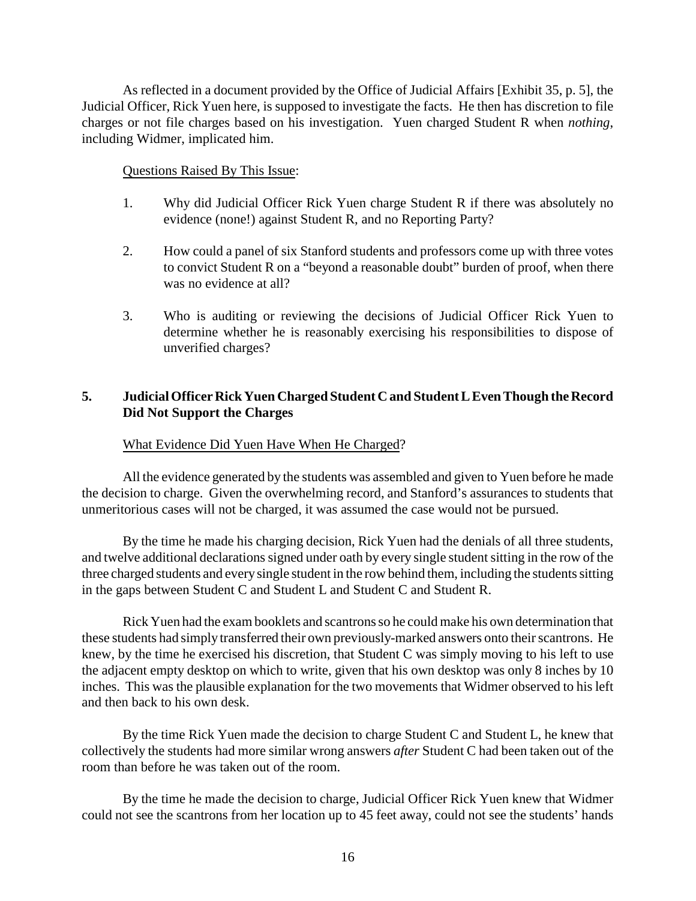As reflected in a document provided by the Office of Judicial Affairs [Exhibit 35, p. 5], the Judicial Officer, Rick Yuen here, is supposed to investigate the facts. He then has discretion to file charges or not file charges based on his investigation. Yuen charged Student R when *nothing*, including Widmer, implicated him.

<u>Questions Raised By This Issue</u>:

1. Why did Judicial Officer Rick Yuen charge Student R if there was absolutely no evidence (none!) against Student R, and no Reporting Party?

2. How could a panel of six Stanford students and professors come up with three votes to convict Student R on a "beyond a reasonable doubt" burden of proof, when there was no evidence at all?

3. Who is auditing or reviewing the decisions of Judicial Officer Rick Yuen to determine whether he is reasonably exercising his responsibilities to dispose of unverified charges?

## 5. Judicial Officer Rick Yuen Charged Student C and Student L Even Though the Record Did Not Support the Charges

<u>What Evidence Did Yuen Have When He Charged</u>?

All the evidence generated by the students was assembled and given to Yuen before he made the decision to charge. Given the overwhelming record, and Stanford's assurances to students that unmeritorious cases will not be charged, it was assumed the case would not be pursued.

By the time he made his charging decision, Rick Yuen had the denials of all three students, and twelve additional declarations signed under oath by every single student sitting in the row of the three charged students and every single student in the row behind them, including the students sitting in the gaps between Student C and Student L and Student C and Student R.

Rick Yuen had the exam booklets and scantrons so he could make his own determination that these students had simply transferred their own previously-marked answers onto their scantrons. He knew, by the time he exercised his discretion, that Student C was simply moving to his left to use the adjacent empty desktop on which to write, given that his own desktop was only 8 inches by 10 inches. This was the plausible explanation for the two movements that Widmer observed to his left and then back to his own desk.

By the time Rick Yuen made the decision to charge Student C and Student L, he knew that collectively the students had more similar wrong answers *after* Student C had been taken out of the room than before he was taken out of the room.

By the time he made the decision to charge, Judicial Officer Rick Yuen knew that Widmer could not see the scantrons from her location up to 45 feet away, could not see the students' hands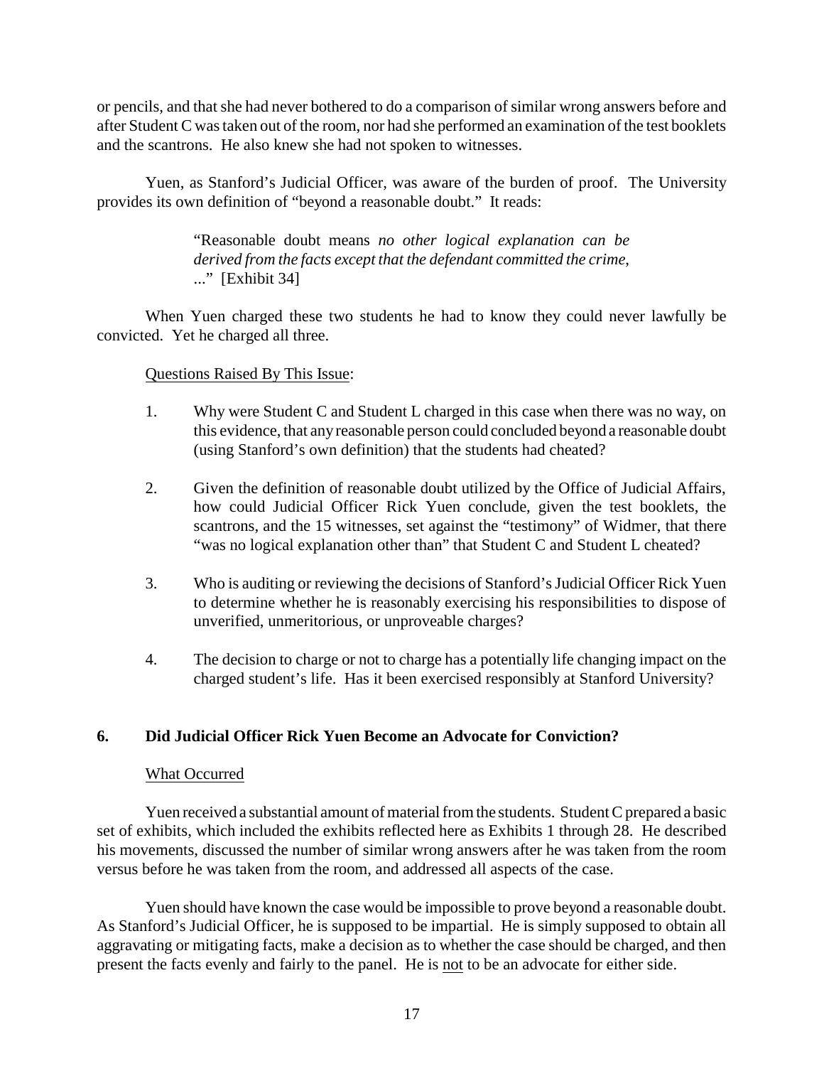or pencils, and that she had never bothered to do a comparison of similar wrong answers before and after Student C was taken out of the room, nor had she performed an examination of the test booklets and the scantrons. He also knew she had not spoken to witnesses.

Yuen, as Stanford's Judicial Officer, was aware of the burden of proof. The University provides its own definition of "beyond a reasonable doubt." It reads:

> "Reasonable doubt means *no other logical explanation can be derived from the facts except that the defendant committed the crime*, ..." [Exhibit 34]

When Yuen charged these two students he had to know they could never lawfully be convicted. Yet he charged all three.

<u>Questions Raised By This Issue</u>:

1. Why were Student C and Student L charged in this case when there was no way, on this evidence, that any reasonable person could concluded beyond a reasonable doubt (using Stanford's own definition) that the students had cheated?

2. Given the definition of reasonable doubt utilized by the Office of Judicial Affairs, how could Judicial Officer Rick Yuen conclude, given the test booklets, the scantrons, and the 15 witnesses, set against the "testimony" of Widmer, that there "was no logical explanation other than" that Student C and Student L cheated?

3. Who is auditing or reviewing the decisions of Stanford's Judicial Officer Rick Yuen to determine whether he is reasonably exercising his responsibilities to dispose of unverified, unmeritorious, or unproveable charges?

4. The decision to charge or not to charge has a potentially life changing impact on the charged student's life. Has it been exercised responsibly at Stanford University?

### 6. Did Judicial Officer Rick Yuen Become an Advocate for Conviction?

<u>What Occurred</u>

Yuen received a substantial amount of material from the students. Student C prepared a basic set of exhibits, which included the exhibits reflected here as Exhibits 1 through 28. He described his movements, discussed the number of similar wrong answers after he was taken from the room versus before he was taken from the room, and addressed all aspects of the case.

Yuen should have known the case would be impossible to prove beyond a reasonable doubt. As Stanford's Judicial Officer, he is supposed to be impartial. He is simply supposed to obtain all aggravating or mitigating facts, make a decision as to whether the case should be charged, and then present the facts evenly and fairly to the panel. He is <u>not</u> to be an advocate for either side.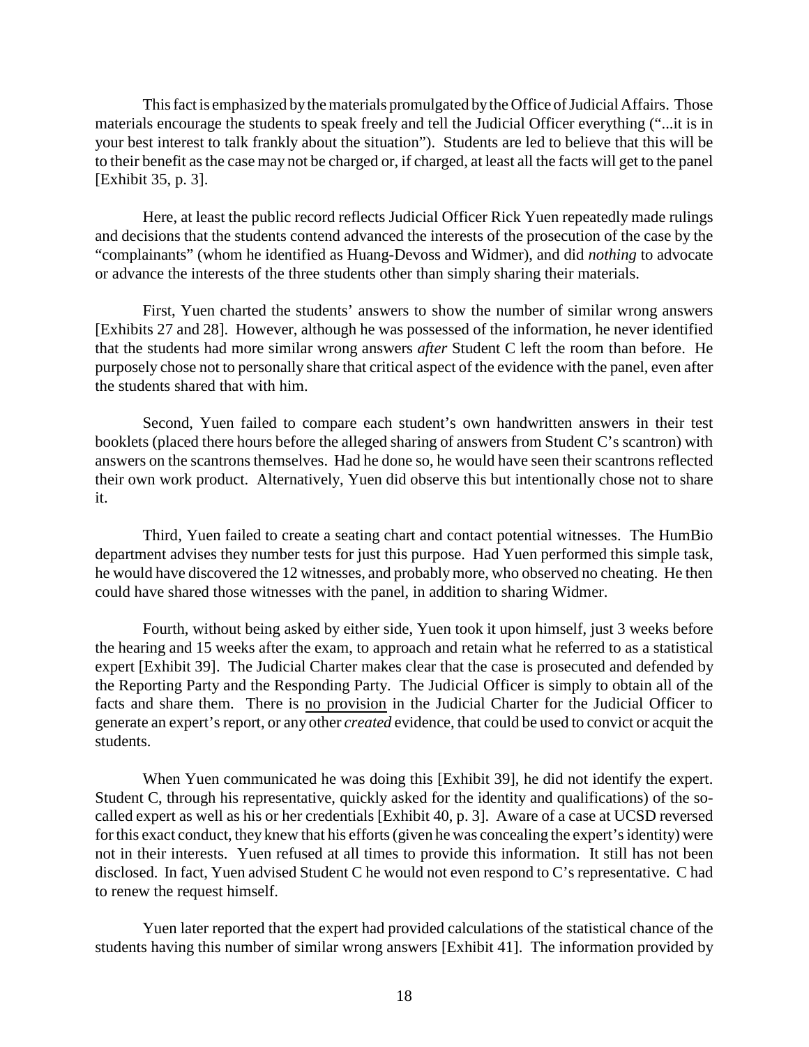This fact is emphasized by the materials promulgated by the Office of Judicial Affairs. Those materials encourage the students to speak freely and tell the Judicial Officer everything ("...it is in your best interest to talk frankly about the situation"). Students are led to believe that this will be to their benefit as the case may not be charged or, if charged, at least all the facts will get to the panel [Exhibit 35, p. 3].

Here, at least the public record reflects Judicial Officer Rick Yuen repeatedly made rulings and decisions that the students contend advanced the interests of the prosecution of the case by the "complainants" (whom he identified as Huang-Devoss and Widmer), and did *nothing* to advocate or advance the interests of the three students other than simply sharing their materials.

First, Yuen charted the students' answers to show the number of similar wrong answers [Exhibits 27 and 28]. However, although he was possessed of the information, he never identified that the students had more similar wrong answers *after* Student C left the room than before. He purposely chose not to personally share that critical aspect of the evidence with the panel, even after the students shared that with him.

Second, Yuen failed to compare each student's own handwritten answers in their test booklets (placed there hours before the alleged sharing of answers from Student C's scantron) with answers on the scantrons themselves. Had he done so, he would have seen their scantrons reflected their own work product. Alternatively, Yuen did observe this but intentionally chose not to share it.

Third, Yuen failed to create a seating chart and contact potential witnesses. The HumBio department advises they number tests for just this purpose. Had Yuen performed this simple task, he would have discovered the 12 witnesses, and probably more, who observed no cheating. He then could have shared those witnesses with the panel, in addition to sharing Widmer.

Fourth, without being asked by either side, Yuen took it upon himself, just 3 weeks before the hearing and 15 weeks after the exam, to approach and retain what he referred to as a statistical expert [Exhibit 39]. The Judicial Charter makes clear that the case is prosecuted and defended by the Reporting Party and the Responding Party. The Judicial Officer is simply to obtain all of the facts and share them. There is <u>no provision</u> in the Judicial Charter for the Judicial Officer to generate an expert's report, or any other *created* evidence, that could be used to convict or acquit the students.

When Yuen communicated he was doing this [Exhibit 39], he did not identify the expert. Student C, through his representative, quickly asked for the identity and qualifications) of the so-called expert as well as his or her credentials [Exhibit 40, p. 3]. Aware of a case at UCSD reversed for this exact conduct, they knew that his efforts (given he was concealing the expert's identity) were not in their interests. Yuen refused at all times to provide this information. It still has not been disclosed. In fact, Yuen advised Student C he would not even respond to C's representative. C had to renew the request himself.

Yuen later reported that the expert had provided calculations of the statistical chance of the students having this number of similar wrong answers [Exhibit 41]. The information provided by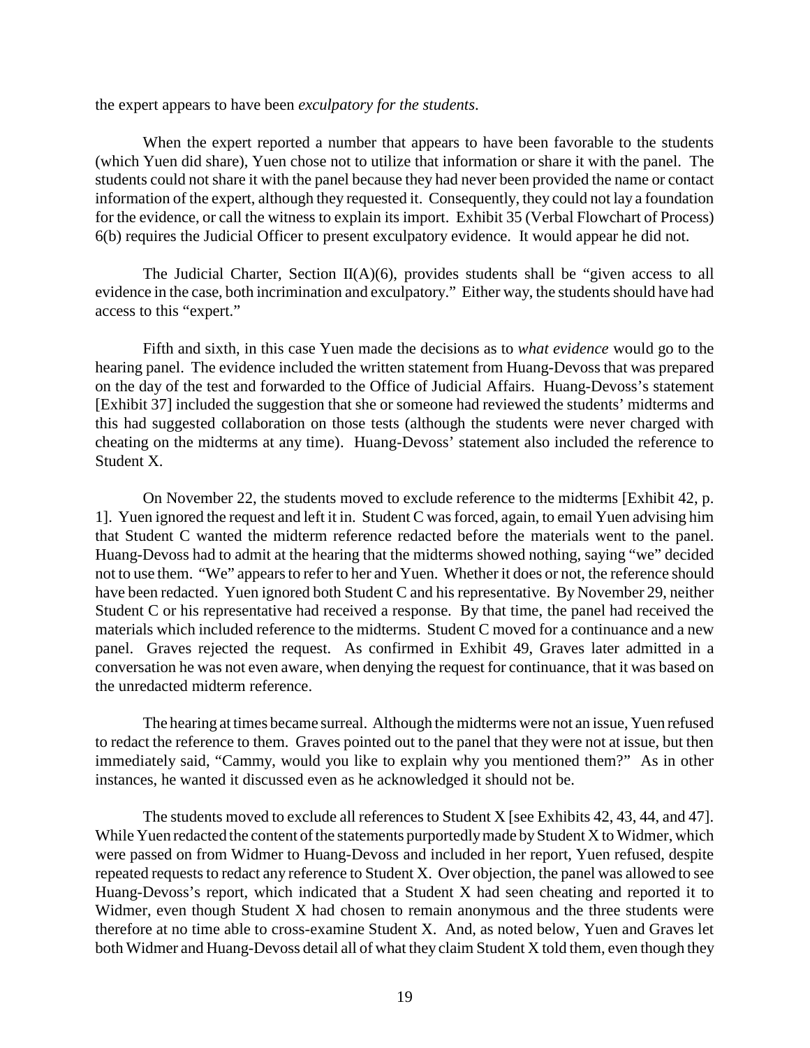the expert appears to have been *exculpatory for the students*.

When the expert reported a number that appears to have been favorable to the students (which Yuen did share), Yuen chose not to utilize that information or share it with the panel. The students could not share it with the panel because they had never been provided the name or contact information of the expert, although they requested it. Consequently, they could not lay a foundation for the evidence, or call the witness to explain its import. Exhibit 35 (Verbal Flowchart of Process) 6(b) requires the Judicial Officer to present exculpatory evidence. It would appear he did not.

The Judicial Charter, Section II(A)(6), provides students shall be "given access to all evidence in the case, both incrimination and exculpatory." Either way, the students should have had access to this "expert."

Fifth and sixth, in this case Yuen made the decisions as to *what evidence* would go to the hearing panel. The evidence included the written statement from Huang-Devoss that was prepared on the day of the test and forwarded to the Office of Judicial Affairs. Huang-Devoss's statement [Exhibit 37] included the suggestion that she or someone had reviewed the students' midterms and this had suggested collaboration on those tests (although the students were never charged with cheating on the midterms at any time). Huang-Devoss' statement also included the reference to Student X.

On November 22, the students moved to exclude reference to the midterms [Exhibit 42, p. 1]. Yuen ignored the request and left it in. Student C was forced, again, to email Yuen advising him that Student C wanted the midterm reference redacted before the materials went to the panel. Huang-Devoss had to admit at the hearing that the midterms showed nothing, saying "we" decided not to use them. "We" appears to refer to her and Yuen. Whether it does or not, the reference should have been redacted. Yuen ignored both Student C and his representative. By November 29, neither Student C or his representative had received a response. By that time, the panel had received the materials which included reference to the midterms. Student C moved for a continuance and a new panel. Graves rejected the request. As confirmed in Exhibit 49, Graves later admitted in a conversation he was not even aware, when denying the request for continuance, that it was based on the unredacted midterm reference.

The hearing at times became surreal. Although the midterms were not an issue, Yuen refused to redact the reference to them. Graves pointed out to the panel that they were not at issue, but then immediately said, "Cammy, would you like to explain why you mentioned them?" As in other instances, he wanted it discussed even as he acknowledged it should not be.

The students moved to exclude all references to Student X [see Exhibits 42, 43, 44, and 47]. While Yuen redacted the content of the statements purportedly made by Student X to Widmer, which were passed on from Widmer to Huang-Devoss and included in her report, Yuen refused, despite repeated requests to redact any reference to Student X. Over objection, the panel was allowed to see Huang-Devoss's report, which indicated that a Student X had seen cheating and reported it to Widmer, even though Student X had chosen to remain anonymous and the three students were therefore at no time able to cross-examine Student X. And, as noted below, Yuen and Graves let both Widmer and Huang-Devoss detail all of what they claim Student X told them, even though they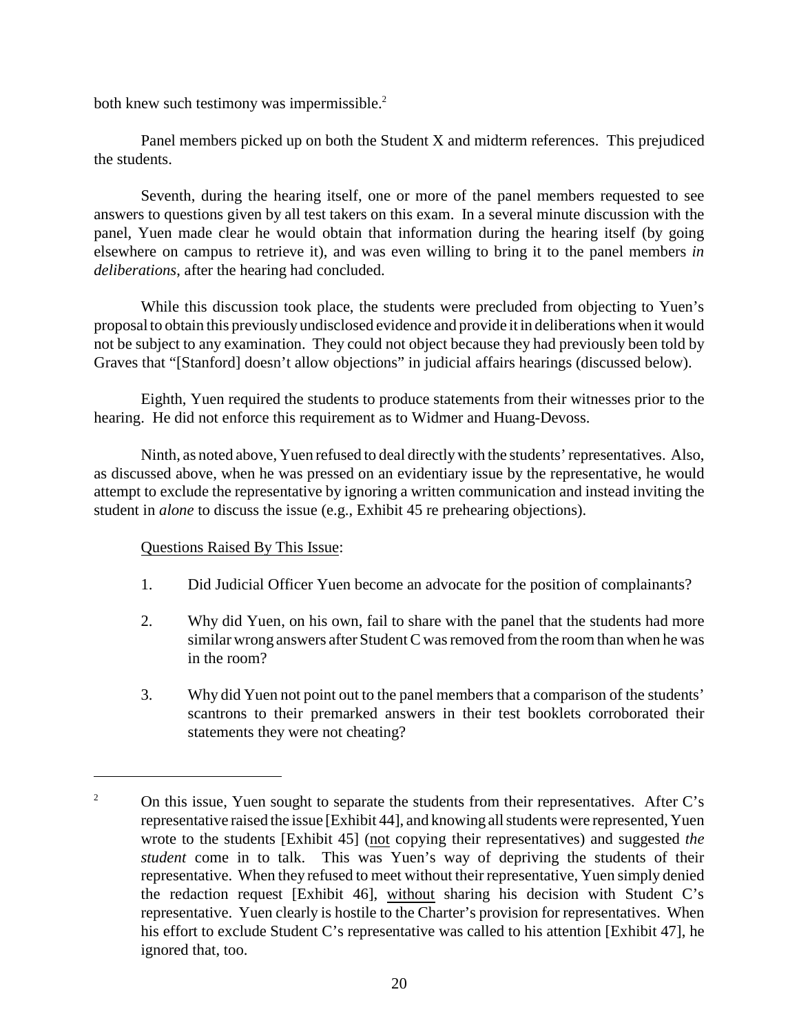both knew such testimony was impermissible.[2]

Panel members picked up on both the Student X and midterm references. This prejudiced the students.

Seventh, during the hearing itself, one or more of the panel members requested to see answers to questions given by all test takers on this exam. In a several minute discussion with the panel, Yuen made clear he would obtain that information during the hearing itself (by going elsewhere on campus to retrieve it), and was even willing to bring it to the panel members *in deliberations*, after the hearing had concluded.

While this discussion took place, the students were precluded from objecting to Yuen's proposal to obtain this previously undisclosed evidence and provide it in deliberations when it would not be subject to any examination. They could not object because they had previously been told by Graves that "[Stanford] doesn't allow objections" in judicial affairs hearings (discussed below).

Eighth, Yuen required the students to produce statements from their witnesses prior to the hearing. He did not enforce this requirement as to Widmer and Huang-Devoss.

Ninth, as noted above, Yuen refused to deal directly with the students' representatives. Also, as discussed above, when he was pressed on an evidentiary issue by the representative, he would attempt to exclude the representative by ignoring a written communication and instead inviting the student in *alone* to discuss the issue (e.g., Exhibit 45 re prehearing objections).

<u>Questions Raised By This Issue</u>:

1. Did Judicial Officer Yuen become an advocate for the position of complainants?

2. Why did Yuen, on his own, fail to share with the panel that the students had more similar wrong answers after Student C was removed from the room than when he was in the room?

3. Why did Yuen not point out to the panel members that a comparison of the students' scantrons to their premarked answers in their test booklets corroborated their statements they were not cheating?

---

[2] On this issue, Yuen sought to separate the students from their representatives. After C's representative raised the issue [Exhibit 44], and knowing all students were represented, Yuen wrote to the students [Exhibit 45] (<u>not</u> copying their representatives) and suggested *the student* come in to talk. This was Yuen's way of depriving the students of their representative. When they refused to meet without their representative, Yuen simply denied the redaction request [Exhibit 46], <u>without</u> sharing his decision with Student C's representative. Yuen clearly is hostile to the Charter's provision for representatives. When his effort to exclude Student C's representative was called to his attention [Exhibit 47], he ignored that, too.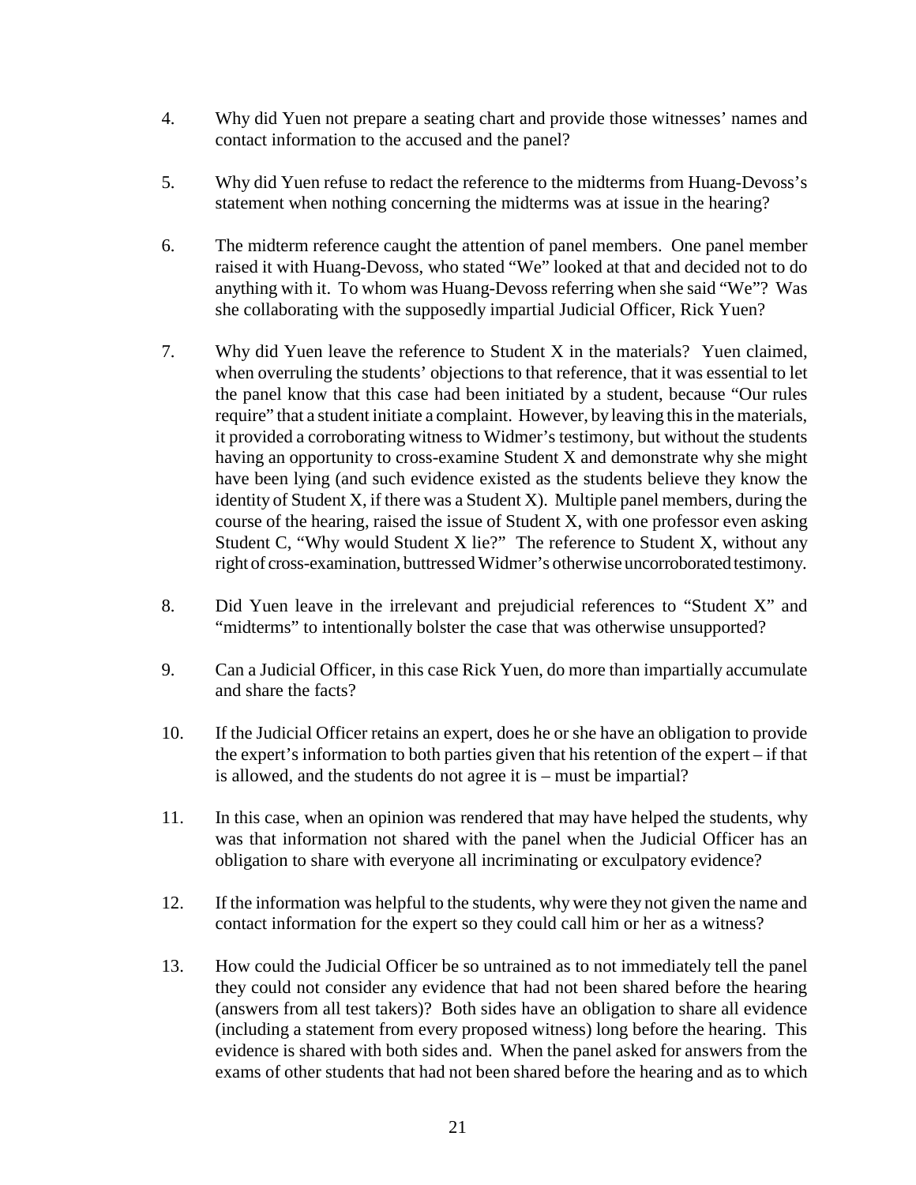4. Why did Yuen not prepare a seating chart and provide those witnesses' names and contact information to the accused and the panel?

5. Why did Yuen refuse to redact the reference to the midterms from Huang-Devoss's statement when nothing concerning the midterms was at issue in the hearing?

6. The midterm reference caught the attention of panel members. One panel member raised it with Huang-Devoss, who stated "We" looked at that and decided not to do anything with it. To whom was Huang-Devoss referring when she said "We"? Was she collaborating with the supposedly impartial Judicial Officer, Rick Yuen?

7. Why did Yuen leave the reference to Student X in the materials? Yuen claimed, when overruling the students' objections to that reference, that it was essential to let the panel know that this case had been initiated by a student, because "Our rules require" that a student initiate a complaint. However, by leaving this in the materials, it provided a corroborating witness to Widmer's testimony, but without the students having an opportunity to cross-examine Student X and demonstrate why she might have been lying (and such evidence existed as the students believe they know the identity of Student X, if there was a Student X). Multiple panel members, during the course of the hearing, raised the issue of Student X, with one professor even asking Student C, "Why would Student X lie?" The reference to Student X, without any right of cross-examination, buttressed Widmer's otherwise uncorroborated testimony.

8. Did Yuen leave in the irrelevant and prejudicial references to "Student X" and "midterms" to intentionally bolster the case that was otherwise unsupported?

9. Can a Judicial Officer, in this case Rick Yuen, do more than impartially accumulate and share the facts?

10. If the Judicial Officer retains an expert, does he or she have an obligation to provide the expert's information to both parties given that his retention of the expert – if that is allowed, and the students do not agree it is – must be impartial?

11. In this case, when an opinion was rendered that may have helped the students, why was that information not shared with the panel when the Judicial Officer has an obligation to share with everyone all incriminating or exculpatory evidence?

12. If the information was helpful to the students, why were they not given the name and contact information for the expert so they could call him or her as a witness?

13. How could the Judicial Officer be so untrained as to not immediately tell the panel they could not consider any evidence that had not been shared before the hearing (answers from all test takers)? Both sides have an obligation to share all evidence (including a statement from every proposed witness) long before the hearing. This evidence is shared with both sides and. When the panel asked for answers from the exams of other students that had not been shared before the hearing and as to which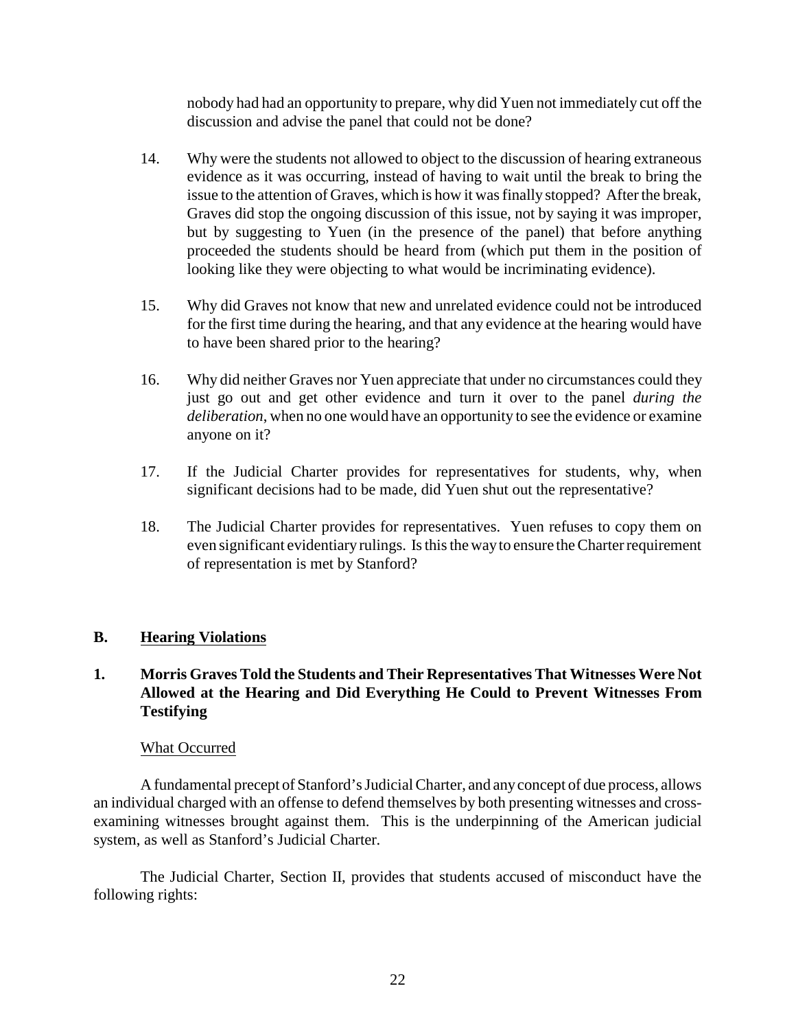nobody had had an opportunity to prepare, why did Yuen not immediately cut off the discussion and advise the panel that could not be done?

14. Why were the students not allowed to object to the discussion of hearing extraneous evidence as it was occurring, instead of having to wait until the break to bring the issue to the attention of Graves, which is how it was finally stopped? After the break, Graves did stop the ongoing discussion of this issue, not by saying it was improper, but by suggesting to Yuen (in the presence of the panel) that before anything proceeded the students should be heard from (which put them in the position of looking like they were objecting to what would be incriminating evidence).

15. Why did Graves not know that new and unrelated evidence could not be introduced for the first time during the hearing, and that any evidence at the hearing would have to have been shared prior to the hearing?

16. Why did neither Graves nor Yuen appreciate that under no circumstances could they just go out and get other evidence and turn it over to the panel *during the deliberation*, when no one would have an opportunity to see the evidence or examine anyone on it?

17. If the Judicial Charter provides for representatives for students, why, when significant decisions had to be made, did Yuen shut out the representative?

18. The Judicial Charter provides for representatives. Yuen refuses to copy them on even significant evidentiary rulings. Is this the way to ensure the Charter requirement of representation is met by Stanford?

## B. Hearing Violations

### 1. Morris Graves Told the Students and Their Representatives That Witnesses Were Not Allowed at the Hearing and Did Everything He Could to Prevent Witnesses From Testifying

What Occurred

A fundamental precept of Stanford's Judicial Charter, and any concept of due process, allows an individual charged with an offense to defend themselves by both presenting witnesses and cross-examining witnesses brought against them. This is the underpinning of the American judicial system, as well as Stanford's Judicial Charter.

The Judicial Charter, Section II, provides that students accused of misconduct have the following rights: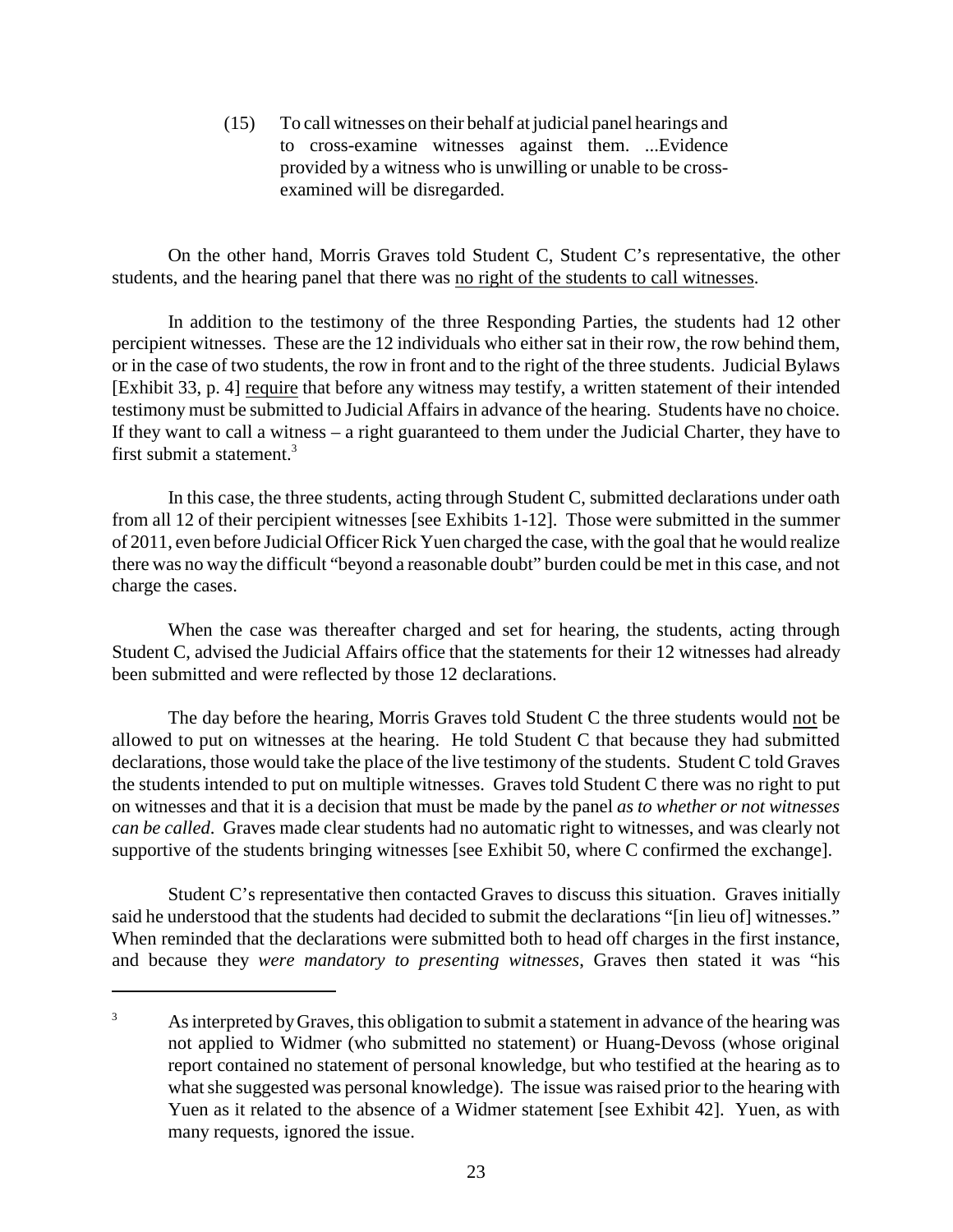> (15) To call witnesses on their behalf at judicial panel hearings and to cross-examine witnesses against them. ...Evidence provided by a witness who is unwilling or unable to be cross-examined will be disregarded.

On the other hand, Morris Graves told Student C, Student C's representative, the other students, and the hearing panel that there was <u>no right of the students to call witnesses</u>.

In addition to the testimony of the three Responding Parties, the students had 12 other percipient witnesses. These are the 12 individuals who either sat in their row, the row behind them, or in the case of two students, the row in front and to the right of the three students. Judicial Bylaws [Exhibit 33, p. 4] <u>require</u> that before any witness may testify, a written statement of their intended testimony must be submitted to Judicial Affairs in advance of the hearing. Students have no choice. If they want to call a witness – a right guaranteed to them under the Judicial Charter, they have to first submit a statement.[3]

In this case, the three students, acting through Student C, submitted declarations under oath from all 12 of their percipient witnesses [see Exhibits 1-12]. Those were submitted in the summer of 2011, even before Judicial Officer Rick Yuen charged the case, with the goal that he would realize there was no way the difficult "beyond a reasonable doubt" burden could be met in this case, and not charge the cases.

When the case was thereafter charged and set for hearing, the students, acting through Student C, advised the Judicial Affairs office that the statements for their 12 witnesses had already been submitted and were reflected by those 12 declarations.

The day before the hearing, Morris Graves told Student C the three students would <u>not</u> be allowed to put on witnesses at the hearing. He told Student C that because they had submitted declarations, those would take the place of the live testimony of the students. Student C told Graves the students intended to put on multiple witnesses. Graves told Student C there was no right to put on witnesses and that it is a decision that must be made by the panel *as to whether or not witnesses can be called*. Graves made clear students had no automatic right to witnesses, and was clearly not supportive of the students bringing witnesses [see Exhibit 50, where C confirmed the exchange].

Student C's representative then contacted Graves to discuss this situation. Graves initially said he understood that the students had decided to submit the declarations "[in lieu of] witnesses." When reminded that the declarations were submitted both to head off charges in the first instance, and because they *were mandatory to presenting witnesses*, Graves then stated it was "his

---

[3] As interpreted by Graves, this obligation to submit a statement in advance of the hearing was not applied to Widmer (who submitted no statement) or Huang-Devoss (whose original report contained no statement of personal knowledge, but who testified at the hearing as to what she suggested was personal knowledge). The issue was raised prior to the hearing with Yuen as it related to the absence of a Widmer statement [see Exhibit 42]. Yuen, as with many requests, ignored the issue.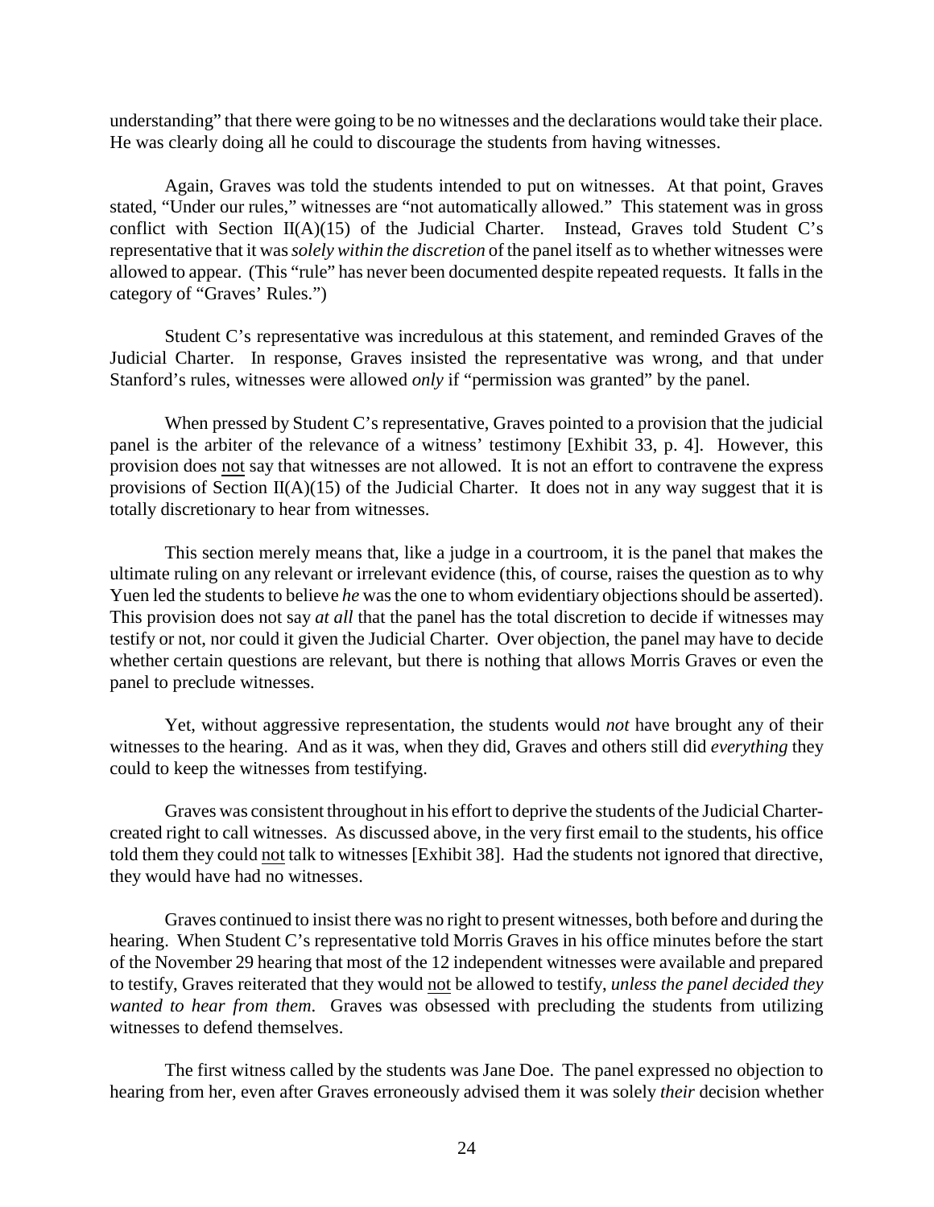understanding" that there were going to be no witnesses and the declarations would take their place. He was clearly doing all he could to discourage the students from having witnesses.

Again, Graves was told the students intended to put on witnesses. At that point, Graves stated, "Under our rules," witnesses are "not automatically allowed." This statement was in gross conflict with Section II(A)(15) of the Judicial Charter. Instead, Graves told Student C's representative that it was *solely within the discretion* of the panel itself as to whether witnesses were allowed to appear. (This "rule" has never been documented despite repeated requests. It falls in the category of "Graves' Rules.")

Student C's representative was incredulous at this statement, and reminded Graves of the Judicial Charter. In response, Graves insisted the representative was wrong, and that under Stanford's rules, witnesses were allowed *only* if "permission was granted" by the panel.

When pressed by Student C's representative, Graves pointed to a provision that the judicial panel is the arbiter of the relevance of a witness' testimony [Exhibit 33, p. 4]. However, this provision does not say that witnesses are not allowed. It is not an effort to contravene the express provisions of Section II(A)(15) of the Judicial Charter. It does not in any way suggest that it is totally discretionary to hear from witnesses.

This section merely means that, like a judge in a courtroom, it is the panel that makes the ultimate ruling on any relevant or irrelevant evidence (this, of course, raises the question as to why Yuen led the students to believe *he* was the one to whom evidentiary objections should be asserted). This provision does not say *at all* that the panel has the total discretion to decide if witnesses may testify or not, nor could it given the Judicial Charter. Over objection, the panel may have to decide whether certain questions are relevant, but there is nothing that allows Morris Graves or even the panel to preclude witnesses.

Yet, without aggressive representation, the students would *not* have brought any of their witnesses to the hearing. And as it was, when they did, Graves and others still did *everything* they could to keep the witnesses from testifying.

Graves was consistent throughout in his effort to deprive the students of the Judicial Charter-created right to call witnesses. As discussed above, in the very first email to the students, his office told them they could not talk to witnesses [Exhibit 38]. Had the students not ignored that directive, they would have had no witnesses.

Graves continued to insist there was no right to present witnesses, both before and during the hearing. When Student C's representative told Morris Graves in his office minutes before the start of the November 29 hearing that most of the 12 independent witnesses were available and prepared to testify, Graves reiterated that they would not be allowed to testify, *unless the panel decided they wanted to hear from them*. Graves was obsessed with precluding the students from utilizing witnesses to defend themselves.

The first witness called by the students was Jane Doe. The panel expressed no objection to hearing from her, even after Graves erroneously advised them it was solely *their* decision whether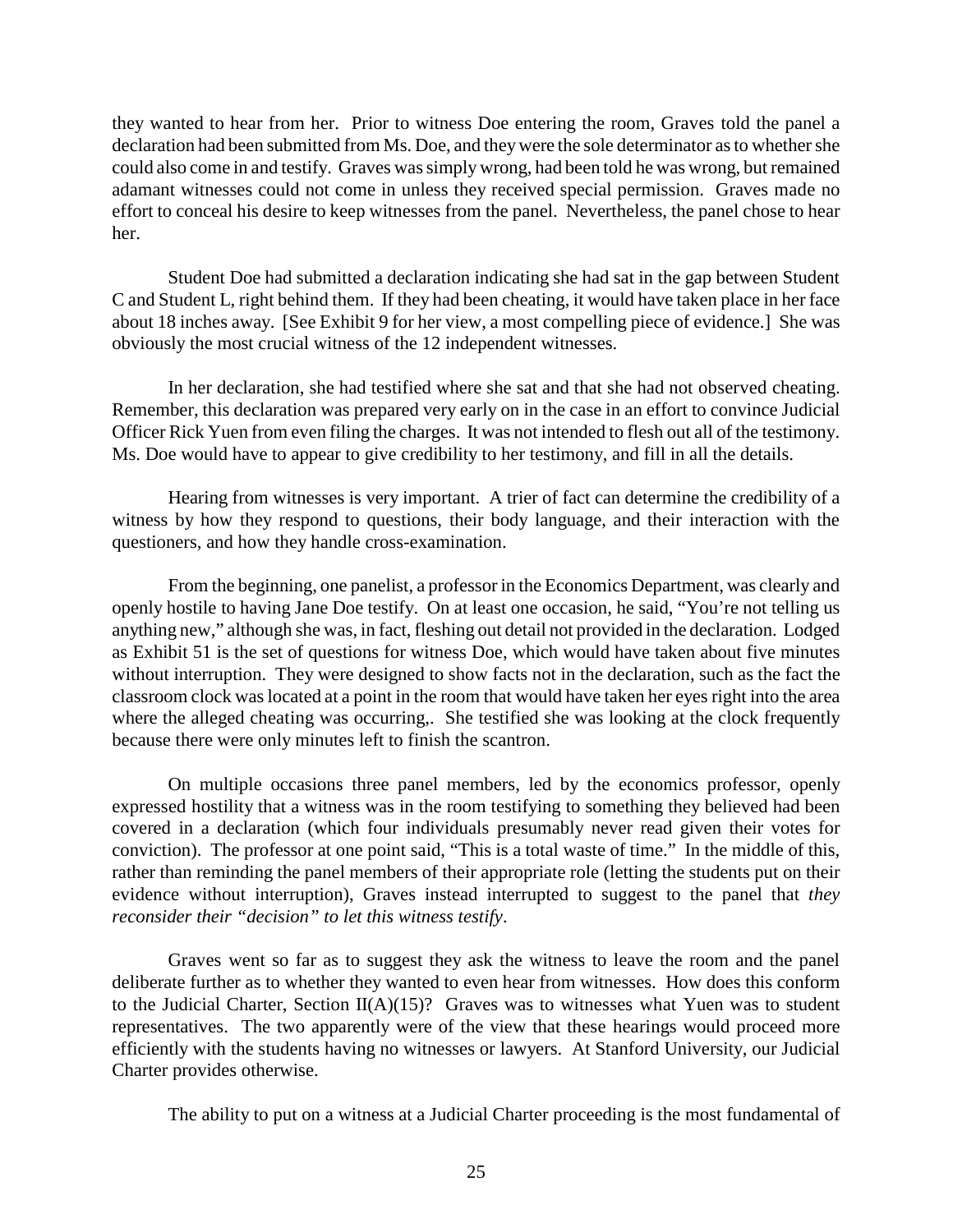they wanted to hear from her. Prior to witness Doe entering the room, Graves told the panel a declaration had been submitted from Ms. Doe, and they were the sole determinator as to whether she could also come in and testify. Graves was simply wrong, had been told he was wrong, but remained adamant witnesses could not come in unless they received special permission. Graves made no effort to conceal his desire to keep witnesses from the panel. Nevertheless, the panel chose to hear her.

Student Doe had submitted a declaration indicating she had sat in the gap between Student C and Student L, right behind them. If they had been cheating, it would have taken place in her face about 18 inches away. [See Exhibit 9 for her view, a most compelling piece of evidence.] She was obviously the most crucial witness of the 12 independent witnesses.

In her declaration, she had testified where she sat and that she had not observed cheating. Remember, this declaration was prepared very early on in the case in an effort to convince Judicial Officer Rick Yuen from even filing the charges. It was not intended to flesh out all of the testimony. Ms. Doe would have to appear to give credibility to her testimony, and fill in all the details.

Hearing from witnesses is very important. A trier of fact can determine the credibility of a witness by how they respond to questions, their body language, and their interaction with the questioners, and how they handle cross-examination.

From the beginning, one panelist, a professor in the Economics Department, was clearly and openly hostile to having Jane Doe testify. On at least one occasion, he said, "You're not telling us anything new," although she was, in fact, fleshing out detail not provided in the declaration. Lodged as Exhibit 51 is the set of questions for witness Doe, which would have taken about five minutes without interruption. They were designed to show facts not in the declaration, such as the fact the classroom clock was located at a point in the room that would have taken her eyes right into the area where the alleged cheating was occurring,. She testified she was looking at the clock frequently because there were only minutes left to finish the scantron.

On multiple occasions three panel members, led by the economics professor, openly expressed hostility that a witness was in the room testifying to something they believed had been covered in a declaration (which four individuals presumably never read given their votes for conviction). The professor at one point said, "This is a total waste of time." In the middle of this, rather than reminding the panel members of their appropriate role (letting the students put on their evidence without interruption), Graves instead interrupted to suggest to the panel that *they reconsider their "decision" to let this witness testify*.

Graves went so far as to suggest they ask the witness to leave the room and the panel deliberate further as to whether they wanted to even hear from witnesses. How does this conform to the Judicial Charter, Section II(A)(15)? Graves was to witnesses what Yuen was to student representatives. The two apparently were of the view that these hearings would proceed more efficiently with the students having no witnesses or lawyers. At Stanford University, our Judicial Charter provides otherwise.

The ability to put on a witness at a Judicial Charter proceeding is the most fundamental of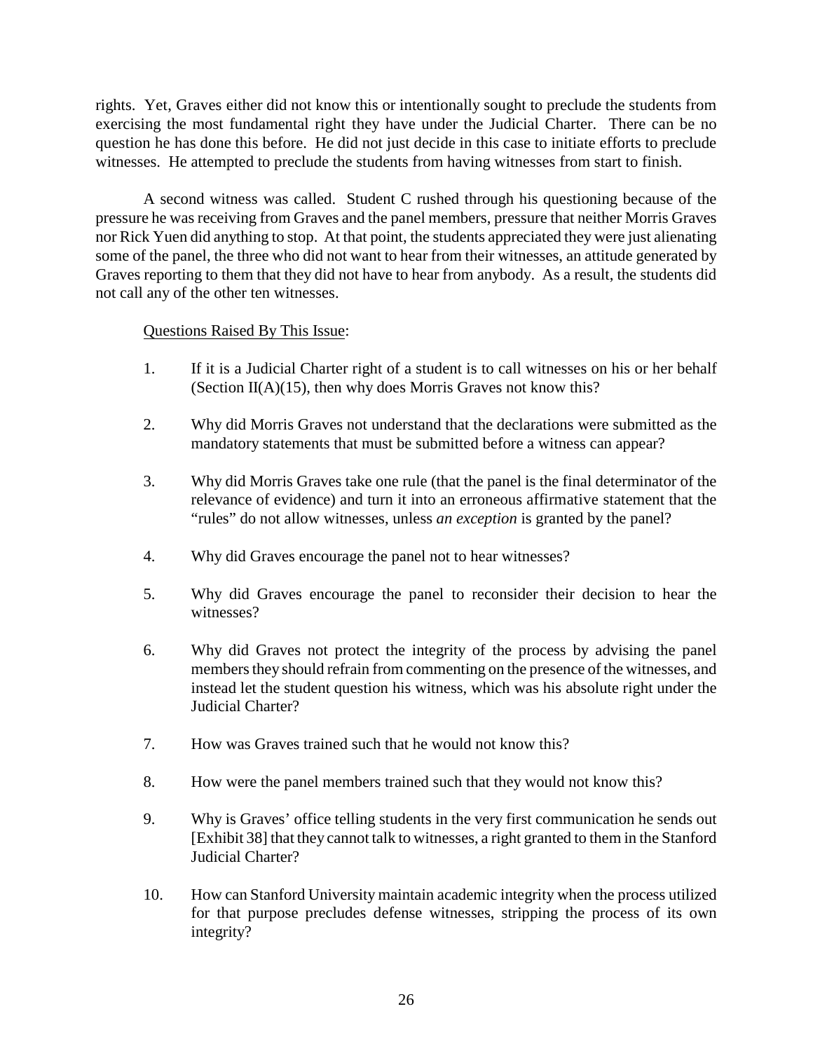rights. Yet, Graves either did not know this or intentionally sought to preclude the students from exercising the most fundamental right they have under the Judicial Charter. There can be no question he has done this before. He did not just decide in this case to initiate efforts to preclude witnesses. He attempted to preclude the students from having witnesses from start to finish.

A second witness was called. Student C rushed through his questioning because of the pressure he was receiving from Graves and the panel members, pressure that neither Morris Graves nor Rick Yuen did anything to stop. At that point, the students appreciated they were just alienating some of the panel, the three who did not want to hear from their witnesses, an attitude generated by Graves reporting to them that they did not have to hear from anybody. As a result, the students did not call any of the other ten witnesses.

<u>Questions Raised By This Issue</u>:

1. If it is a Judicial Charter right of a student is to call witnesses on his or her behalf (Section II(A)(15), then why does Morris Graves not know this?
2. Why did Morris Graves not understand that the declarations were submitted as the mandatory statements that must be submitted before a witness can appear?
3. Why did Morris Graves take one rule (that the panel is the final determinator of the relevance of evidence) and turn it into an erroneous affirmative statement that the "rules" do not allow witnesses, unless *an exception* is granted by the panel?
4. Why did Graves encourage the panel not to hear witnesses?
5. Why did Graves encourage the panel to reconsider their decision to hear the witnesses?
6. Why did Graves not protect the integrity of the process by advising the panel members they should refrain from commenting on the presence of the witnesses, and instead let the student question his witness, which was his absolute right under the Judicial Charter?
7. How was Graves trained such that he would not know this?
8. How were the panel members trained such that they would not know this?
9. Why is Graves' office telling students in the very first communication he sends out [Exhibit 38] that they cannot talk to witnesses, a right granted to them in the Stanford Judicial Charter?
10. How can Stanford University maintain academic integrity when the process utilized for that purpose precludes defense witnesses, stripping the process of its own integrity?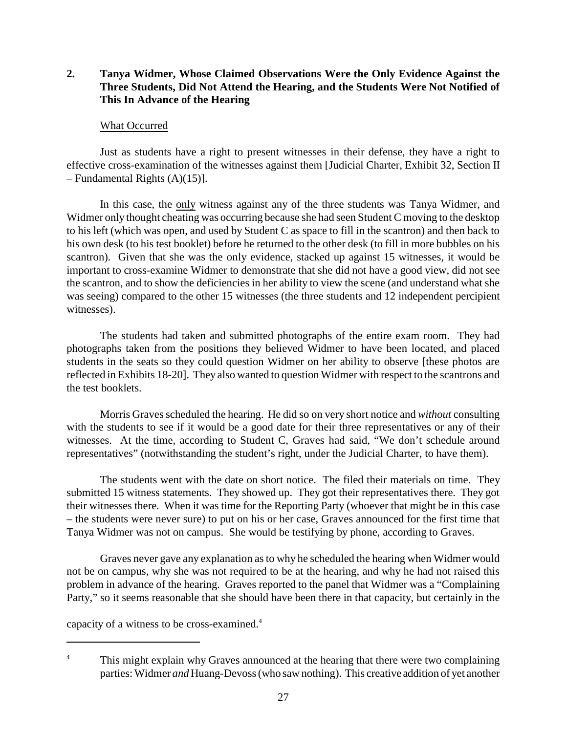**2. Tanya Widmer, Whose Claimed Observations Were the Only Evidence Against the Three Students, Did Not Attend the Hearing, and the Students Were Not Notified of This In Advance of the Hearing**

<u>What Occurred</u>

Just as students have a right to present witnesses in their defense, they have a right to effective cross-examination of the witnesses against them [Judicial Charter, Exhibit 32, Section II – Fundamental Rights (A)(15)].

In this case, the <u>only</u> witness against any of the three students was Tanya Widmer, and Widmer only thought cheating was occurring because she had seen Student C moving to the desktop to his left (which was open, and used by Student C as space to fill in the scantron) and then back to his own desk (to his test booklet) before he returned to the other desk (to fill in more bubbles on his scantron). Given that she was the only evidence, stacked up against 15 witnesses, it would be important to cross-examine Widmer to demonstrate that she did not have a good view, did not see the scantron, and to show the deficiencies in her ability to view the scene (and understand what she was seeing) compared to the other 15 witnesses (the three students and 12 independent percipient witnesses).

The students had taken and submitted photographs of the entire exam room. They had photographs taken from the positions they believed Widmer to have been located, and placed students in the seats so they could question Widmer on her ability to observe [these photos are reflected in Exhibits 18-20]. They also wanted to question Widmer with respect to the scantrons and the test booklets.

Morris Graves scheduled the hearing. He did so on very short notice and *without* consulting with the students to see if it would be a good date for their three representatives or any of their witnesses. At the time, according to Student C, Graves had said, "We don't schedule around representatives" (notwithstanding the student's right, under the Judicial Charter, to have them).

The students went with the date on short notice. The filed their materials on time. They submitted 15 witness statements. They showed up. They got their representatives there. They got their witnesses there. When it was time for the Reporting Party (whoever that might be in this case – the students were never sure) to put on his or her case, Graves announced for the first time that Tanya Widmer was not on campus. She would be testifying by phone, according to Graves.

Graves never gave any explanation as to why he scheduled the hearing when Widmer would not be on campus, why she was not required to be at the hearing, and why he had not raised this problem in advance of the hearing. Graves reported to the panel that Widmer was a "Complaining Party," so it seems reasonable that she should have been there in that capacity, but certainly in the capacity of a witness to be cross-examined.[4]

---

[4] This might explain why Graves announced at the hearing that there were two complaining parties: Widmer *and* Huang-Devoss (who saw nothing). This creative addition of yet another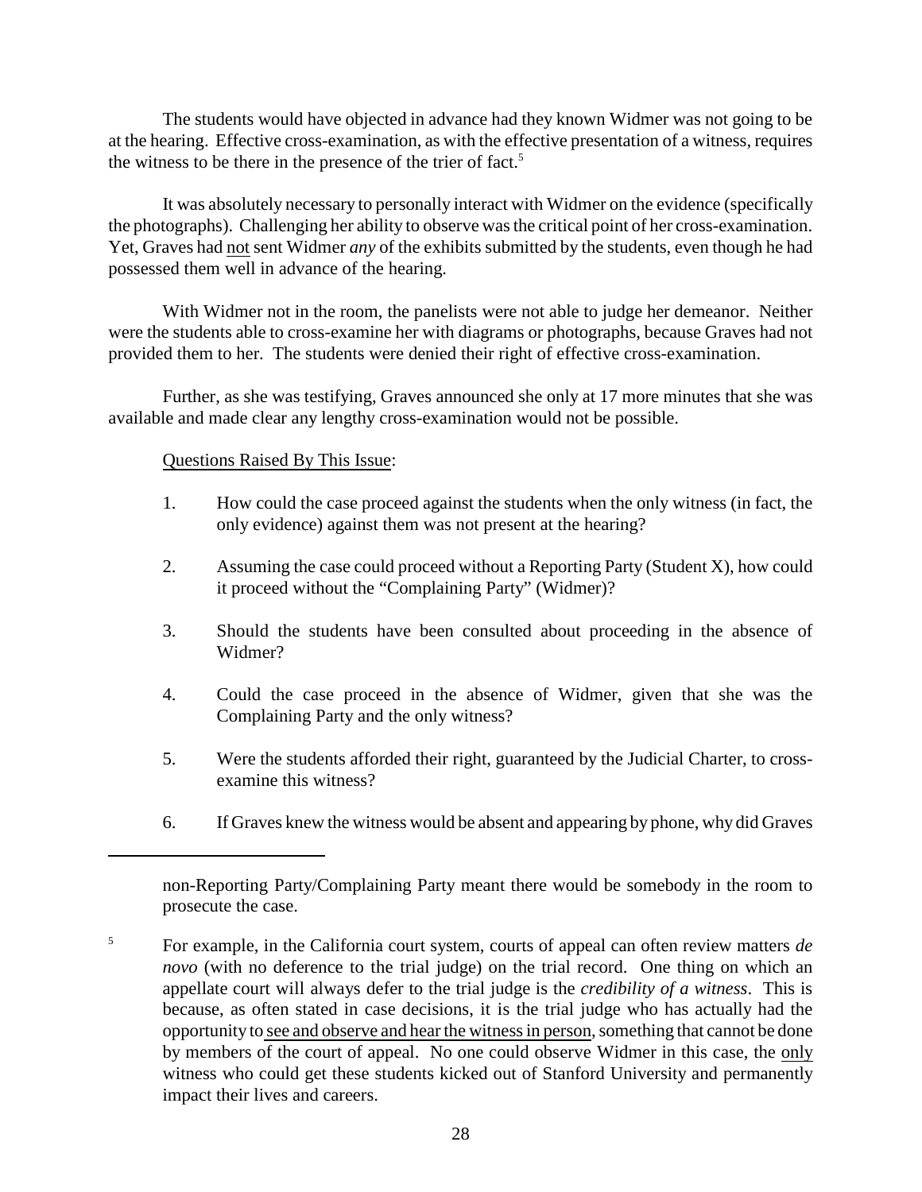The students would have objected in advance had they known Widmer was not going to be at the hearing. Effective cross-examination, as with the effective presentation of a witness, requires the witness to be there in the presence of the trier of fact.[5]

It was absolutely necessary to personally interact with Widmer on the evidence (specifically the photographs). Challenging her ability to observe was the critical point of her cross-examination. Yet, Graves had <u>not</u> sent Widmer *any* of the exhibits submitted by the students, even though he had possessed them well in advance of the hearing.

With Widmer not in the room, the panelists were not able to judge her demeanor. Neither were the students able to cross-examine her with diagrams or photographs, because Graves had not provided them to her. The students were denied their right of effective cross-examination.

Further, as she was testifying, Graves announced she only at 17 more minutes that she was available and made clear any lengthy cross-examination would not be possible.

<u>Questions Raised By This Issue</u>:

1. How could the case proceed against the students when the only witness (in fact, the only evidence) against them was not present at the hearing?

2. Assuming the case could proceed without a Reporting Party (Student X), how could it proceed without the "Complaining Party" (Widmer)?

3. Should the students have been consulted about proceeding in the absence of Widmer?

4. Could the case proceed in the absence of Widmer, given that she was the Complaining Party and the only witness?

5. Were the students afforded their right, guaranteed by the Judicial Charter, to cross-examine this witness?

6. If Graves knew the witness would be absent and appearing by phone, why did Graves

---

non-Reporting Party/Complaining Party meant there would be somebody in the room to prosecute the case.

[5] For example, in the California court system, courts of appeal can often review matters *de novo* (with no deference to the trial judge) on the trial record. One thing on which an appellate court will always defer to the trial judge is the *credibility of a witness*. This is because, as often stated in case decisions, it is the trial judge who has actually had the opportunity to <u>see and observe and hear the witness in person</u>, something that cannot be done by members of the court of appeal. No one could observe Widmer in this case, the <u>only</u> witness who could get these students kicked out of Stanford University and permanently impact their lives and careers.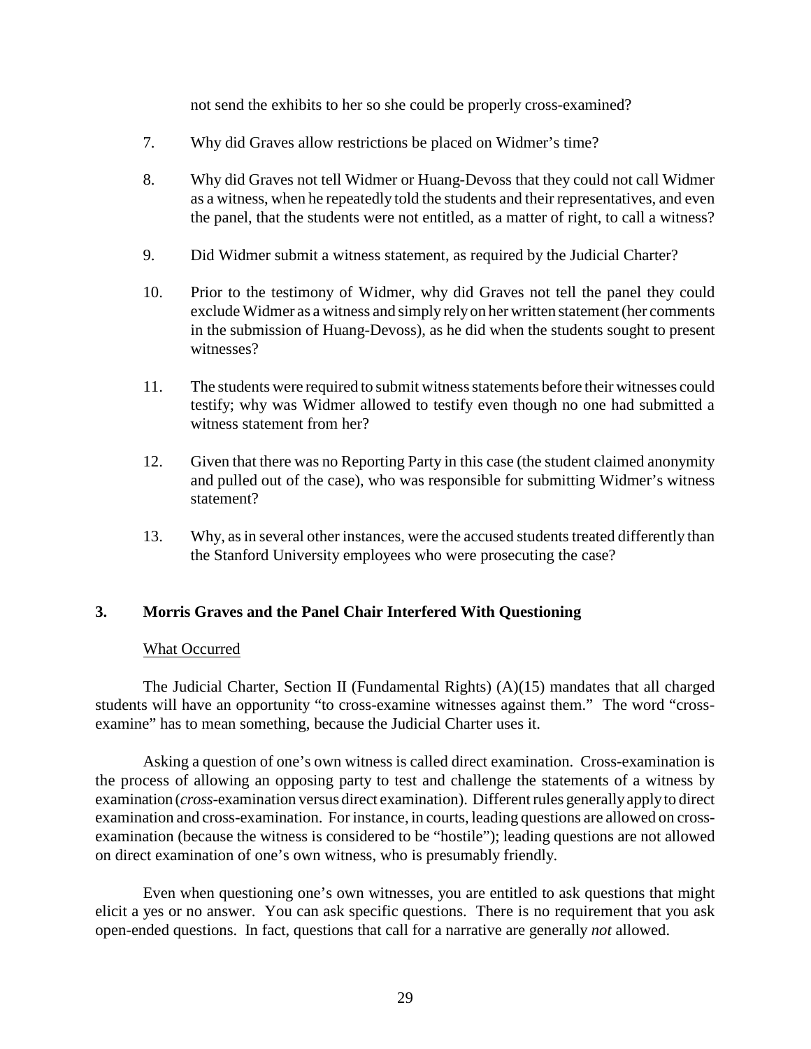not send the exhibits to her so she could be properly cross-examined?

7. Why did Graves allow restrictions be placed on Widmer's time?

8. Why did Graves not tell Widmer or Huang-Devoss that they could not call Widmer as a witness, when he repeatedly told the students and their representatives, and even the panel, that the students were not entitled, as a matter of right, to call a witness?

9. Did Widmer submit a witness statement, as required by the Judicial Charter?

10. Prior to the testimony of Widmer, why did Graves not tell the panel they could exclude Widmer as a witness and simply rely on her written statement (her comments in the submission of Huang-Devoss), as he did when the students sought to present witnesses?

11. The students were required to submit witness statements before their witnesses could testify; why was Widmer allowed to testify even though no one had submitted a witness statement from her?

12. Given that there was no Reporting Party in this case (the student claimed anonymity and pulled out of the case), who was responsible for submitting Widmer's witness statement?

13. Why, as in several other instances, were the accused students treated differently than the Stanford University employees who were prosecuting the case?

## 3. Morris Graves and the Panel Chair Interfered With Questioning

What Occurred

The Judicial Charter, Section II (Fundamental Rights) (A)(15) mandates that all charged students will have an opportunity "to cross-examine witnesses against them." The word "cross-examine" has to mean something, because the Judicial Charter uses it.

Asking a question of one's own witness is called direct examination. Cross-examination is the process of allowing an opposing party to test and challenge the statements of a witness by examination (*cross*-examination versus direct examination). Different rules generally apply to direct examination and cross-examination. For instance, in courts, leading questions are allowed on cross-examination (because the witness is considered to be "hostile"); leading questions are not allowed on direct examination of one's own witness, who is presumably friendly.

Even when questioning one's own witnesses, you are entitled to ask questions that might elicit a yes or no answer. You can ask specific questions. There is no requirement that you ask open-ended questions. In fact, questions that call for a narrative are generally *not* allowed.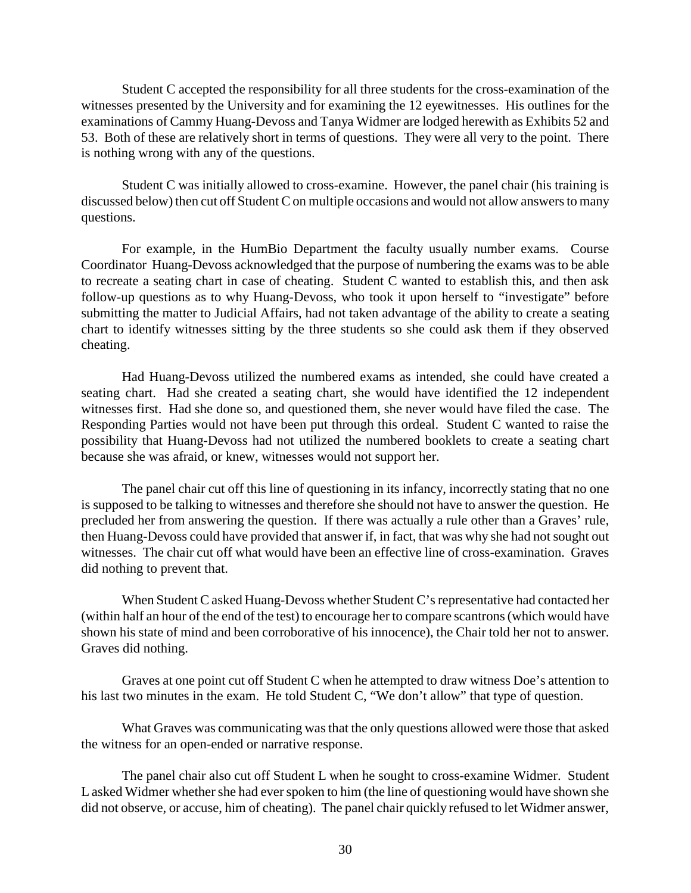Student C accepted the responsibility for all three students for the cross-examination of the witnesses presented by the University and for examining the 12 eyewitnesses. His outlines for the examinations of Cammy Huang-Devoss and Tanya Widmer are lodged herewith as Exhibits 52 and 53. Both of these are relatively short in terms of questions. They were all very to the point. There is nothing wrong with any of the questions.

Student C was initially allowed to cross-examine. However, the panel chair (his training is discussed below) then cut off Student C on multiple occasions and would not allow answers to many questions.

For example, in the HumBio Department the faculty usually number exams. Course Coordinator Huang-Devoss acknowledged that the purpose of numbering the exams was to be able to recreate a seating chart in case of cheating. Student C wanted to establish this, and then ask follow-up questions as to why Huang-Devoss, who took it upon herself to "investigate" before submitting the matter to Judicial Affairs, had not taken advantage of the ability to create a seating chart to identify witnesses sitting by the three students so she could ask them if they observed cheating.

Had Huang-Devoss utilized the numbered exams as intended, she could have created a seating chart. Had she created a seating chart, she would have identified the 12 independent witnesses first. Had she done so, and questioned them, she never would have filed the case. The Responding Parties would not have been put through this ordeal. Student C wanted to raise the possibility that Huang-Devoss had not utilized the numbered booklets to create a seating chart because she was afraid, or knew, witnesses would not support her.

The panel chair cut off this line of questioning in its infancy, incorrectly stating that no one is supposed to be talking to witnesses and therefore she should not have to answer the question. He precluded her from answering the question. If there was actually a rule other than a Graves' rule, then Huang-Devoss could have provided that answer if, in fact, that was why she had not sought out witnesses. The chair cut off what would have been an effective line of cross-examination. Graves did nothing to prevent that.

When Student C asked Huang-Devoss whether Student C's representative had contacted her (within half an hour of the end of the test) to encourage her to compare scantrons (which would have shown his state of mind and been corroborative of his innocence), the Chair told her not to answer. Graves did nothing.

Graves at one point cut off Student C when he attempted to draw witness Doe's attention to his last two minutes in the exam. He told Student C, "We don't allow" that type of question.

What Graves was communicating was that the only questions allowed were those that asked the witness for an open-ended or narrative response.

The panel chair also cut off Student L when he sought to cross-examine Widmer. Student L asked Widmer whether she had ever spoken to him (the line of questioning would have shown she did not observe, or accuse, him of cheating). The panel chair quickly refused to let Widmer answer,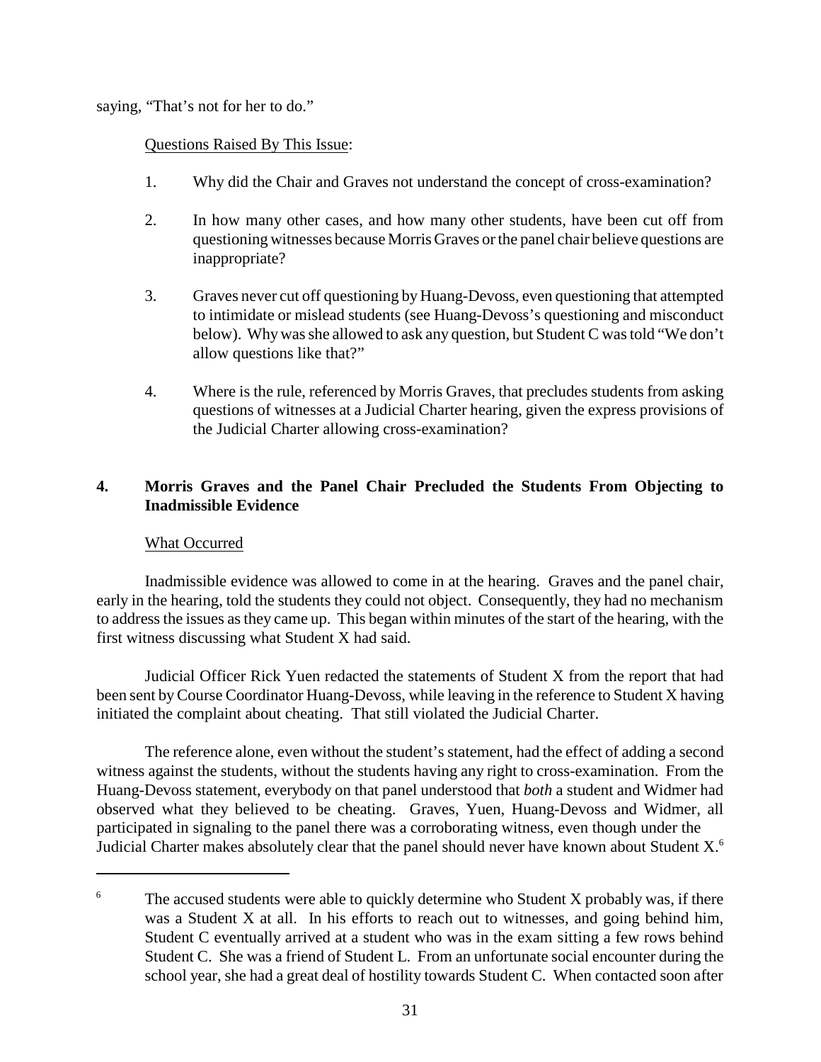saying, "That's not for her to do."

Questions Raised By This Issue:

1. Why did the Chair and Graves not understand the concept of cross-examination?

2. In how many other cases, and how many other students, have been cut off from questioning witnesses because Morris Graves or the panel chair believe questions are inappropriate?

3. Graves never cut off questioning by Huang-Devoss, even questioning that attempted to intimidate or mislead students (see Huang-Devoss's questioning and misconduct below). Why was she allowed to ask any question, but Student C was told "We don't allow questions like that?"

4. Where is the rule, referenced by Morris Graves, that precludes students from asking questions of witnesses at a Judicial Charter hearing, given the express provisions of the Judicial Charter allowing cross-examination?

## 4. Morris Graves and the Panel Chair Precluded the Students From Objecting to Inadmissible Evidence

What Occurred

Inadmissible evidence was allowed to come in at the hearing. Graves and the panel chair, early in the hearing, told the students they could not object. Consequently, they had no mechanism to address the issues as they came up. This began within minutes of the start of the hearing, with the first witness discussing what Student X had said.

Judicial Officer Rick Yuen redacted the statements of Student X from the report that had been sent by Course Coordinator Huang-Devoss, while leaving in the reference to Student X having initiated the complaint about cheating. That still violated the Judicial Charter.

The reference alone, even without the student's statement, had the effect of adding a second witness against the students, without the students having any right to cross-examination. From the Huang-Devoss statement, everybody on that panel understood that *both* a student and Widmer had observed what they believed to be cheating. Graves, Yuen, Huang-Devoss and Widmer, all participated in signaling to the panel there was a corroborating witness, even though under the Judicial Charter makes absolutely clear that the panel should never have known about Student X.[6]

[6] The accused students were able to quickly determine who Student X probably was, if there was a Student X at all. In his efforts to reach out to witnesses, and going behind him, Student C eventually arrived at a student who was in the exam sitting a few rows behind Student C. She was a friend of Student L. From an unfortunate social encounter during the school year, she had a great deal of hostility towards Student C. When contacted soon after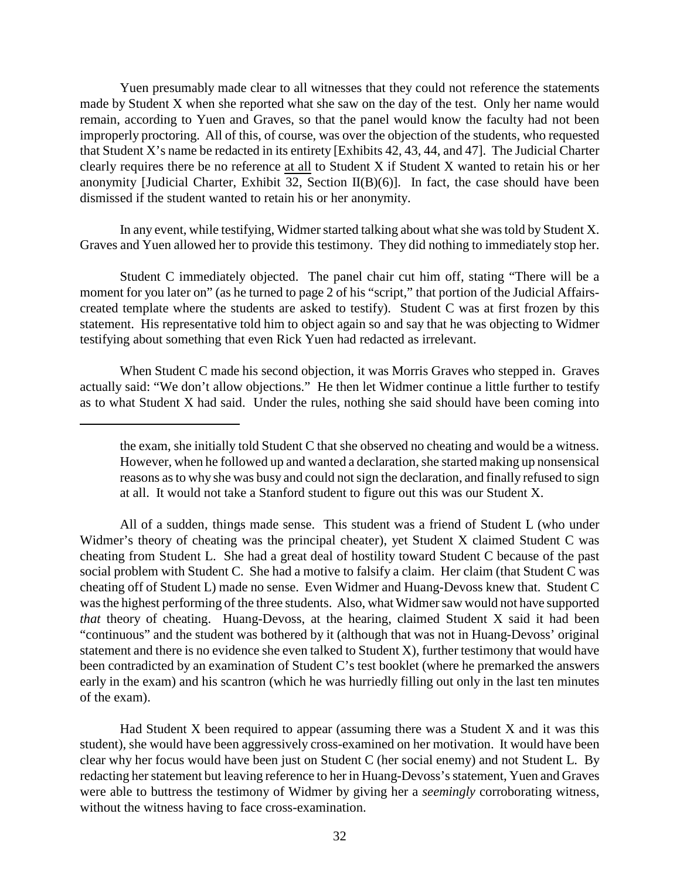Yuen presumably made clear to all witnesses that they could not reference the statements made by Student X when she reported what she saw on the day of the test. Only her name would remain, according to Yuen and Graves, so that the panel would know the faculty had not been improperly proctoring. All of this, of course, was over the objection of the students, who requested that Student X's name be redacted in its entirety [Exhibits 42, 43, 44, and 47]. The Judicial Charter clearly requires there be no reference <u>at all</u> to Student X if Student X wanted to retain his or her anonymity [Judicial Charter, Exhibit 32, Section II(B)(6)]. In fact, the case should have been dismissed if the student wanted to retain his or her anonymity.

In any event, while testifying, Widmer started talking about what she was told by Student X. Graves and Yuen allowed her to provide this testimony. They did nothing to immediately stop her.

Student C immediately objected. The panel chair cut him off, stating "There will be a moment for you later on" (as he turned to page 2 of his "script," that portion of the Judicial Affairs-created template where the students are asked to testify). Student C was at first frozen by this statement. His representative told him to object again so and say that he was objecting to Widmer testifying about something that even Rick Yuen had redacted as irrelevant.

When Student C made his second objection, it was Morris Graves who stepped in. Graves actually said: "We don't allow objections." He then let Widmer continue a little further to testify as to what Student X had said. Under the rules, nothing she said should have been coming into

---

the exam, she initially told Student C that she observed no cheating and would be a witness. However, when he followed up and wanted a declaration, she started making up nonsensical reasons as to why she was busy and could not sign the declaration, and finally refused to sign at all. It would not take a Stanford student to figure out this was our Student X.

All of a sudden, things made sense. This student was a friend of Student L (who under Widmer's theory of cheating was the principal cheater), yet Student X claimed Student C was cheating from Student L. She had a great deal of hostility toward Student C because of the past social problem with Student C. She had a motive to falsify a claim. Her claim (that Student C was cheating off of Student L) made no sense. Even Widmer and Huang-Devoss knew that. Student C was the highest performing of the three students. Also, what Widmer saw would not have supported *that* theory of cheating. Huang-Devoss, at the hearing, claimed Student X said it had been "continuous" and the student was bothered by it (although that was not in Huang-Devoss' original statement and there is no evidence she even talked to Student X), further testimony that would have been contradicted by an examination of Student C's test booklet (where he premarked the answers early in the exam) and his scantron (which he was hurriedly filling out only in the last ten minutes of the exam).

Had Student X been required to appear (assuming there was a Student X and it was this student), she would have been aggressively cross-examined on her motivation. It would have been clear why her focus would have been just on Student C (her social enemy) and not Student L. By redacting her statement but leaving reference to her in Huang-Devoss's statement, Yuen and Graves were able to buttress the testimony of Widmer by giving her a *seemingly* corroborating witness, without the witness having to face cross-examination.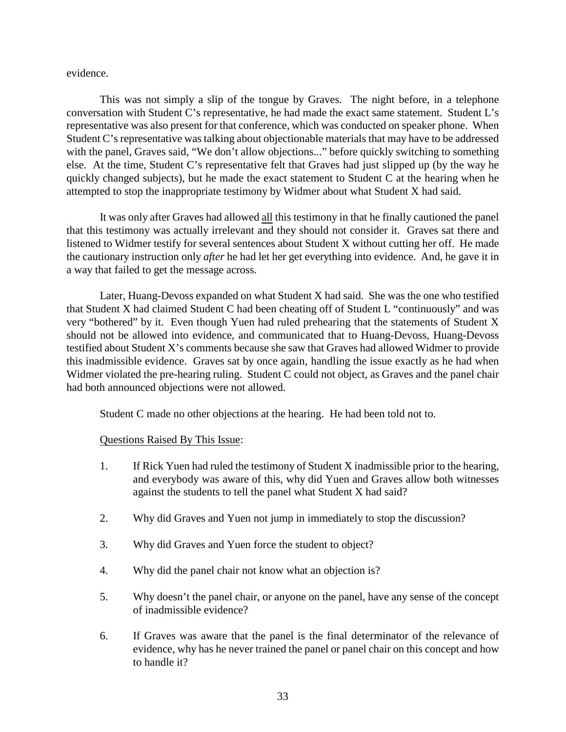evidence.

This was not simply a slip of the tongue by Graves. The night before, in a telephone conversation with Student C's representative, he had made the exact same statement. Student L's representative was also present for that conference, which was conducted on speaker phone. When Student C's representative was talking about objectionable materials that may have to be addressed with the panel, Graves said, "We don't allow objections..." before quickly switching to something else. At the time, Student C's representative felt that Graves had just slipped up (by the way he quickly changed subjects), but he made the exact statement to Student C at the hearing when he attempted to stop the inappropriate testimony by Widmer about what Student X had said.

It was only after Graves had allowed <u>all</u> this testimony in that he finally cautioned the panel that this testimony was actually irrelevant and they should not consider it. Graves sat there and listened to Widmer testify for several sentences about Student X without cutting her off. He made the cautionary instruction only *after* he had let her get everything into evidence. And, he gave it in a way that failed to get the message across.

Later, Huang-Devoss expanded on what Student X had said. She was the one who testified that Student X had claimed Student C had been cheating off of Student L "continuously" and was very "bothered" by it. Even though Yuen had ruled prehearing that the statements of Student X should not be allowed into evidence, and communicated that to Huang-Devoss, Huang-Devoss testified about Student X's comments because she saw that Graves had allowed Widmer to provide this inadmissible evidence. Graves sat by once again, handling the issue exactly as he had when Widmer violated the pre-hearing ruling. Student C could not object, as Graves and the panel chair had both announced objections were not allowed.

Student C made no other objections at the hearing. He had been told not to.

<u>Questions Raised By This Issue</u>:

1. If Rick Yuen had ruled the testimony of Student X inadmissible prior to the hearing, and everybody was aware of this, why did Yuen and Graves allow both witnesses against the students to tell the panel what Student X had said?

2. Why did Graves and Yuen not jump in immediately to stop the discussion?

3. Why did Graves and Yuen force the student to object?

4. Why did the panel chair not know what an objection is?

5. Why doesn't the panel chair, or anyone on the panel, have any sense of the concept of inadmissible evidence?

6. If Graves was aware that the panel is the final determinator of the relevance of evidence, why has he never trained the panel or panel chair on this concept and how to handle it?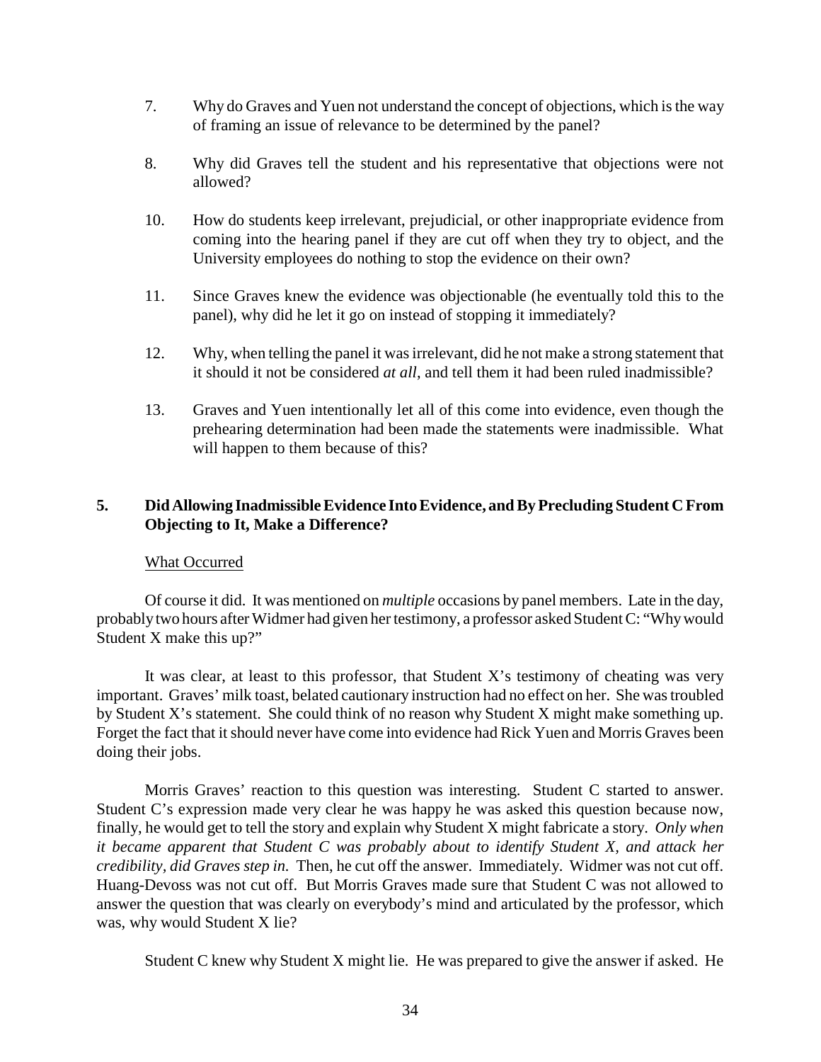7. Why do Graves and Yuen not understand the concept of objections, which is the way of framing an issue of relevance to be determined by the panel?

8. Why did Graves tell the student and his representative that objections were not allowed?

10. How do students keep irrelevant, prejudicial, or other inappropriate evidence from coming into the hearing panel if they are cut off when they try to object, and the University employees do nothing to stop the evidence on their own?

11. Since Graves knew the evidence was objectionable (he eventually told this to the panel), why did he let it go on instead of stopping it immediately?

12. Why, when telling the panel it was irrelevant, did he not make a strong statement that it should it not be considered *at all*, and tell them it had been ruled inadmissible?

13. Graves and Yuen intentionally let all of this come into evidence, even though the prehearing determination had been made the statements were inadmissible. What will happen to them because of this?

## 5. Did Allowing Inadmissible Evidence Into Evidence, and By Precluding Student C From Objecting to It, Make a Difference?

<u>What Occurred</u>

Of course it did. It was mentioned on *multiple* occasions by panel members. Late in the day, probably two hours after Widmer had given her testimony, a professor asked Student C: "Why would Student X make this up?"

It was clear, at least to this professor, that Student X's testimony of cheating was very important. Graves' milk toast, belated cautionary instruction had no effect on her. She was troubled by Student X's statement. She could think of no reason why Student X might make something up. Forget the fact that it should never have come into evidence had Rick Yuen and Morris Graves been doing their jobs.

Morris Graves' reaction to this question was interesting. Student C started to answer. Student C's expression made very clear he was happy he was asked this question because now, finally, he would get to tell the story and explain why Student X might fabricate a story. *Only when it became apparent that Student C was probably about to identify Student X, and attack her credibility, did Graves step in.* Then, he cut off the answer. Immediately. Widmer was not cut off. Huang-Devoss was not cut off. But Morris Graves made sure that Student C was not allowed to answer the question that was clearly on everybody's mind and articulated by the professor, which was, why would Student X lie?

Student C knew why Student X might lie. He was prepared to give the answer if asked. He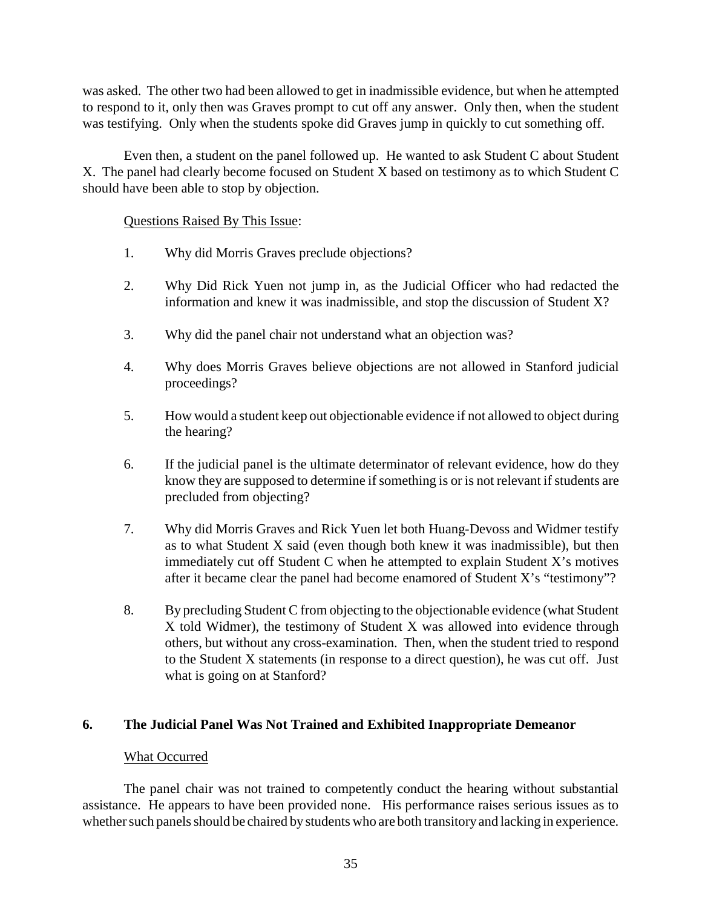was asked. The other two had been allowed to get in inadmissible evidence, but when he attempted to respond to it, only then was Graves prompt to cut off any answer. Only then, when the student was testifying. Only when the students spoke did Graves jump in quickly to cut something off.

Even then, a student on the panel followed up. He wanted to ask Student C about Student X. The panel had clearly become focused on Student X based on testimony as to which Student C should have been able to stop by objection.

<u>Questions Raised By This Issue</u>:

1. Why did Morris Graves preclude objections?

2. Why Did Rick Yuen not jump in, as the Judicial Officer who had redacted the information and knew it was inadmissible, and stop the discussion of Student X?

3. Why did the panel chair not understand what an objection was?

4. Why does Morris Graves believe objections are not allowed in Stanford judicial proceedings?

5. How would a student keep out objectionable evidence if not allowed to object during the hearing?

6. If the judicial panel is the ultimate determinator of relevant evidence, how do they know they are supposed to determine if something is or is not relevant if students are precluded from objecting?

7. Why did Morris Graves and Rick Yuen let both Huang-Devoss and Widmer testify as to what Student X said (even though both knew it was inadmissible), but then immediately cut off Student C when he attempted to explain Student X's motives after it became clear the panel had become enamored of Student X's "testimony"?

8. By precluding Student C from objecting to the objectionable evidence (what Student X told Widmer), the testimony of Student X was allowed into evidence through others, but without any cross-examination. Then, when the student tried to respond to the Student X statements (in response to a direct question), he was cut off. Just what is going on at Stanford?

### 6. The Judicial Panel Was Not Trained and Exhibited Inappropriate Demeanor

<u>What Occurred</u>

The panel chair was not trained to competently conduct the hearing without substantial assistance. He appears to have been provided none. His performance raises serious issues as to whether such panels should be chaired by students who are both transitory and lacking in experience.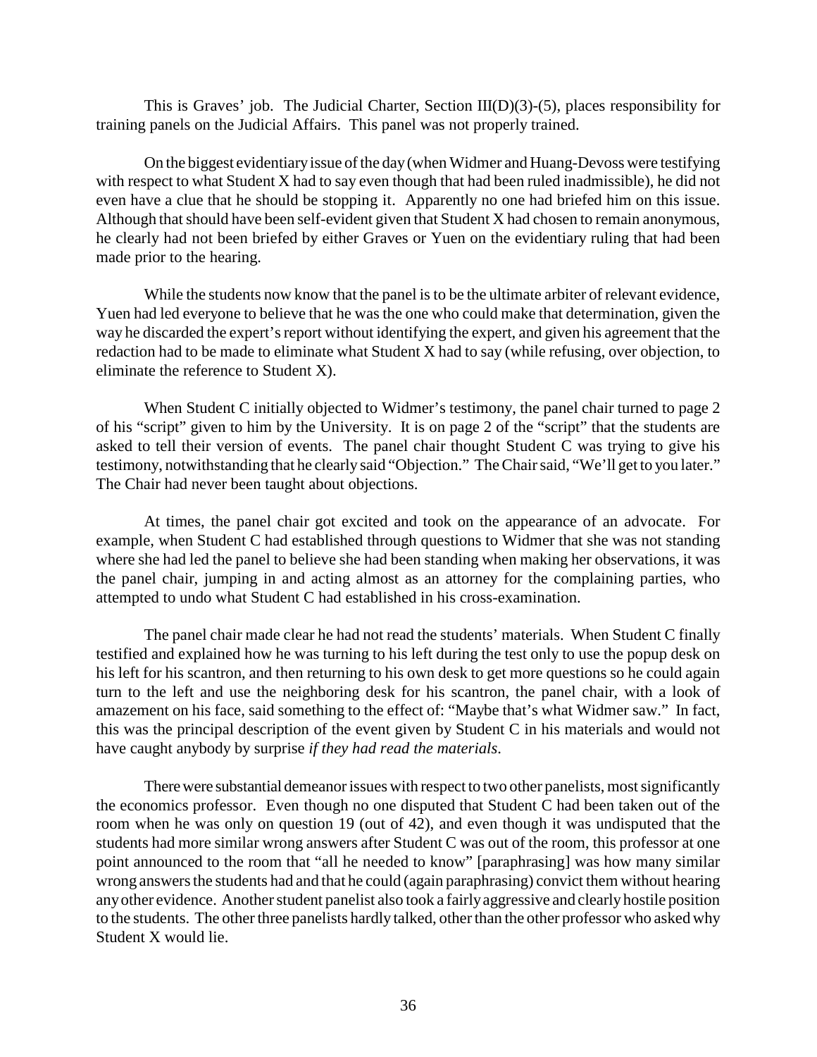This is Graves' job. The Judicial Charter, Section III(D)(3)-(5), places responsibility for training panels on the Judicial Affairs. This panel was not properly trained.

On the biggest evidentiary issue of the day (when Widmer and Huang-Devoss were testifying with respect to what Student X had to say even though that had been ruled inadmissible), he did not even have a clue that he should be stopping it. Apparently no one had briefed him on this issue. Although that should have been self-evident given that Student X had chosen to remain anonymous, he clearly had not been briefed by either Graves or Yuen on the evidentiary ruling that had been made prior to the hearing.

While the students now know that the panel is to be the ultimate arbiter of relevant evidence, Yuen had led everyone to believe that he was the one who could make that determination, given the way he discarded the expert's report without identifying the expert, and given his agreement that the redaction had to be made to eliminate what Student X had to say (while refusing, over objection, to eliminate the reference to Student X).

When Student C initially objected to Widmer's testimony, the panel chair turned to page 2 of his "script" given to him by the University. It is on page 2 of the "script" that the students are asked to tell their version of events. The panel chair thought Student C was trying to give his testimony, notwithstanding that he clearly said "Objection." The Chair said, "We'll get to you later." The Chair had never been taught about objections.

At times, the panel chair got excited and took on the appearance of an advocate. For example, when Student C had established through questions to Widmer that she was not standing where she had led the panel to believe she had been standing when making her observations, it was the panel chair, jumping in and acting almost as an attorney for the complaining parties, who attempted to undo what Student C had established in his cross-examination.

The panel chair made clear he had not read the students' materials. When Student C finally testified and explained how he was turning to his left during the test only to use the popup desk on his left for his scantron, and then returning to his own desk to get more questions so he could again turn to the left and use the neighboring desk for his scantron, the panel chair, with a look of amazement on his face, said something to the effect of: "Maybe that's what Widmer saw." In fact, this was the principal description of the event given by Student C in his materials and would not have caught anybody by surprise *if they had read the materials*.

There were substantial demeanor issues with respect to two other panelists, most significantly the economics professor. Even though no one disputed that Student C had been taken out of the room when he was only on question 19 (out of 42), and even though it was undisputed that the students had more similar wrong answers after Student C was out of the room, this professor at one point announced to the room that "all he needed to know" [paraphrasing] was how many similar wrong answers the students had and that he could (again paraphrasing) convict them without hearing any other evidence. Another student panelist also took a fairly aggressive and clearly hostile position to the students. The other three panelists hardly talked, other than the other professor who asked why Student X would lie.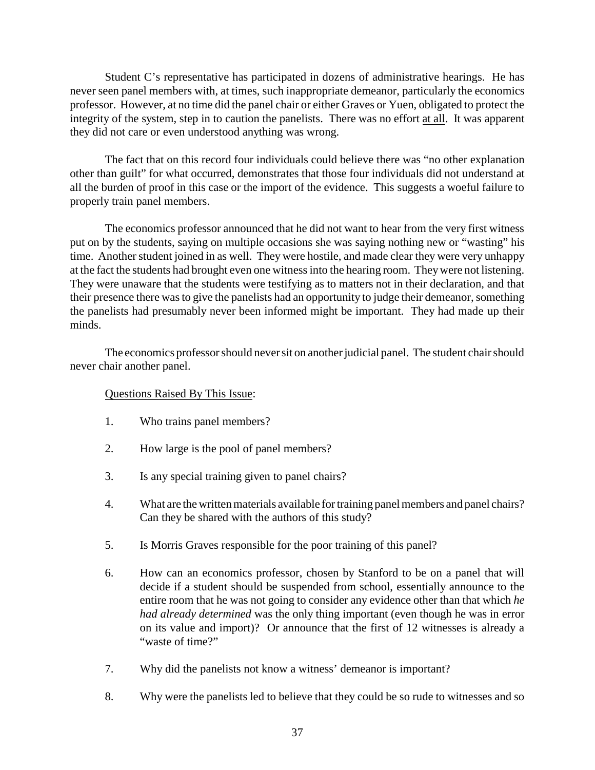Student C's representative has participated in dozens of administrative hearings. He has never seen panel members with, at times, such inappropriate demeanor, particularly the economics professor. However, at no time did the panel chair or either Graves or Yuen, obligated to protect the integrity of the system, step in to caution the panelists. There was no effort <u>at all</u>. It was apparent they did not care or even understood anything was wrong.

The fact that on this record four individuals could believe there was "no other explanation other than guilt" for what occurred, demonstrates that those four individuals did not understand at all the burden of proof in this case or the import of the evidence. This suggests a woeful failure to properly train panel members.

The economics professor announced that he did not want to hear from the very first witness put on by the students, saying on multiple occasions she was saying nothing new or "wasting" his time. Another student joined in as well. They were hostile, and made clear they were very unhappy at the fact the students had brought even one witness into the hearing room. They were not listening. They were unaware that the students were testifying as to matters not in their declaration, and that their presence there was to give the panelists had an opportunity to judge their demeanor, something the panelists had presumably never been informed might be important. They had made up their minds.

The economics professor should never sit on another judicial panel. The student chair should never chair another panel.

<u>Questions Raised By This Issue</u>:

1. Who trains panel members?

2. How large is the pool of panel members?

3. Is any special training given to panel chairs?

4. What are the written materials available for training panel members and panel chairs? Can they be shared with the authors of this study?

5. Is Morris Graves responsible for the poor training of this panel?

6. How can an economics professor, chosen by Stanford to be on a panel that will decide if a student should be suspended from school, essentially announce to the entire room that he was not going to consider any evidence other than that which *he had already determined* was the only thing important (even though he was in error on its value and import)? Or announce that the first of 12 witnesses is already a "waste of time?"

7. Why did the panelists not know a witness' demeanor is important?

8. Why were the panelists led to believe that they could be so rude to witnesses and so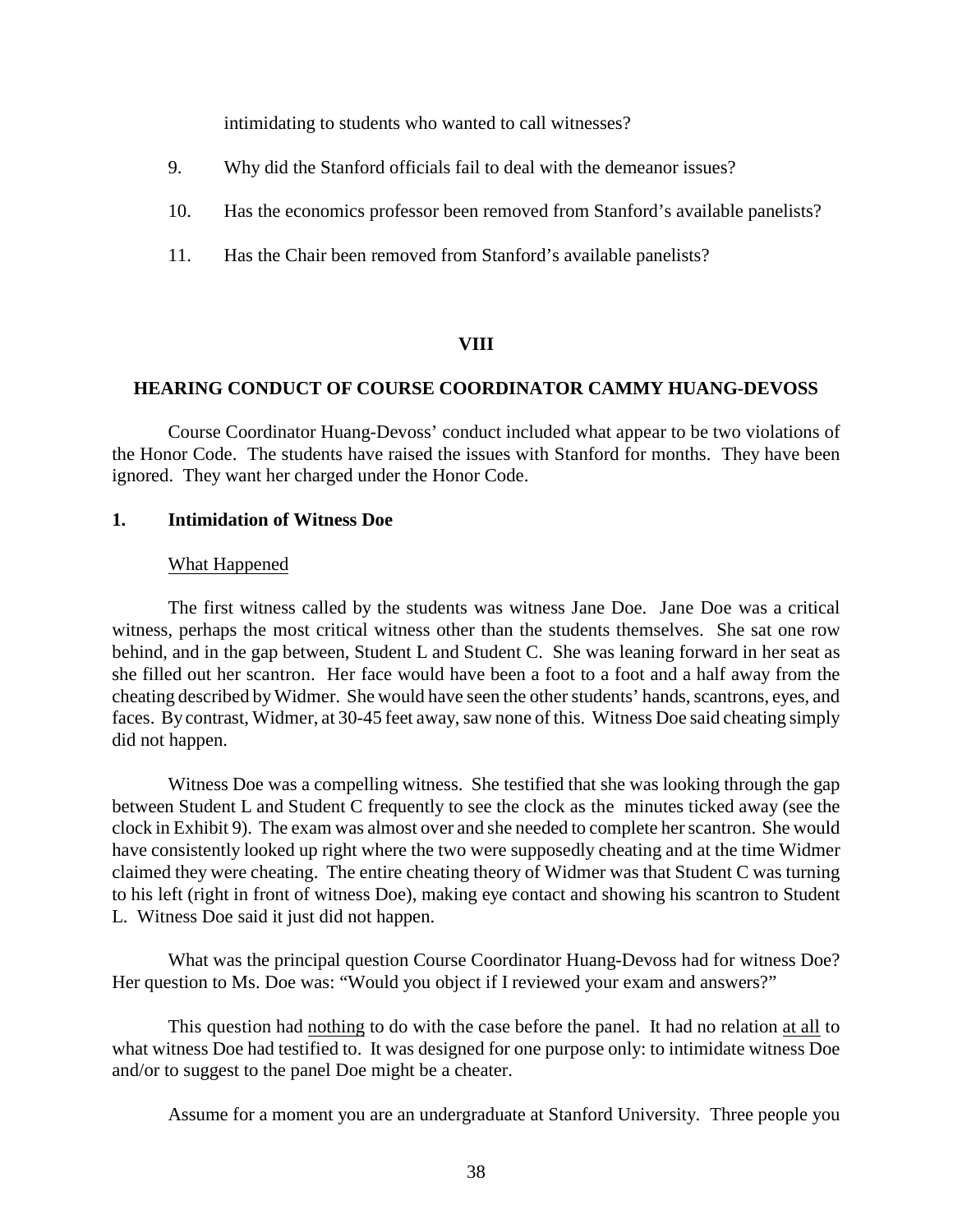intimidating to students who wanted to call witnesses?

9. Why did the Stanford officials fail to deal with the demeanor issues?

10. Has the economics professor been removed from Stanford's available panelists?

11. Has the Chair been removed from Stanford's available panelists?

## VIII

## HEARING CONDUCT OF COURSE COORDINATOR CAMMY HUANG-DEVOSS

Course Coordinator Huang-Devoss' conduct included what appear to be two violations of the Honor Code. The students have raised the issues with Stanford for months. They have been ignored. They want her charged under the Honor Code.

### 1. Intimidation of Witness Doe

What Happened

The first witness called by the students was witness Jane Doe. Jane Doe was a critical witness, perhaps the most critical witness other than the students themselves. She sat one row behind, and in the gap between, Student L and Student C. She was leaning forward in her seat as she filled out her scantron. Her face would have been a foot to a foot and a half away from the cheating described by Widmer. She would have seen the other students' hands, scantrons, eyes, and faces. By contrast, Widmer, at 30-45 feet away, saw none of this. Witness Doe said cheating simply did not happen.

Witness Doe was a compelling witness. She testified that she was looking through the gap between Student L and Student C frequently to see the clock as the minutes ticked away (see the clock in Exhibit 9). The exam was almost over and she needed to complete her scantron. She would have consistently looked up right where the two were supposedly cheating and at the time Widmer claimed they were cheating. The entire cheating theory of Widmer was that Student C was turning to his left (right in front of witness Doe), making eye contact and showing his scantron to Student L. Witness Doe said it just did not happen.

What was the principal question Course Coordinator Huang-Devoss had for witness Doe? Her question to Ms. Doe was: "Would you object if I reviewed your exam and answers?"

This question had nothing to do with the case before the panel. It had no relation at all to what witness Doe had testified to. It was designed for one purpose only: to intimidate witness Doe and/or to suggest to the panel Doe might be a cheater.

Assume for a moment you are an undergraduate at Stanford University. Three people you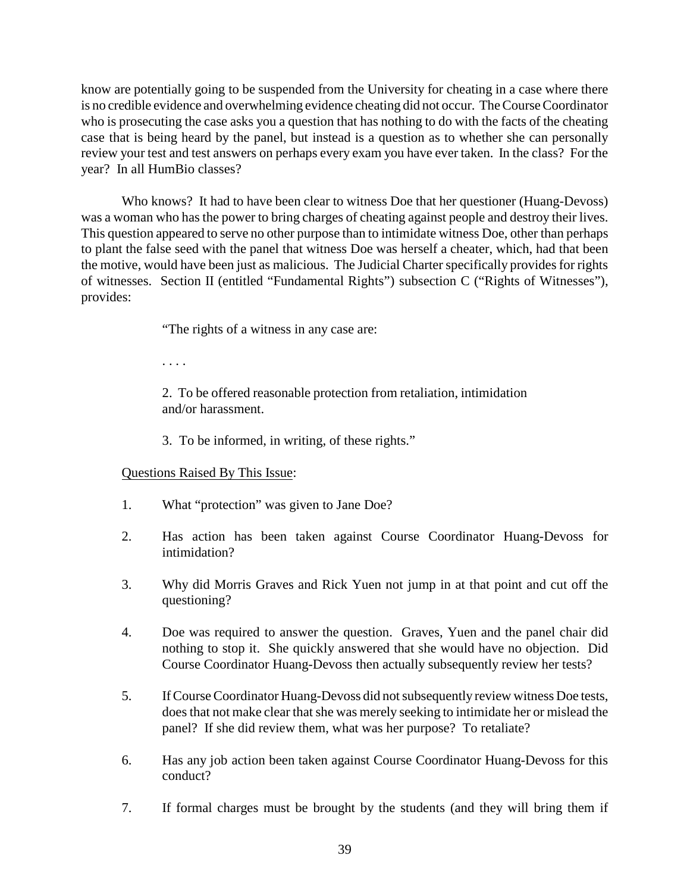know are potentially going to be suspended from the University for cheating in a case where there is no credible evidence and overwhelming evidence cheating did not occur. The Course Coordinator who is prosecuting the case asks you a question that has nothing to do with the facts of the cheating case that is being heard by the panel, but instead is a question as to whether she can personally review your test and test answers on perhaps every exam you have ever taken. In the class? For the year? In all HumBio classes?

Who knows? It had to have been clear to witness Doe that her questioner (Huang-Devoss) was a woman who has the power to bring charges of cheating against people and destroy their lives. This question appeared to serve no other purpose than to intimidate witness Doe, other than perhaps to plant the false seed with the panel that witness Doe was herself a cheater, which, had that been the motive, would have been just as malicious. The Judicial Charter specifically provides for rights of witnesses. Section II (entitled "Fundamental Rights") subsection C ("Rights of Witnesses"), provides:

> "The rights of a witness in any case are:
>
> . . . .
>
> 2. To be offered reasonable protection from retaliation, intimidation and/or harassment.
>
> 3. To be informed, in writing, of these rights."

<u>Questions Raised By This Issue</u>:

1. What "protection" was given to Jane Doe?

2. Has action has been taken against Course Coordinator Huang-Devoss for intimidation?

3. Why did Morris Graves and Rick Yuen not jump in at that point and cut off the questioning?

4. Doe was required to answer the question. Graves, Yuen and the panel chair did nothing to stop it. She quickly answered that she would have no objection. Did Course Coordinator Huang-Devoss then actually subsequently review her tests?

5. If Course Coordinator Huang-Devoss did not subsequently review witness Doe tests, does that not make clear that she was merely seeking to intimidate her or mislead the panel? If she did review them, what was her purpose? To retaliate?

6. Has any job action been taken against Course Coordinator Huang-Devoss for this conduct?

7. If formal charges must be brought by the students (and they will bring them if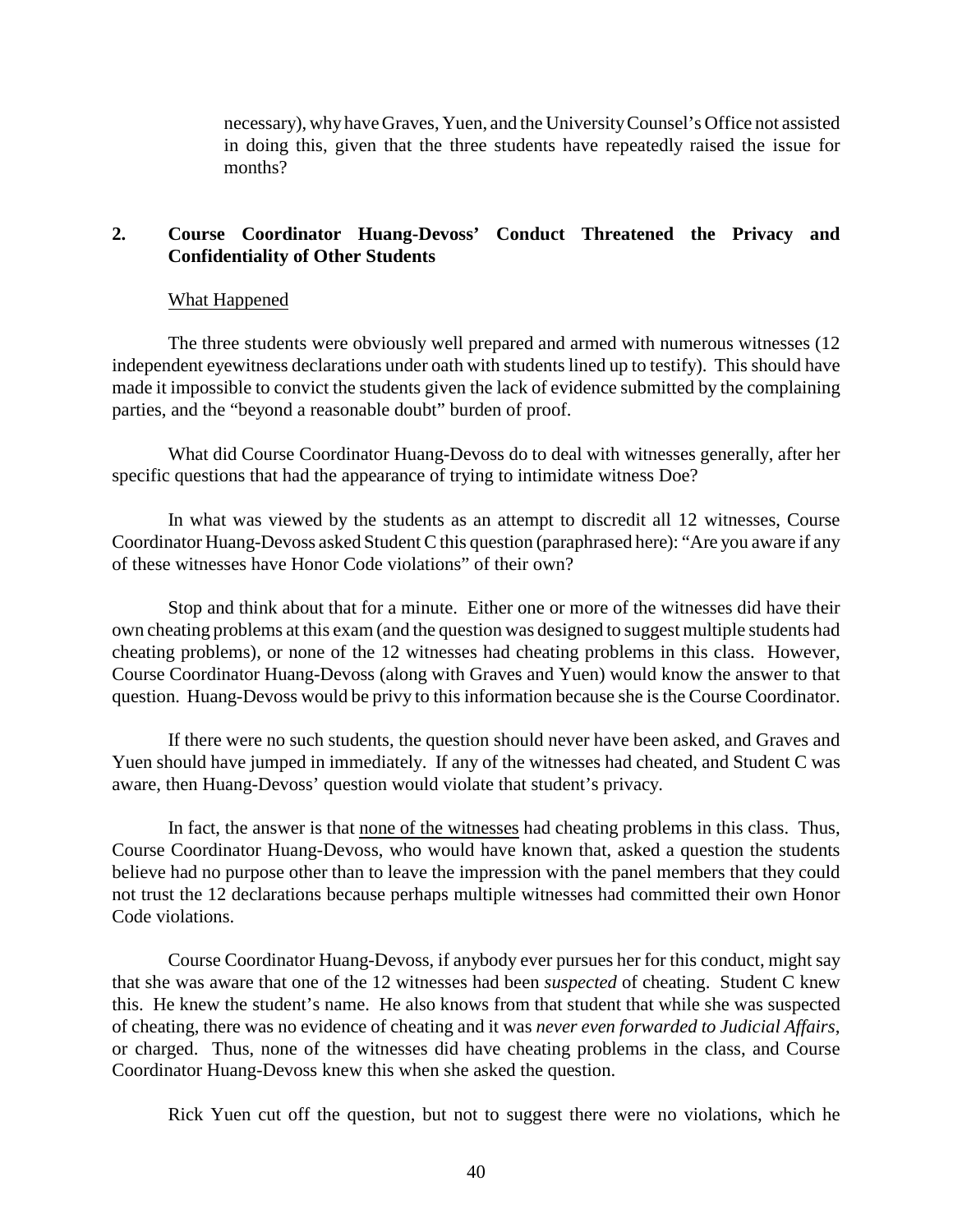necessary), why have Graves, Yuen, and the University Counsel's Office not assisted in doing this, given that the three students have repeatedly raised the issue for months?

## 2. Course Coordinator Huang-Devoss' Conduct Threatened the Privacy and Confidentiality of Other Students

<u>What Happened</u>

The three students were obviously well prepared and armed with numerous witnesses (12 independent eyewitness declarations under oath with students lined up to testify). This should have made it impossible to convict the students given the lack of evidence submitted by the complaining parties, and the "beyond a reasonable doubt" burden of proof.

What did Course Coordinator Huang-Devoss do to deal with witnesses generally, after her specific questions that had the appearance of trying to intimidate witness Doe?

In what was viewed by the students as an attempt to discredit all 12 witnesses, Course Coordinator Huang-Devoss asked Student C this question (paraphrased here): "Are you aware if any of these witnesses have Honor Code violations" of their own?

Stop and think about that for a minute. Either one or more of the witnesses did have their own cheating problems at this exam (and the question was designed to suggest multiple students had cheating problems), or none of the 12 witnesses had cheating problems in this class. However, Course Coordinator Huang-Devoss (along with Graves and Yuen) would know the answer to that question. Huang-Devoss would be privy to this information because she is the Course Coordinator.

If there were no such students, the question should never have been asked, and Graves and Yuen should have jumped in immediately. If any of the witnesses had cheated, and Student C was aware, then Huang-Devoss' question would violate that student's privacy.

In fact, the answer is that <u>none of the witnesses</u> had cheating problems in this class. Thus, Course Coordinator Huang-Devoss, who would have known that, asked a question the students believe had no purpose other than to leave the impression with the panel members that they could not trust the 12 declarations because perhaps multiple witnesses had committed their own Honor Code violations.

Course Coordinator Huang-Devoss, if anybody ever pursues her for this conduct, might say that she was aware that one of the 12 witnesses had been *suspected* of cheating. Student C knew this. He knew the student's name. He also knows from that student that while she was suspected of cheating, there was no evidence of cheating and it was *never even forwarded to Judicial Affairs*, or charged. Thus, none of the witnesses did have cheating problems in the class, and Course Coordinator Huang-Devoss knew this when she asked the question.

Rick Yuen cut off the question, but not to suggest there were no violations, which he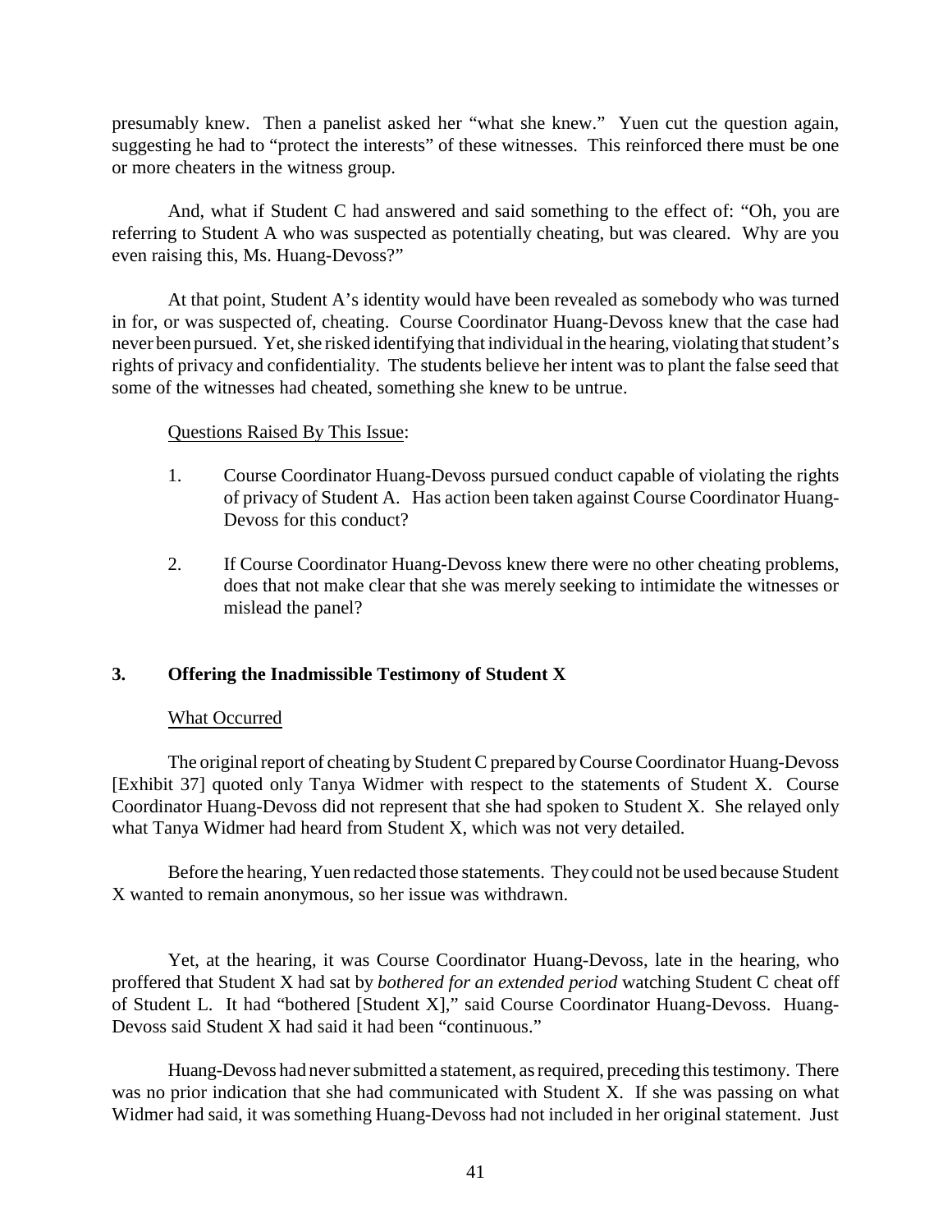presumably knew. Then a panelist asked her "what she knew." Yuen cut the question again, suggesting he had to "protect the interests" of these witnesses. This reinforced there must be one or more cheaters in the witness group.

And, what if Student C had answered and said something to the effect of: "Oh, you are referring to Student A who was suspected as potentially cheating, but was cleared. Why are you even raising this, Ms. Huang-Devoss?"

At that point, Student A's identity would have been revealed as somebody who was turned in for, or was suspected of, cheating. Course Coordinator Huang-Devoss knew that the case had never been pursued. Yet, she risked identifying that individual in the hearing, violating that student's rights of privacy and confidentiality. The students believe her intent was to plant the false seed that some of the witnesses had cheated, something she knew to be untrue.

Questions Raised By This Issue:

1. Course Coordinator Huang-Devoss pursued conduct capable of violating the rights of privacy of Student A. Has action been taken against Course Coordinator Huang-Devoss for this conduct?

2. If Course Coordinator Huang-Devoss knew there were no other cheating problems, does that not make clear that she was merely seeking to intimidate the witnesses or mislead the panel?

### 3. Offering the Inadmissible Testimony of Student X

What Occurred

The original report of cheating by Student C prepared by Course Coordinator Huang-Devoss [Exhibit 37] quoted only Tanya Widmer with respect to the statements of Student X. Course Coordinator Huang-Devoss did not represent that she had spoken to Student X. She relayed only what Tanya Widmer had heard from Student X, which was not very detailed.

Before the hearing, Yuen redacted those statements. They could not be used because Student X wanted to remain anonymous, so her issue was withdrawn.

Yet, at the hearing, it was Course Coordinator Huang-Devoss, late in the hearing, who proffered that Student X had sat by *bothered for an extended period* watching Student C cheat off of Student L. It had "bothered [Student X]," said Course Coordinator Huang-Devoss. Huang-Devoss said Student X had said it had been "continuous."

Huang-Devoss had never submitted a statement, as required, preceding this testimony. There was no prior indication that she had communicated with Student X. If she was passing on what Widmer had said, it was something Huang-Devoss had not included in her original statement. Just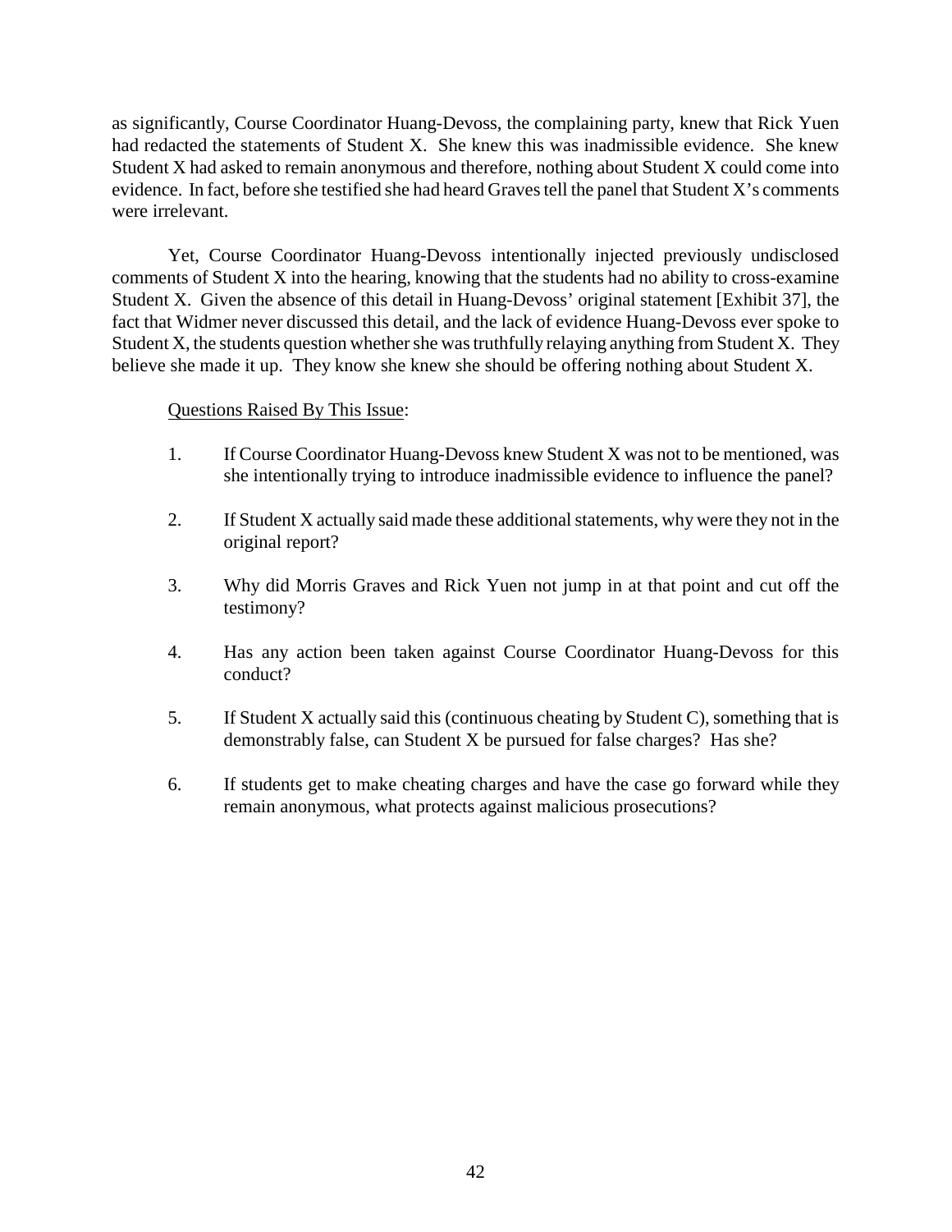as significantly, Course Coordinator Huang-Devoss, the complaining party, knew that Rick Yuen had redacted the statements of Student X. She knew this was inadmissible evidence. She knew Student X had asked to remain anonymous and therefore, nothing about Student X could come into evidence. In fact, before she testified she had heard Graves tell the panel that Student X's comments were irrelevant.

Yet, Course Coordinator Huang-Devoss intentionally injected previously undisclosed comments of Student X into the hearing, knowing that the students had no ability to cross-examine Student X. Given the absence of this detail in Huang-Devoss' original statement [Exhibit 37], the fact that Widmer never discussed this detail, and the lack of evidence Huang-Devoss ever spoke to Student X, the students question whether she was truthfully relaying anything from Student X. They believe she made it up. They know she knew she should be offering nothing about Student X.

<u>Questions Raised By This Issue</u>:

1. If Course Coordinator Huang-Devoss knew Student X was not to be mentioned, was she intentionally trying to introduce inadmissible evidence to influence the panel?

2. If Student X actually said made these additional statements, why were they not in the original report?

3. Why did Morris Graves and Rick Yuen not jump in at that point and cut off the testimony?

4. Has any action been taken against Course Coordinator Huang-Devoss for this conduct?

5. If Student X actually said this (continuous cheating by Student C), something that is demonstrably false, can Student X be pursued for false charges? Has she?

6. If students get to make cheating charges and have the case go forward while they remain anonymous, what protects against malicious prosecutions?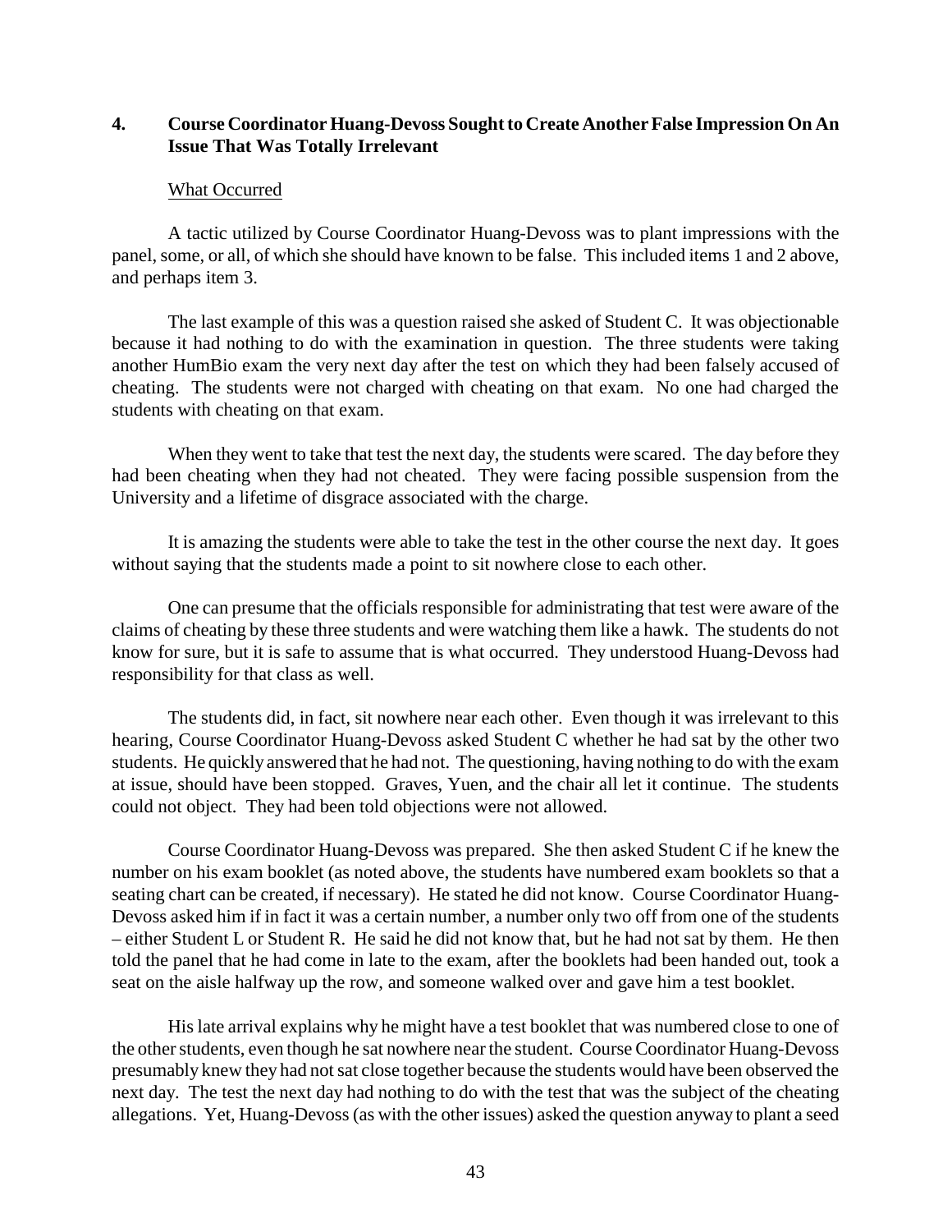## 4. Course Coordinator Huang-Devoss Sought to Create Another False Impression On An Issue That Was Totally Irrelevant

What Occurred

A tactic utilized by Course Coordinator Huang-Devoss was to plant impressions with the panel, some, or all, of which she should have known to be false. This included items 1 and 2 above, and perhaps item 3.

The last example of this was a question raised she asked of Student C. It was objectionable because it had nothing to do with the examination in question. The three students were taking another HumBio exam the very next day after the test on which they had been falsely accused of cheating. The students were not charged with cheating on that exam. No one had charged the students with cheating on that exam.

When they went to take that test the next day, the students were scared. The day before they had been cheating when they had not cheated. They were facing possible suspension from the University and a lifetime of disgrace associated with the charge.

It is amazing the students were able to take the test in the other course the next day. It goes without saying that the students made a point to sit nowhere close to each other.

One can presume that the officials responsible for administrating that test were aware of the claims of cheating by these three students and were watching them like a hawk. The students do not know for sure, but it is safe to assume that is what occurred. They understood Huang-Devoss had responsibility for that class as well.

The students did, in fact, sit nowhere near each other. Even though it was irrelevant to this hearing, Course Coordinator Huang-Devoss asked Student C whether he had sat by the other two students. He quickly answered that he had not. The questioning, having nothing to do with the exam at issue, should have been stopped. Graves, Yuen, and the chair all let it continue. The students could not object. They had been told objections were not allowed.

Course Coordinator Huang-Devoss was prepared. She then asked Student C if he knew the number on his exam booklet (as noted above, the students have numbered exam booklets so that a seating chart can be created, if necessary). He stated he did not know. Course Coordinator Huang-Devoss asked him if in fact it was a certain number, a number only two off from one of the students – either Student L or Student R. He said he did not know that, but he had not sat by them. He then told the panel that he had come in late to the exam, after the booklets had been handed out, took a seat on the aisle halfway up the row, and someone walked over and gave him a test booklet.

His late arrival explains why he might have a test booklet that was numbered close to one of the other students, even though he sat nowhere near the student. Course Coordinator Huang-Devoss presumably knew they had not sat close together because the students would have been observed the next day. The test the next day had nothing to do with the test that was the subject of the cheating allegations. Yet, Huang-Devoss (as with the other issues) asked the question anyway to plant a seed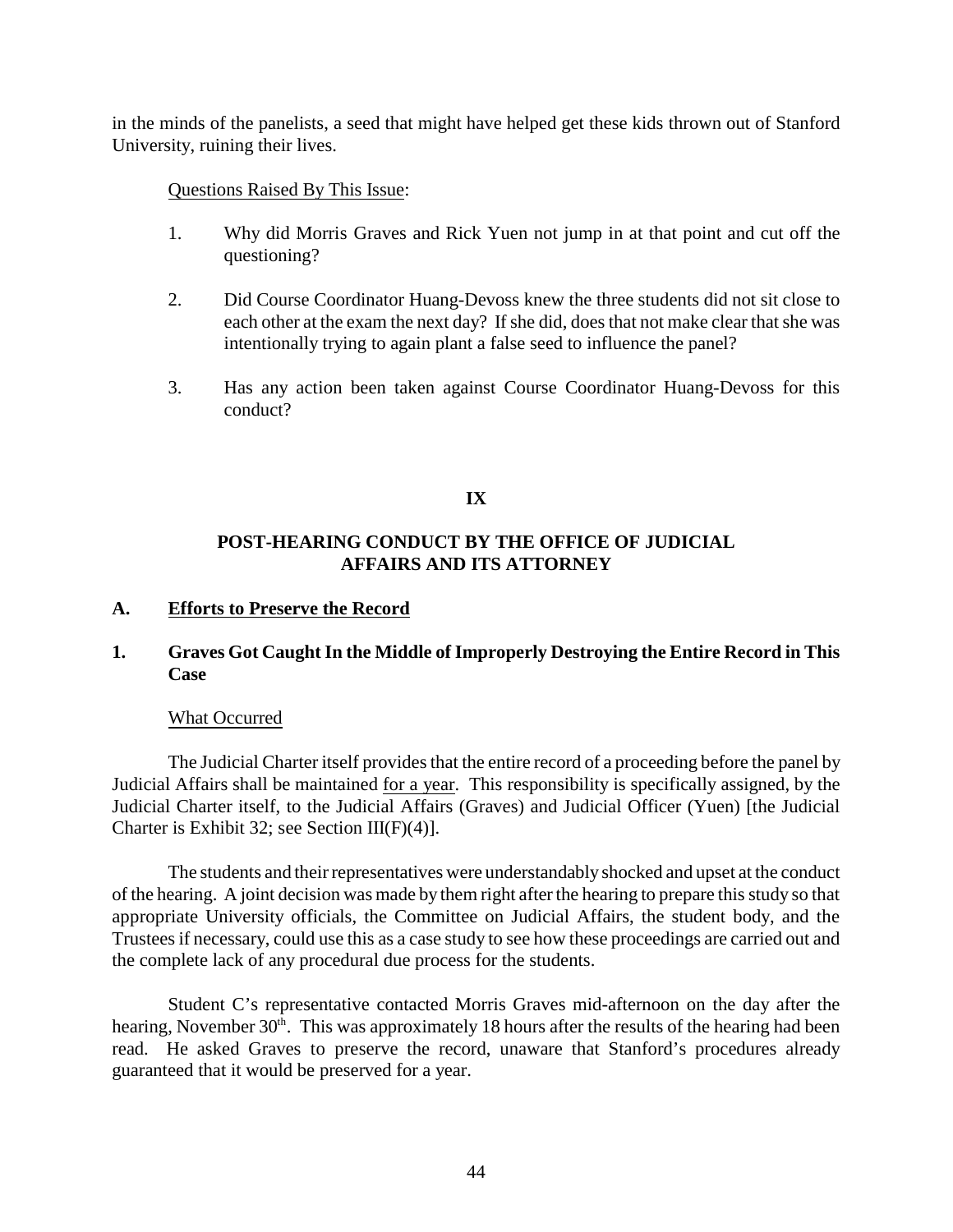in the minds of the panelists, a seed that might have helped get these kids thrown out of Stanford University, ruining their lives.

Questions Raised By This Issue:

1. Why did Morris Graves and Rick Yuen not jump in at that point and cut off the questioning?

2. Did Course Coordinator Huang-Devoss knew the three students did not sit close to each other at the exam the next day? If she did, does that not make clear that she was intentionally trying to again plant a false seed to influence the panel?

3. Has any action been taken against Course Coordinator Huang-Devoss for this conduct?

## IX

## POST-HEARING CONDUCT BY THE OFFICE OF JUDICIAL AFFAIRS AND ITS ATTORNEY

### A. Efforts to Preserve the Record

### 1. Graves Got Caught In the Middle of Improperly Destroying the Entire Record in This Case

What Occurred

The Judicial Charter itself provides that the entire record of a proceeding before the panel by Judicial Affairs shall be maintained for a year. This responsibility is specifically assigned, by the Judicial Charter itself, to the Judicial Affairs (Graves) and Judicial Officer (Yuen) [the Judicial Charter is Exhibit 32; see Section III(F)(4)].

The students and their representatives were understandably shocked and upset at the conduct of the hearing. A joint decision was made by them right after the hearing to prepare this study so that appropriate University officials, the Committee on Judicial Affairs, the student body, and the Trustees if necessary, could use this as a case study to see how these proceedings are carried out and the complete lack of any procedural due process for the students.

Student C's representative contacted Morris Graves mid-afternoon on the day after the hearing, November 30th. This was approximately 18 hours after the results of the hearing had been read. He asked Graves to preserve the record, unaware that Stanford's procedures already guaranteed that it would be preserved for a year.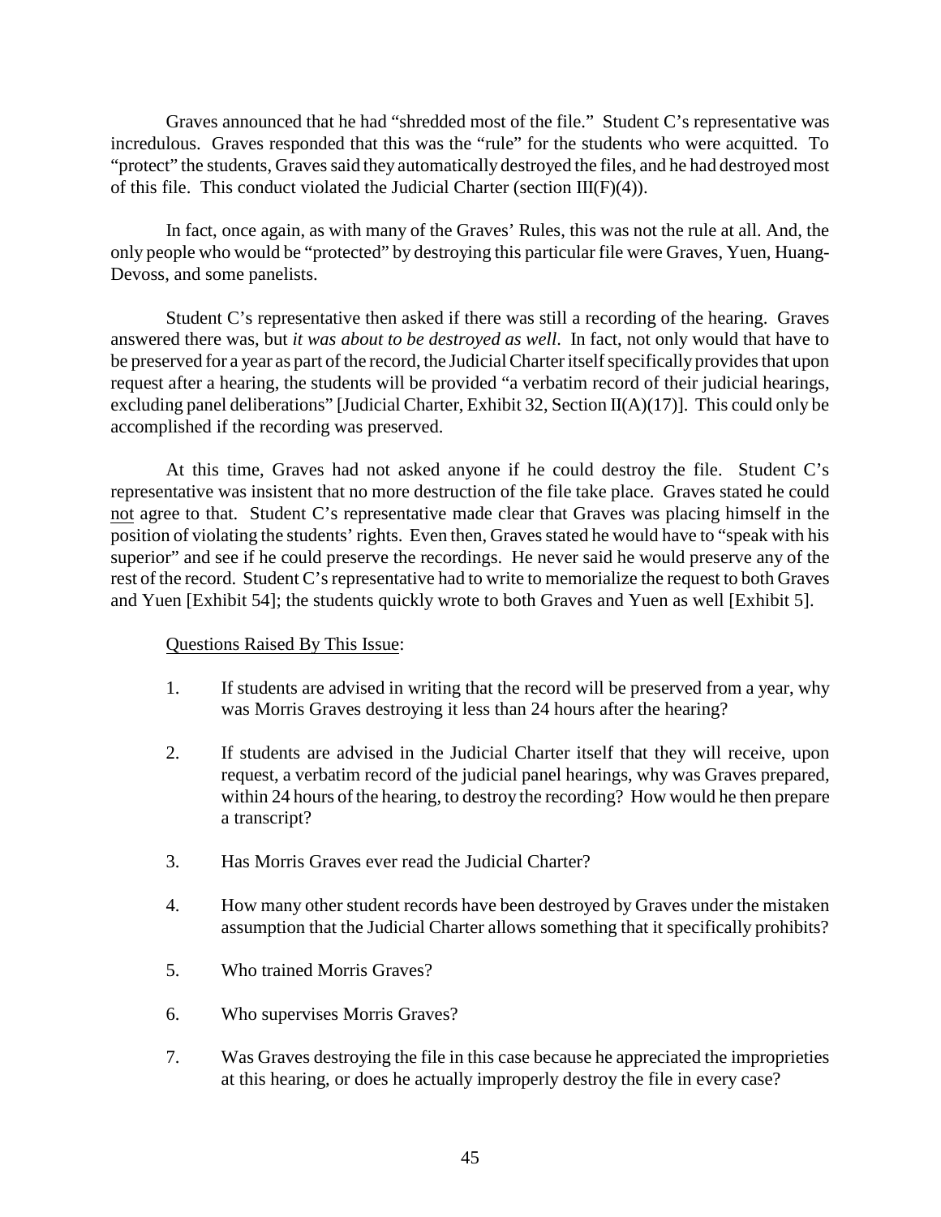Graves announced that he had "shredded most of the file." Student C's representative was incredulous. Graves responded that this was the "rule" for the students who were acquitted. To "protect" the students, Graves said they automatically destroyed the files, and he had destroyed most of this file. This conduct violated the Judicial Charter (section III(F)(4)).

In fact, once again, as with many of the Graves' Rules, this was not the rule at all. And, the only people who would be "protected" by destroying this particular file were Graves, Yuen, Huang-Devoss, and some panelists.

Student C's representative then asked if there was still a recording of the hearing. Graves answered there was, but *it was about to be destroyed as well*. In fact, not only would that have to be preserved for a year as part of the record, the Judicial Charter itself specifically provides that upon request after a hearing, the students will be provided "a verbatim record of their judicial hearings, excluding panel deliberations" [Judicial Charter, Exhibit 32, Section II(A)(17)]. This could only be accomplished if the recording was preserved.

At this time, Graves had not asked anyone if he could destroy the file. Student C's representative was insistent that no more destruction of the file take place. Graves stated he could <u>not</u> agree to that. Student C's representative made clear that Graves was placing himself in the position of violating the students' rights. Even then, Graves stated he would have to "speak with his superior" and see if he could preserve the recordings. He never said he would preserve any of the rest of the record. Student C's representative had to write to memorialize the request to both Graves and Yuen [Exhibit 54]; the students quickly wrote to both Graves and Yuen as well [Exhibit 5].

<u>Questions Raised By This Issue</u>:

1. If students are advised in writing that the record will be preserved from a year, why was Morris Graves destroying it less than 24 hours after the hearing?
2. If students are advised in the Judicial Charter itself that they will receive, upon request, a verbatim record of the judicial panel hearings, why was Graves prepared, within 24 hours of the hearing, to destroy the recording? How would he then prepare a transcript?
3. Has Morris Graves ever read the Judicial Charter?
4. How many other student records have been destroyed by Graves under the mistaken assumption that the Judicial Charter allows something that it specifically prohibits?
5. Who trained Morris Graves?
6. Who supervises Morris Graves?
7. Was Graves destroying the file in this case because he appreciated the improprieties at this hearing, or does he actually improperly destroy the file in every case?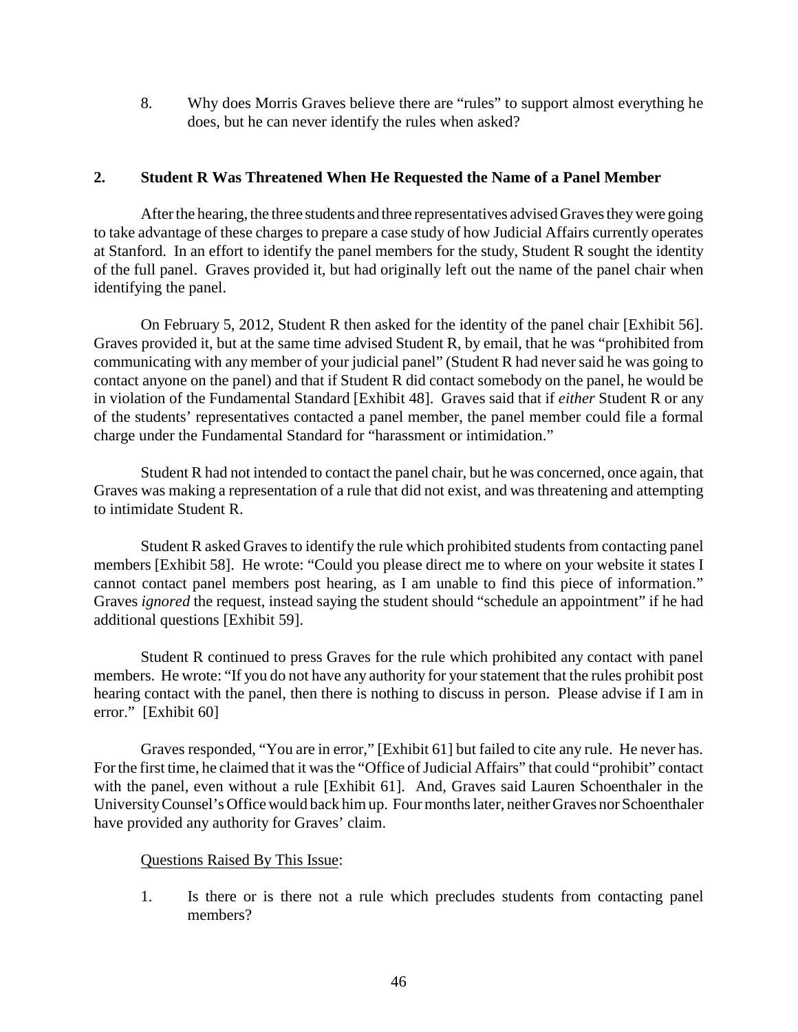8. Why does Morris Graves believe there are "rules" to support almost everything he does, but he can never identify the rules when asked?

## 2. Student R Was Threatened When He Requested the Name of a Panel Member

After the hearing, the three students and three representatives advised Graves they were going to take advantage of these charges to prepare a case study of how Judicial Affairs currently operates at Stanford. In an effort to identify the panel members for the study, Student R sought the identity of the full panel. Graves provided it, but had originally left out the name of the panel chair when identifying the panel.

On February 5, 2012, Student R then asked for the identity of the panel chair [Exhibit 56]. Graves provided it, but at the same time advised Student R, by email, that he was "prohibited from communicating with any member of your judicial panel" (Student R had never said he was going to contact anyone on the panel) and that if Student R did contact somebody on the panel, he would be in violation of the Fundamental Standard [Exhibit 48]. Graves said that if *either* Student R or any of the students' representatives contacted a panel member, the panel member could file a formal charge under the Fundamental Standard for "harassment or intimidation."

Student R had not intended to contact the panel chair, but he was concerned, once again, that Graves was making a representation of a rule that did not exist, and was threatening and attempting to intimidate Student R.

Student R asked Graves to identify the rule which prohibited students from contacting panel members [Exhibit 58]. He wrote: "Could you please direct me to where on your website it states I cannot contact panel members post hearing, as I am unable to find this piece of information." Graves *ignored* the request, instead saying the student should "schedule an appointment" if he had additional questions [Exhibit 59].

Student R continued to press Graves for the rule which prohibited any contact with panel members. He wrote: "If you do not have any authority for your statement that the rules prohibit post hearing contact with the panel, then there is nothing to discuss in person. Please advise if I am in error." [Exhibit 60]

Graves responded, "You are in error," [Exhibit 61] but failed to cite any rule. He never has. For the first time, he claimed that it was the "Office of Judicial Affairs" that could "prohibit" contact with the panel, even without a rule [Exhibit 61]. And, Graves said Lauren Schoenthaler in the University Counsel's Office would back him up. Four months later, neither Graves nor Schoenthaler have provided any authority for Graves' claim.

<u>Questions Raised By This Issue</u>:

1. Is there or is there not a rule which precludes students from contacting panel members?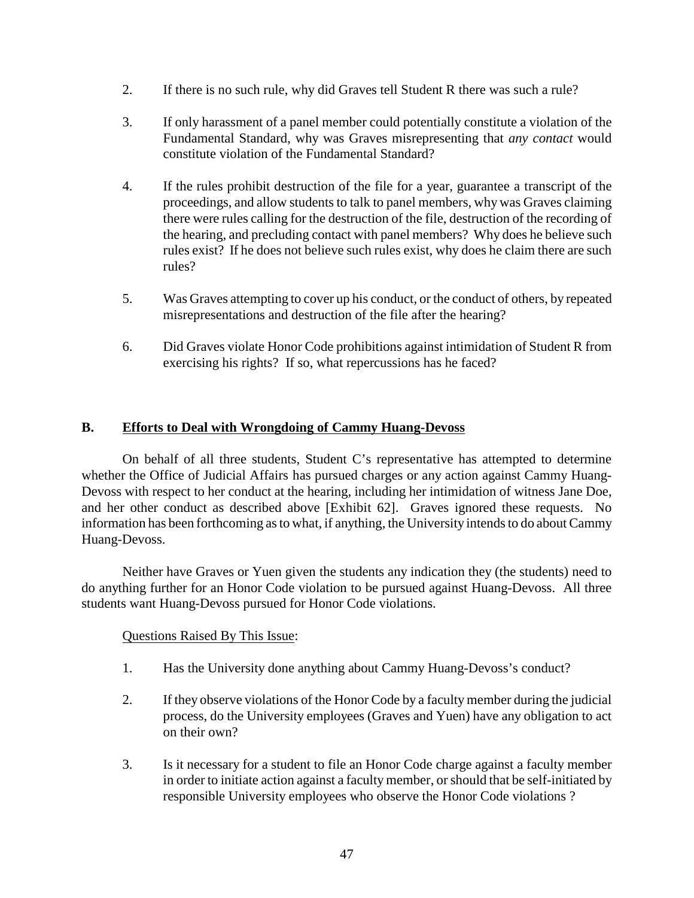2. If there is no such rule, why did Graves tell Student R there was such a rule?

3. If only harassment of a panel member could potentially constitute a violation of the Fundamental Standard, why was Graves misrepresenting that *any contact* would constitute violation of the Fundamental Standard?

4. If the rules prohibit destruction of the file for a year, guarantee a transcript of the proceedings, and allow students to talk to panel members, why was Graves claiming there were rules calling for the destruction of the file, destruction of the recording of the hearing, and precluding contact with panel members? Why does he believe such rules exist? If he does not believe such rules exist, why does he claim there are such rules?

5. Was Graves attempting to cover up his conduct, or the conduct of others, by repeated misrepresentations and destruction of the file after the hearing?

6. Did Graves violate Honor Code prohibitions against intimidation of Student R from exercising his rights? If so, what repercussions has he faced?

## B. Efforts to Deal with Wrongdoing of Cammy Huang-Devoss

On behalf of all three students, Student C's representative has attempted to determine whether the Office of Judicial Affairs has pursued charges or any action against Cammy Huang-Devoss with respect to her conduct at the hearing, including her intimidation of witness Jane Doe, and her other conduct as described above [Exhibit 62]. Graves ignored these requests. No information has been forthcoming as to what, if anything, the University intends to do about Cammy Huang-Devoss.

Neither have Graves or Yuen given the students any indication they (the students) need to do anything further for an Honor Code violation to be pursued against Huang-Devoss. All three students want Huang-Devoss pursued for Honor Code violations.

Questions Raised By This Issue:

1. Has the University done anything about Cammy Huang-Devoss's conduct?

2. If they observe violations of the Honor Code by a faculty member during the judicial process, do the University employees (Graves and Yuen) have any obligation to act on their own?

3. Is it necessary for a student to file an Honor Code charge against a faculty member in order to initiate action against a faculty member, or should that be self-initiated by responsible University employees who observe the Honor Code violations ?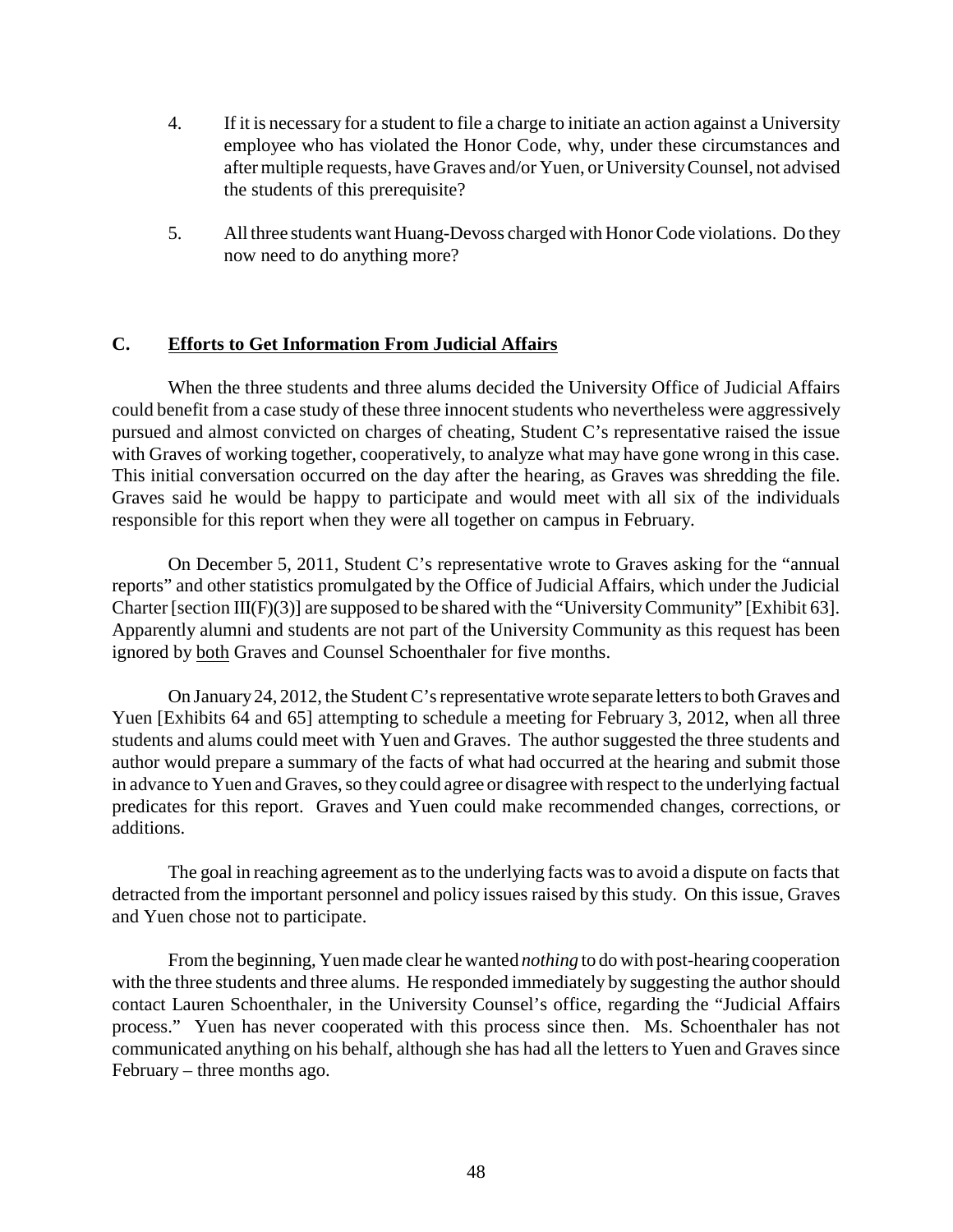4. If it is necessary for a student to file a charge to initiate an action against a University employee who has violated the Honor Code, why, under these circumstances and after multiple requests, have Graves and/or Yuen, or University Counsel, not advised the students of this prerequisite?

5. All three students want Huang-Devoss charged with Honor Code violations. Do they now need to do anything more?

### C. Efforts to Get Information From Judicial Affairs

When the three students and three alums decided the University Office of Judicial Affairs could benefit from a case study of these three innocent students who nevertheless were aggressively pursued and almost convicted on charges of cheating, Student C's representative raised the issue with Graves of working together, cooperatively, to analyze what may have gone wrong in this case. This initial conversation occurred on the day after the hearing, as Graves was shredding the file. Graves said he would be happy to participate and would meet with all six of the individuals responsible for this report when they were all together on campus in February.

On December 5, 2011, Student C's representative wrote to Graves asking for the "annual reports" and other statistics promulgated by the Office of Judicial Affairs, which under the Judicial Charter [section III(F)(3)] are supposed to be shared with the "University Community" [Exhibit 63]. Apparently alumni and students are not part of the University Community as this request has been ignored by <u>both</u> Graves and Counsel Schoenthaler for five months.

On January 24, 2012, the Student C's representative wrote separate letters to both Graves and Yuen [Exhibits 64 and 65] attempting to schedule a meeting for February 3, 2012, when all three students and alums could meet with Yuen and Graves. The author suggested the three students and author would prepare a summary of the facts of what had occurred at the hearing and submit those in advance to Yuen and Graves, so they could agree or disagree with respect to the underlying factual predicates for this report. Graves and Yuen could make recommended changes, corrections, or additions.

The goal in reaching agreement as to the underlying facts was to avoid a dispute on facts that detracted from the important personnel and policy issues raised by this study. On this issue, Graves and Yuen chose not to participate.

From the beginning, Yuen made clear he wanted *nothing* to do with post-hearing cooperation with the three students and three alums. He responded immediately by suggesting the author should contact Lauren Schoenthaler, in the University Counsel's office, regarding the "Judicial Affairs process." Yuen has never cooperated with this process since then. Ms. Schoenthaler has not communicated anything on his behalf, although she has had all the letters to Yuen and Graves since February – three months ago.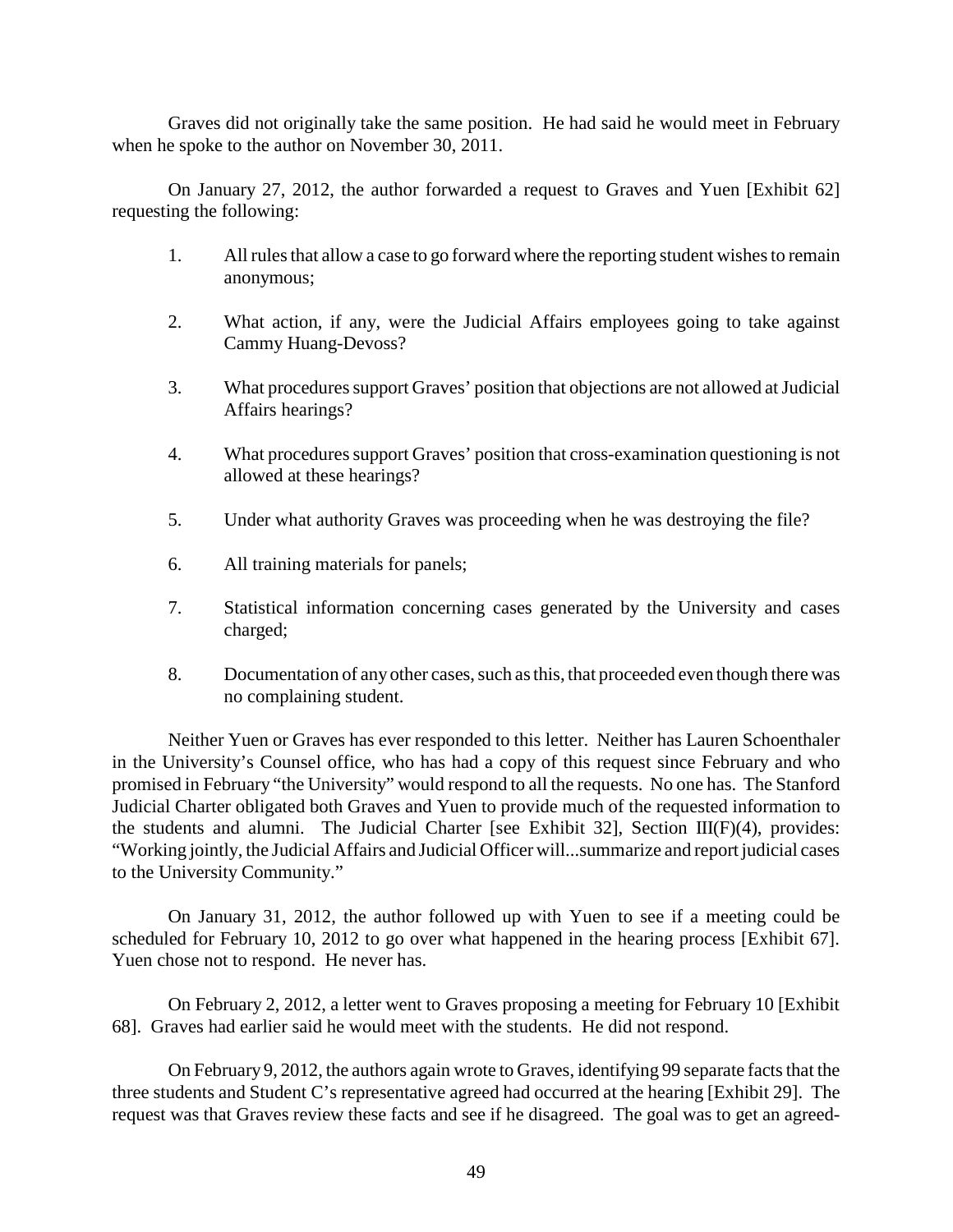Graves did not originally take the same position. He had said he would meet in February when he spoke to the author on November 30, 2011.

On January 27, 2012, the author forwarded a request to Graves and Yuen [Exhibit 62] requesting the following:

1. All rules that allow a case to go forward where the reporting student wishes to remain anonymous;

2. What action, if any, were the Judicial Affairs employees going to take against Cammy Huang-Devoss?

3. What procedures support Graves' position that objections are not allowed at Judicial Affairs hearings?

4. What procedures support Graves' position that cross-examination questioning is not allowed at these hearings?

5. Under what authority Graves was proceeding when he was destroying the file?

6. All training materials for panels;

7. Statistical information concerning cases generated by the University and cases charged;

8. Documentation of any other cases, such as this, that proceeded even though there was no complaining student.

Neither Yuen or Graves has ever responded to this letter. Neither has Lauren Schoenthaler in the University's Counsel office, who has had a copy of this request since February and who promised in February "the University" would respond to all the requests. No one has. The Stanford Judicial Charter obligated both Graves and Yuen to provide much of the requested information to the students and alumni. The Judicial Charter [see Exhibit 32], Section III(F)(4), provides: "Working jointly, the Judicial Affairs and Judicial Officer will...summarize and report judicial cases to the University Community."

On January 31, 2012, the author followed up with Yuen to see if a meeting could be scheduled for February 10, 2012 to go over what happened in the hearing process [Exhibit 67]. Yuen chose not to respond. He never has.

On February 2, 2012, a letter went to Graves proposing a meeting for February 10 [Exhibit 68]. Graves had earlier said he would meet with the students. He did not respond.

On February 9, 2012, the authors again wrote to Graves, identifying 99 separate facts that the three students and Student C's representative agreed had occurred at the hearing [Exhibit 29]. The request was that Graves review these facts and see if he disagreed. The goal was to get an agreed-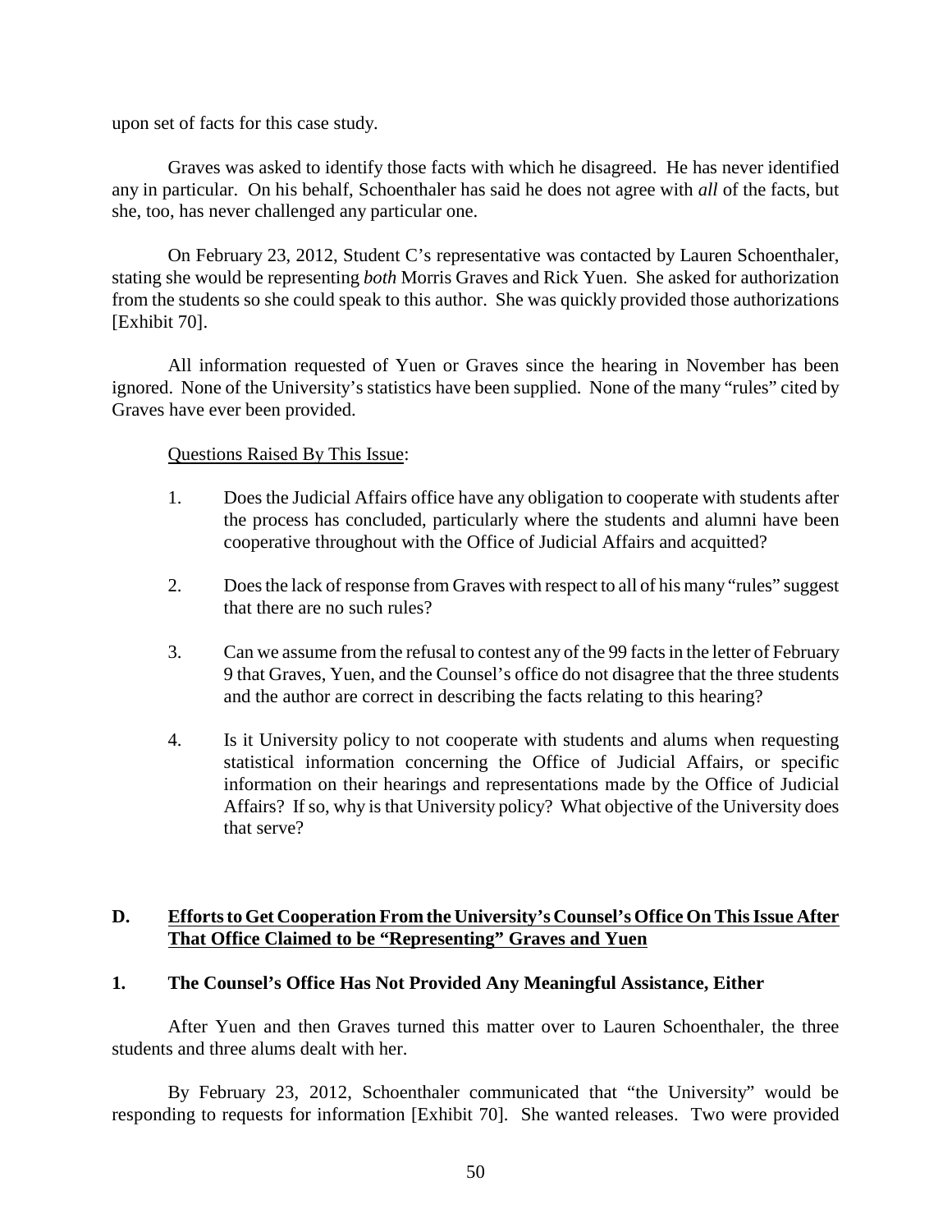upon set of facts for this case study.

Graves was asked to identify those facts with which he disagreed. He has never identified any in particular. On his behalf, Schoenthaler has said he does not agree with *all* of the facts, but she, too, has never challenged any particular one.

On February 23, 2012, Student C's representative was contacted by Lauren Schoenthaler, stating she would be representing *both* Morris Graves and Rick Yuen. She asked for authorization from the students so she could speak to this author. She was quickly provided those authorizations [Exhibit 70].

All information requested of Yuen or Graves since the hearing in November has been ignored. None of the University's statistics have been supplied. None of the many "rules" cited by Graves have ever been provided.

<u>Questions Raised By This Issue</u>:

1. Does the Judicial Affairs office have any obligation to cooperate with students after the process has concluded, particularly where the students and alumni have been cooperative throughout with the Office of Judicial Affairs and acquitted?

2. Does the lack of response from Graves with respect to all of his many "rules" suggest that there are no such rules?

3. Can we assume from the refusal to contest any of the 99 facts in the letter of February 9 that Graves, Yuen, and the Counsel's office do not disagree that the three students and the author are correct in describing the facts relating to this hearing?

4. Is it University policy to not cooperate with students and alums when requesting statistical information concerning the Office of Judicial Affairs, or specific information on their hearings and representations made by the Office of Judicial Affairs? If so, why is that University policy? What objective of the University does that serve?

## D. <u>Efforts to Get Cooperation From the University's Counsel's Office On This Issue After That Office Claimed to be "Representing" Graves and Yuen</u>

### 1. The Counsel's Office Has Not Provided Any Meaningful Assistance, Either

After Yuen and then Graves turned this matter over to Lauren Schoenthaler, the three students and three alums dealt with her.

By February 23, 2012, Schoenthaler communicated that "the University" would be responding to requests for information [Exhibit 70]. She wanted releases. Two were provided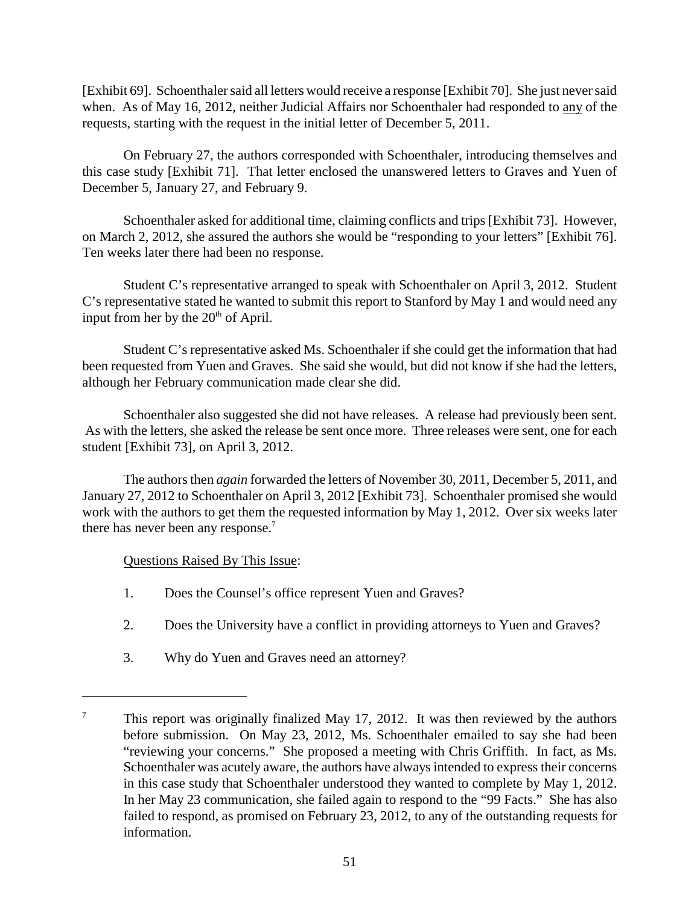[Exhibit 69]. Schoenthaler said all letters would receive a response [Exhibit 70]. She just never said when. As of May 16, 2012, neither Judicial Affairs nor Schoenthaler had responded to any of the requests, starting with the request in the initial letter of December 5, 2011.

On February 27, the authors corresponded with Schoenthaler, introducing themselves and this case study [Exhibit 71]. That letter enclosed the unanswered letters to Graves and Yuen of December 5, January 27, and February 9.

Schoenthaler asked for additional time, claiming conflicts and trips [Exhibit 73]. However, on March 2, 2012, she assured the authors she would be "responding to your letters" [Exhibit 76]. Ten weeks later there had been no response.

Student C's representative arranged to speak with Schoenthaler on April 3, 2012. Student C's representative stated he wanted to submit this report to Stanford by May 1 and would need any input from her by the 20th of April.

Student C's representative asked Ms. Schoenthaler if she could get the information that had been requested from Yuen and Graves. She said she would, but did not know if she had the letters, although her February communication made clear she did.

Schoenthaler also suggested she did not have releases. A release had previously been sent. As with the letters, she asked the release be sent once more. Three releases were sent, one for each student [Exhibit 73], on April 3, 2012.

The authors then *again* forwarded the letters of November 30, 2011, December 5, 2011, and January 27, 2012 to Schoenthaler on April 3, 2012 [Exhibit 73]. Schoenthaler promised she would work with the authors to get them the requested information by May 1, 2012. Over six weeks later there has never been any response.[7]

Questions Raised By This Issue:

1. Does the Counsel's office represent Yuen and Graves?
2. Does the University have a conflict in providing attorneys to Yuen and Graves?
3. Why do Yuen and Graves need an attorney?

---

[7] This report was originally finalized May 17, 2012. It was then reviewed by the authors before submission. On May 23, 2012, Ms. Schoenthaler emailed to say she had been "reviewing your concerns." She proposed a meeting with Chris Griffith. In fact, as Ms. Schoenthaler was acutely aware, the authors have always intended to express their concerns in this case study that Schoenthaler understood they wanted to complete by May 1, 2012. In her May 23 communication, she failed again to respond to the "99 Facts." She has also failed to respond, as promised on February 23, 2012, to any of the outstanding requests for information.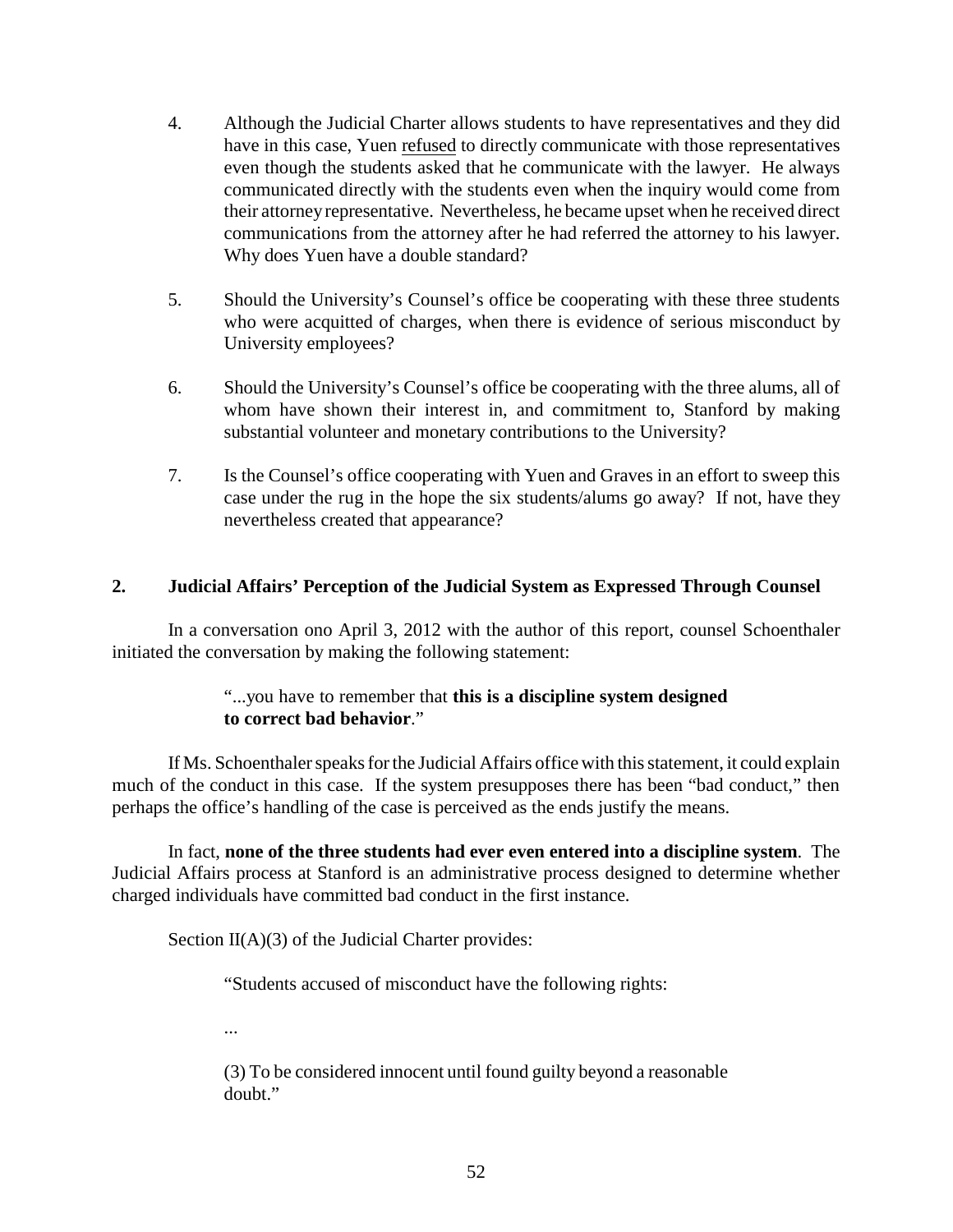4. Although the Judicial Charter allows students to have representatives and they did have in this case, Yuen <u>refused</u> to directly communicate with those representatives even though the students asked that he communicate with the lawyer. He always communicated directly with the students even when the inquiry would come from their attorney representative. Nevertheless, he became upset when he received direct communications from the attorney after he had referred the attorney to his lawyer. Why does Yuen have a double standard?

5. Should the University's Counsel's office be cooperating with these three students who were acquitted of charges, when there is evidence of serious misconduct by University employees?

6. Should the University's Counsel's office be cooperating with the three alums, all of whom have shown their interest in, and commitment to, Stanford by making substantial volunteer and monetary contributions to the University?

7. Is the Counsel's office cooperating with Yuen and Graves in an effort to sweep this case under the rug in the hope the six students/alums go away? If not, have they nevertheless created that appearance?

## 2. Judicial Affairs' Perception of the Judicial System as Expressed Through Counsel

In a conversation ono April 3, 2012 with the author of this report, counsel Schoenthaler initiated the conversation by making the following statement:

> "...you have to remember that **this is a discipline system designed to correct bad behavior**."

If Ms. Schoenthaler speaks for the Judicial Affairs office with this statement, it could explain much of the conduct in this case. If the system presupposes there has been "bad conduct," then perhaps the office's handling of the case is perceived as the ends justify the means.

In fact, **none of the three students had ever even entered into a discipline system**. The Judicial Affairs process at Stanford is an administrative process designed to determine whether charged individuals have committed bad conduct in the first instance.

Section II(A)(3) of the Judicial Charter provides:

> "Students accused of misconduct have the following rights:
>
> ...
>
> (3) To be considered innocent until found guilty beyond a reasonable doubt."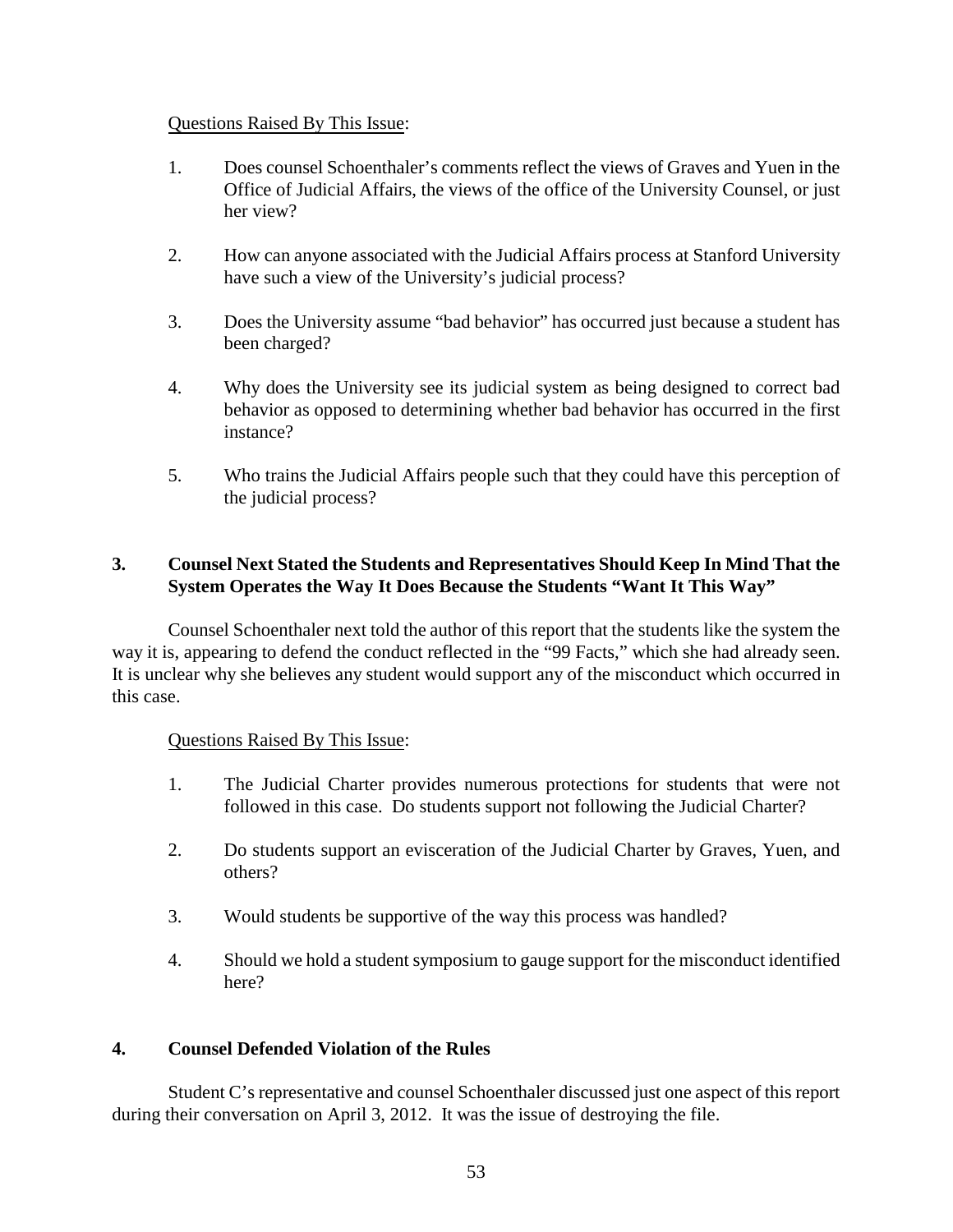Questions Raised By This Issue:

1. Does counsel Schoenthaler's comments reflect the views of Graves and Yuen in the Office of Judicial Affairs, the views of the office of the University Counsel, or just her view?

2. How can anyone associated with the Judicial Affairs process at Stanford University have such a view of the University's judicial process?

3. Does the University assume "bad behavior" has occurred just because a student has been charged?

4. Why does the University see its judicial system as being designed to correct bad behavior as opposed to determining whether bad behavior has occurred in the first instance?

5. Who trains the Judicial Affairs people such that they could have this perception of the judicial process?

### 3. Counsel Next Stated the Students and Representatives Should Keep In Mind That the System Operates the Way It Does Because the Students "Want It This Way"

Counsel Schoenthaler next told the author of this report that the students like the system the way it is, appearing to defend the conduct reflected in the "99 Facts," which she had already seen. It is unclear why she believes any student would support any of the misconduct which occurred in this case.

Questions Raised By This Issue:

1. The Judicial Charter provides numerous protections for students that were not followed in this case. Do students support not following the Judicial Charter?

2. Do students support an evisceration of the Judicial Charter by Graves, Yuen, and others?

3. Would students be supportive of the way this process was handled?

4. Should we hold a student symposium to gauge support for the misconduct identified here?

### 4. Counsel Defended Violation of the Rules

Student C's representative and counsel Schoenthaler discussed just one aspect of this report during their conversation on April 3, 2012. It was the issue of destroying the file.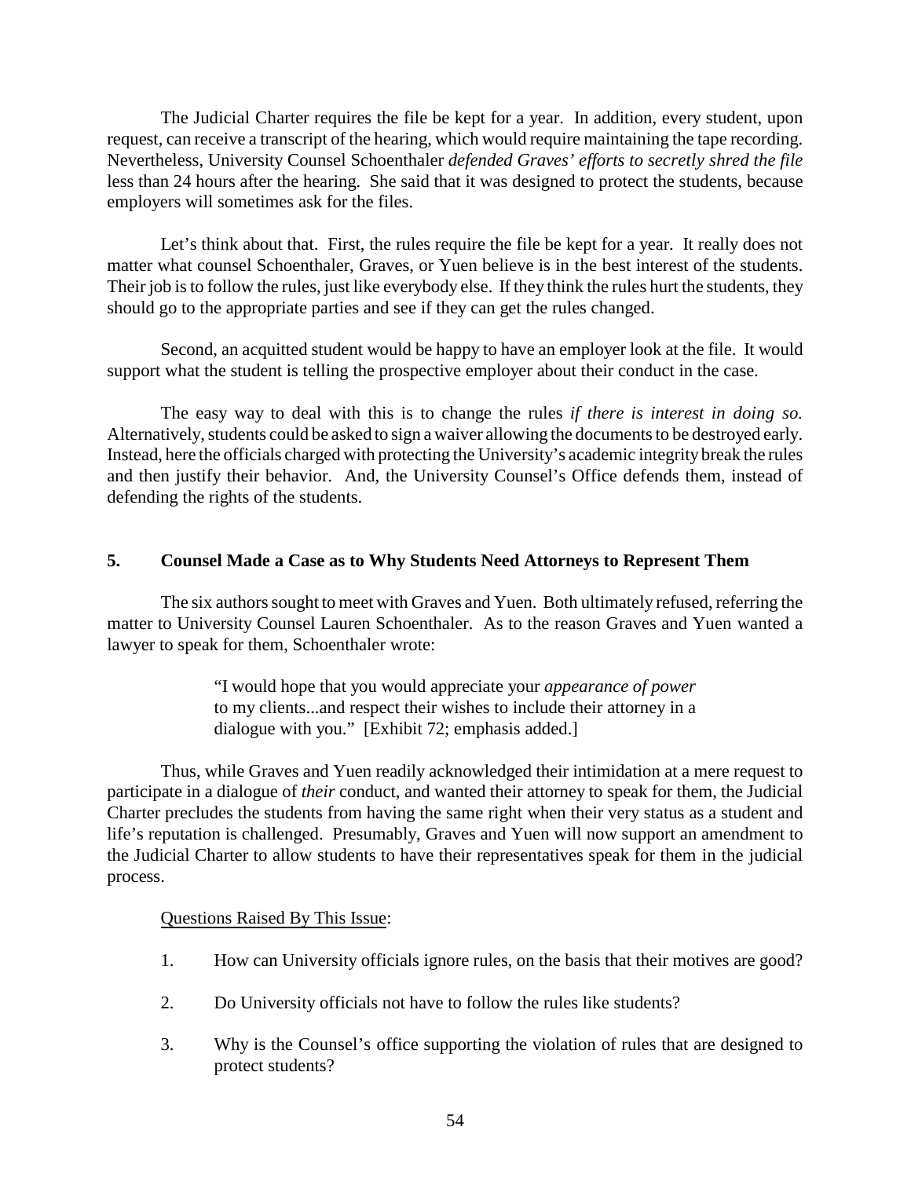The Judicial Charter requires the file be kept for a year. In addition, every student, upon request, can receive a transcript of the hearing, which would require maintaining the tape recording. Nevertheless, University Counsel Schoenthaler *defended Graves' efforts to secretly shred the file* less than 24 hours after the hearing. She said that it was designed to protect the students, because employers will sometimes ask for the files.

Let's think about that. First, the rules require the file be kept for a year. It really does not matter what counsel Schoenthaler, Graves, or Yuen believe is in the best interest of the students. Their job is to follow the rules, just like everybody else. If they think the rules hurt the students, they should go to the appropriate parties and see if they can get the rules changed.

Second, an acquitted student would be happy to have an employer look at the file. It would support what the student is telling the prospective employer about their conduct in the case.

The easy way to deal with this is to change the rules *if there is interest in doing so.* Alternatively, students could be asked to sign a waiver allowing the documents to be destroyed early. Instead, here the officials charged with protecting the University's academic integrity break the rules and then justify their behavior. And, the University Counsel's Office defends them, instead of defending the rights of the students.

## 5. Counsel Made a Case as to Why Students Need Attorneys to Represent Them

The six authors sought to meet with Graves and Yuen. Both ultimately refused, referring the matter to University Counsel Lauren Schoenthaler. As to the reason Graves and Yuen wanted a lawyer to speak for them, Schoenthaler wrote:

> "I would hope that you would appreciate your *appearance of power* to my clients...and respect their wishes to include their attorney in a dialogue with you." [Exhibit 72; emphasis added.]

Thus, while Graves and Yuen readily acknowledged their intimidation at a mere request to participate in a dialogue of *their* conduct, and wanted their attorney to speak for them, the Judicial Charter precludes the students from having the same right when their very status as a student and life's reputation is challenged. Presumably, Graves and Yuen will now support an amendment to the Judicial Charter to allow students to have their representatives speak for them in the judicial process.

<u>Questions Raised By This Issue</u>:

1. How can University officials ignore rules, on the basis that their motives are good?
2. Do University officials not have to follow the rules like students?
3. Why is the Counsel's office supporting the violation of rules that are designed to protect students?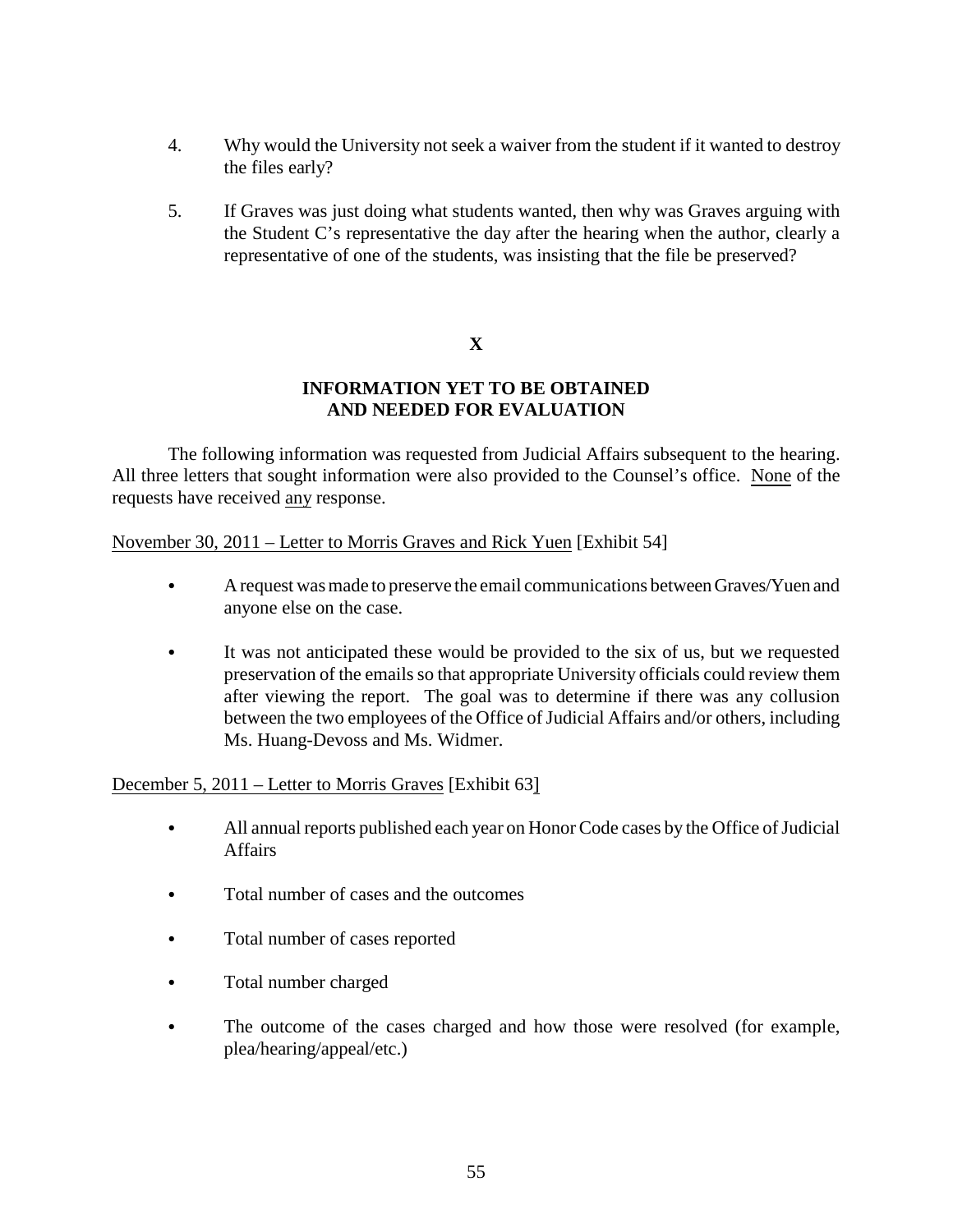4. Why would the University not seek a waiver from the student if it wanted to destroy the files early?

5. If Graves was just doing what students wanted, then why was Graves arguing with the Student C's representative the day after the hearing when the author, clearly a representative of one of the students, was insisting that the file be preserved?

## X

## INFORMATION YET TO BE OBTAINED AND NEEDED FOR EVALUATION

The following information was requested from Judicial Affairs subsequent to the hearing. All three letters that sought information were also provided to the Counsel's office. <u>None</u> of the requests have received <u>any</u> response.

<u>November 30, 2011 – Letter to Morris Graves and Rick Yuen</u> [Exhibit 54]

- A request was made to preserve the email communications between Graves/Yuen and anyone else on the case.
- It was not anticipated these would be provided to the six of us, but we requested preservation of the emails so that appropriate University officials could review them after viewing the report. The goal was to determine if there was any collusion between the two employees of the Office of Judicial Affairs and/or others, including Ms. Huang-Devoss and Ms. Widmer.

<u>December 5, 2011 – Letter to Morris Graves</u> [Exhibit 63]

- All annual reports published each year on Honor Code cases by the Office of Judicial Affairs
- Total number of cases and the outcomes
- Total number of cases reported
- Total number charged
- The outcome of the cases charged and how those were resolved (for example, plea/hearing/appeal/etc.)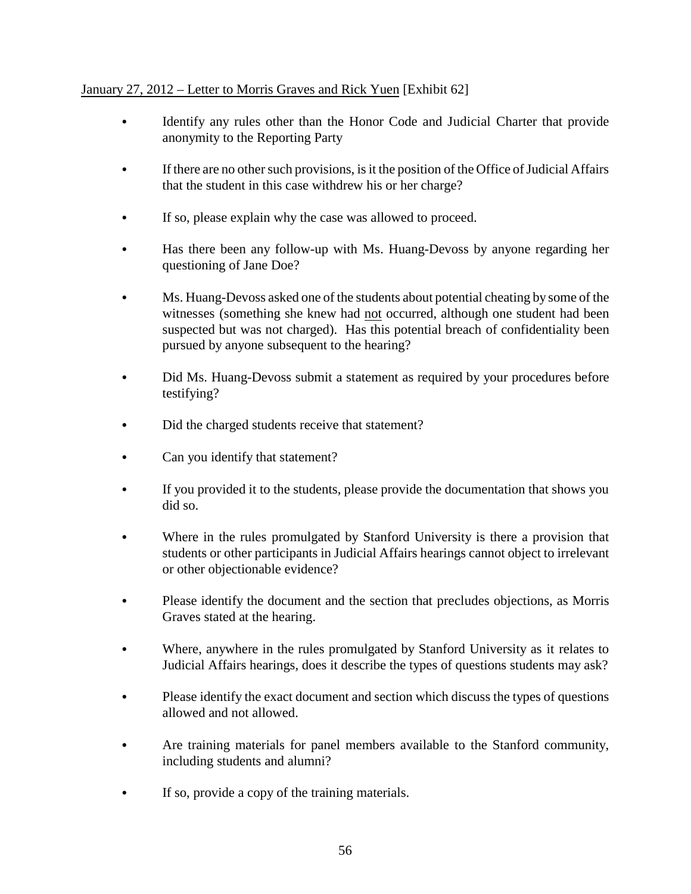<u>January 27, 2012 – Letter to Morris Graves and Rick Yuen</u> [Exhibit 62]

- Identify any rules other than the Honor Code and Judicial Charter that provide anonymity to the Reporting Party
- If there are no other such provisions, is it the position of the Office of Judicial Affairs that the student in this case withdrew his or her charge?
- If so, please explain why the case was allowed to proceed.
- Has there been any follow-up with Ms. Huang-Devoss by anyone regarding her questioning of Jane Doe?
- Ms. Huang-Devoss asked one of the students about potential cheating by some of the witnesses (something she knew had <u>not</u> occurred, although one student had been suspected but was not charged). Has this potential breach of confidentiality been pursued by anyone subsequent to the hearing?
- Did Ms. Huang-Devoss submit a statement as required by your procedures before testifying?
- Did the charged students receive that statement?
- Can you identify that statement?
- If you provided it to the students, please provide the documentation that shows you did so.
- Where in the rules promulgated by Stanford University is there a provision that students or other participants in Judicial Affairs hearings cannot object to irrelevant or other objectionable evidence?
- Please identify the document and the section that precludes objections, as Morris Graves stated at the hearing.
- Where, anywhere in the rules promulgated by Stanford University as it relates to Judicial Affairs hearings, does it describe the types of questions students may ask?
- Please identify the exact document and section which discuss the types of questions allowed and not allowed.
- Are training materials for panel members available to the Stanford community, including students and alumni?
- If so, provide a copy of the training materials.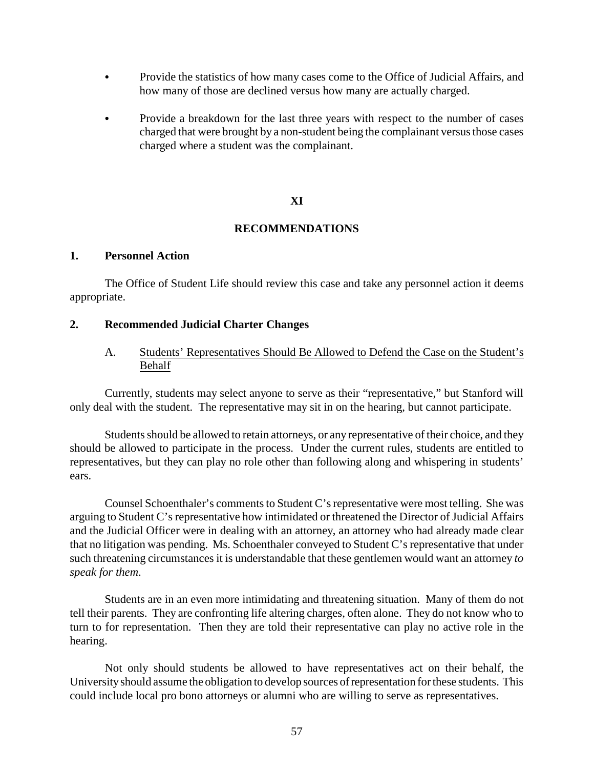- Provide the statistics of how many cases come to the Office of Judicial Affairs, and how many of those are declined versus how many are actually charged.

- Provide a breakdown for the last three years with respect to the number of cases charged that were brought by a non-student being the complainant versus those cases charged where a student was the complainant.

## XI

## RECOMMENDATIONS

### 1. Personnel Action

The Office of Student Life should review this case and take any personnel action it deems appropriate.

### 2. Recommended Judicial Charter Changes

#### A. Students' Representatives Should Be Allowed to Defend the Case on the Student's Behalf

Currently, students may select anyone to serve as their "representative," but Stanford will only deal with the student. The representative may sit in on the hearing, but cannot participate.

Students should be allowed to retain attorneys, or any representative of their choice, and they should be allowed to participate in the process. Under the current rules, students are entitled to representatives, but they can play no role other than following along and whispering in students' ears.

Counsel Schoenthaler's comments to Student C's representative were most telling. She was arguing to Student C's representative how intimidated or threatened the Director of Judicial Affairs and the Judicial Officer were in dealing with an attorney, an attorney who had already made clear that no litigation was pending. Ms. Schoenthaler conveyed to Student C's representative that under such threatening circumstances it is understandable that these gentlemen would want an attorney *to speak for them*.

Students are in an even more intimidating and threatening situation. Many of them do not tell their parents. They are confronting life altering charges, often alone. They do not know who to turn to for representation. Then they are told their representative can play no active role in the hearing.

Not only should students be allowed to have representatives act on their behalf, the University should assume the obligation to develop sources of representation for these students. This could include local pro bono attorneys or alumni who are willing to serve as representatives.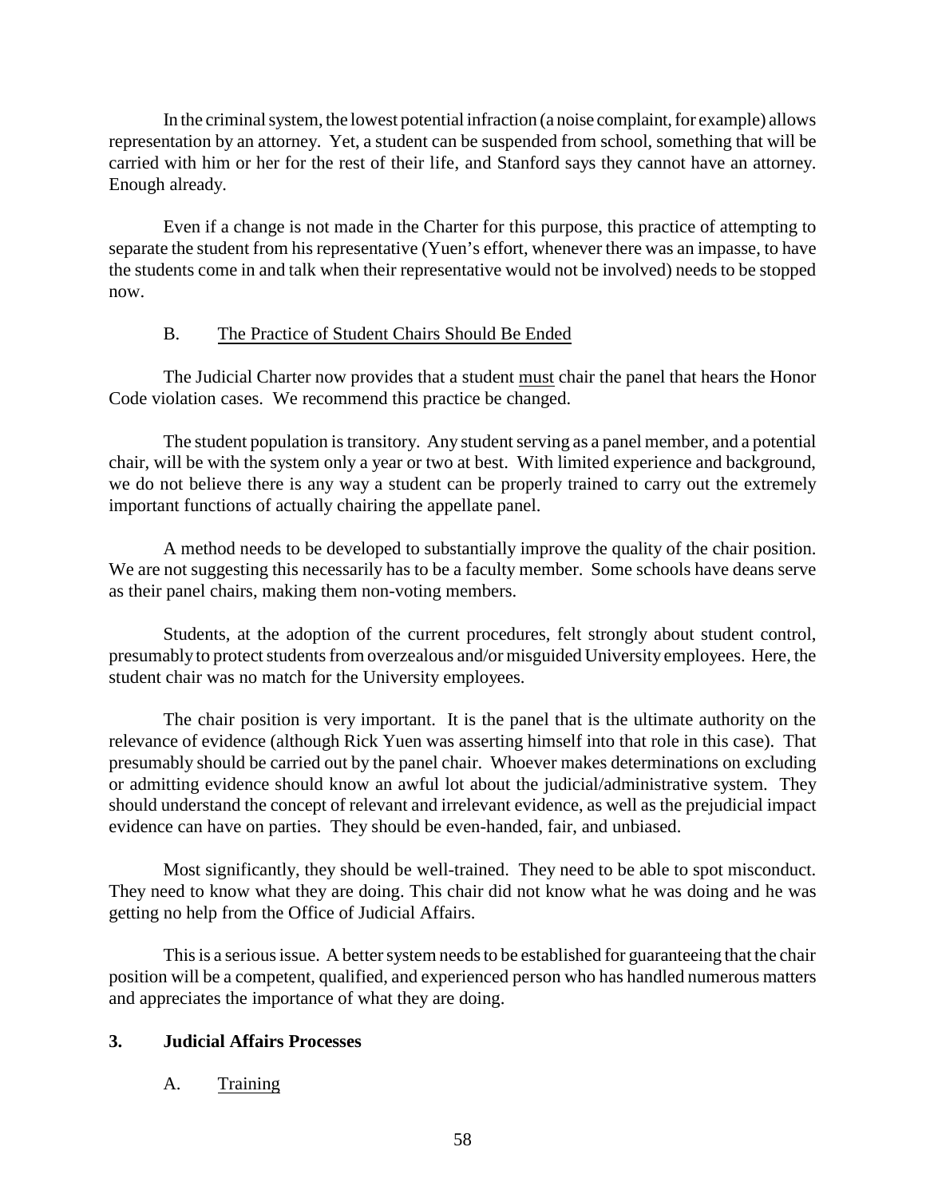In the criminal system, the lowest potential infraction (a noise complaint, for example) allows representation by an attorney. Yet, a student can be suspended from school, something that will be carried with him or her for the rest of their life, and Stanford says they cannot have an attorney. Enough already.

Even if a change is not made in the Charter for this purpose, this practice of attempting to separate the student from his representative (Yuen's effort, whenever there was an impasse, to have the students come in and talk when their representative would not be involved) needs to be stopped now.

B. The Practice of Student Chairs Should Be Ended

The Judicial Charter now provides that a student must chair the panel that hears the Honor Code violation cases. We recommend this practice be changed.

The student population is transitory. Any student serving as a panel member, and a potential chair, will be with the system only a year or two at best. With limited experience and background, we do not believe there is any way a student can be properly trained to carry out the extremely important functions of actually chairing the appellate panel.

A method needs to be developed to substantially improve the quality of the chair position. We are not suggesting this necessarily has to be a faculty member. Some schools have deans serve as their panel chairs, making them non-voting members.

Students, at the adoption of the current procedures, felt strongly about student control, presumably to protect students from overzealous and/or misguided University employees. Here, the student chair was no match for the University employees.

The chair position is very important. It is the panel that is the ultimate authority on the relevance of evidence (although Rick Yuen was asserting himself into that role in this case). That presumably should be carried out by the panel chair. Whoever makes determinations on excluding or admitting evidence should know an awful lot about the judicial/administrative system. They should understand the concept of relevant and irrelevant evidence, as well as the prejudicial impact evidence can have on parties. They should be even-handed, fair, and unbiased.

Most significantly, they should be well-trained. They need to be able to spot misconduct. They need to know what they are doing. This chair did not know what he was doing and he was getting no help from the Office of Judicial Affairs.

This is a serious issue. A better system needs to be established for guaranteeing that the chair position will be a competent, qualified, and experienced person who has handled numerous matters and appreciates the importance of what they are doing.

**3. Judicial Affairs Processes**

A. Training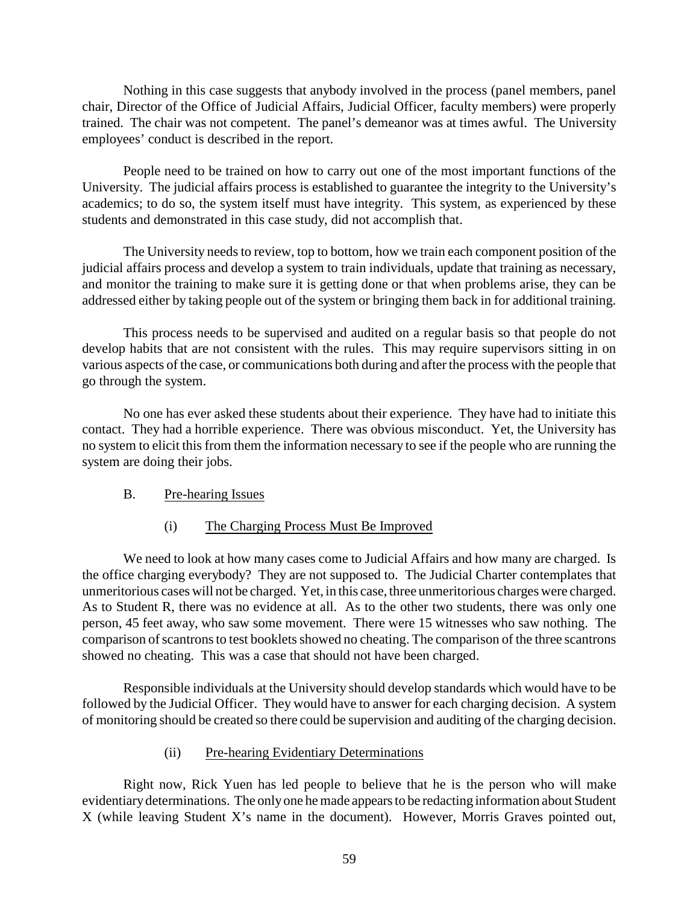Nothing in this case suggests that anybody involved in the process (panel members, panel chair, Director of the Office of Judicial Affairs, Judicial Officer, faculty members) were properly trained. The chair was not competent. The panel's demeanor was at times awful. The University employees' conduct is described in the report.

People need to be trained on how to carry out one of the most important functions of the University. The judicial affairs process is established to guarantee the integrity to the University's academics; to do so, the system itself must have integrity. This system, as experienced by these students and demonstrated in this case study, did not accomplish that.

The University needs to review, top to bottom, how we train each component position of the judicial affairs process and develop a system to train individuals, update that training as necessary, and monitor the training to make sure it is getting done or that when problems arise, they can be addressed either by taking people out of the system or bringing them back in for additional training.

This process needs to be supervised and audited on a regular basis so that people do not develop habits that are not consistent with the rules. This may require supervisors sitting in on various aspects of the case, or communications both during and after the process with the people that go through the system.

No one has ever asked these students about their experience. They have had to initiate this contact. They had a horrible experience. There was obvious misconduct. Yet, the University has no system to elicit this from them the information necessary to see if the people who are running the system are doing their jobs.

### B. Pre-hearing Issues

#### (i) The Charging Process Must Be Improved

We need to look at how many cases come to Judicial Affairs and how many are charged. Is the office charging everybody? They are not supposed to. The Judicial Charter contemplates that unmeritorious cases will not be charged. Yet, in this case, three unmeritorious charges were charged. As to Student R, there was no evidence at all. As to the other two students, there was only one person, 45 feet away, who saw some movement. There were 15 witnesses who saw nothing. The comparison of scantrons to test booklets showed no cheating. The comparison of the three scantrons showed no cheating. This was a case that should not have been charged.

Responsible individuals at the University should develop standards which would have to be followed by the Judicial Officer. They would have to answer for each charging decision. A system of monitoring should be created so there could be supervision and auditing of the charging decision.

#### (ii) Pre-hearing Evidentiary Determinations

Right now, Rick Yuen has led people to believe that he is the person who will make evidentiary determinations. The only one he made appears to be redacting information about Student X (while leaving Student X's name in the document). However, Morris Graves pointed out,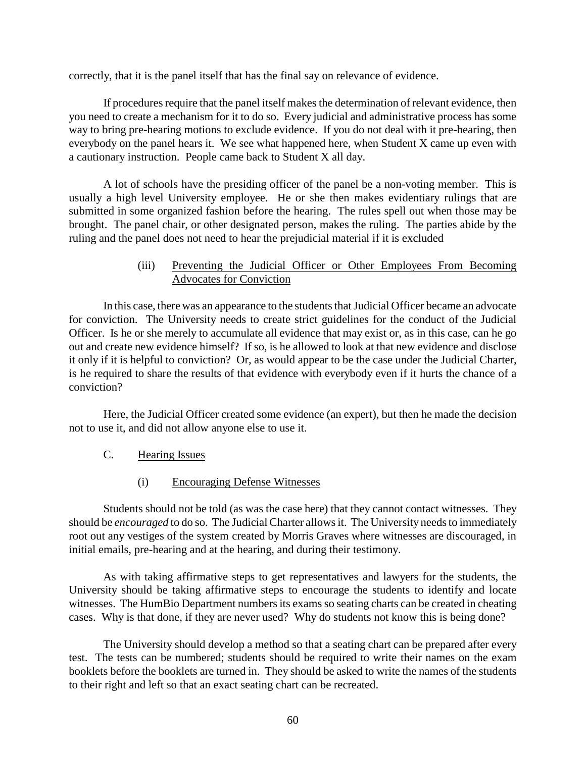correctly, that it is the panel itself that has the final say on relevance of evidence.

If procedures require that the panel itself makes the determination of relevant evidence, then you need to create a mechanism for it to do so. Every judicial and administrative process has some way to bring pre-hearing motions to exclude evidence. If you do not deal with it pre-hearing, then everybody on the panel hears it. We see what happened here, when Student X came up even with a cautionary instruction. People came back to Student X all day.

A lot of schools have the presiding officer of the panel be a non-voting member. This is usually a high level University employee. He or she then makes evidentiary rulings that are submitted in some organized fashion before the hearing. The rules spell out when those may be brought. The panel chair, or other designated person, makes the ruling. The parties abide by the ruling and the panel does not need to hear the prejudicial material if it is excluded

#### (iii) Preventing the Judicial Officer or Other Employees From Becoming Advocates for Conviction

In this case, there was an appearance to the students that Judicial Officer became an advocate for conviction. The University needs to create strict guidelines for the conduct of the Judicial Officer. Is he or she merely to accumulate all evidence that may exist or, as in this case, can he go out and create new evidence himself? If so, is he allowed to look at that new evidence and disclose it only if it is helpful to conviction? Or, as would appear to be the case under the Judicial Charter, is he required to share the results of that evidence with everybody even if it hurts the chance of a conviction?

Here, the Judicial Officer created some evidence (an expert), but then he made the decision not to use it, and did not allow anyone else to use it.

### C. Hearing Issues

#### (i) Encouraging Defense Witnesses

Students should not be told (as was the case here) that they cannot contact witnesses. They should be *encouraged* to do so. The Judicial Charter allows it. The University needs to immediately root out any vestiges of the system created by Morris Graves where witnesses are discouraged, in initial emails, pre-hearing and at the hearing, and during their testimony.

As with taking affirmative steps to get representatives and lawyers for the students, the University should be taking affirmative steps to encourage the students to identify and locate witnesses. The HumBio Department numbers its exams so seating charts can be created in cheating cases. Why is that done, if they are never used? Why do students not know this is being done?

The University should develop a method so that a seating chart can be prepared after every test. The tests can be numbered; students should be required to write their names on the exam booklets before the booklets are turned in. They should be asked to write the names of the students to their right and left so that an exact seating chart can be recreated.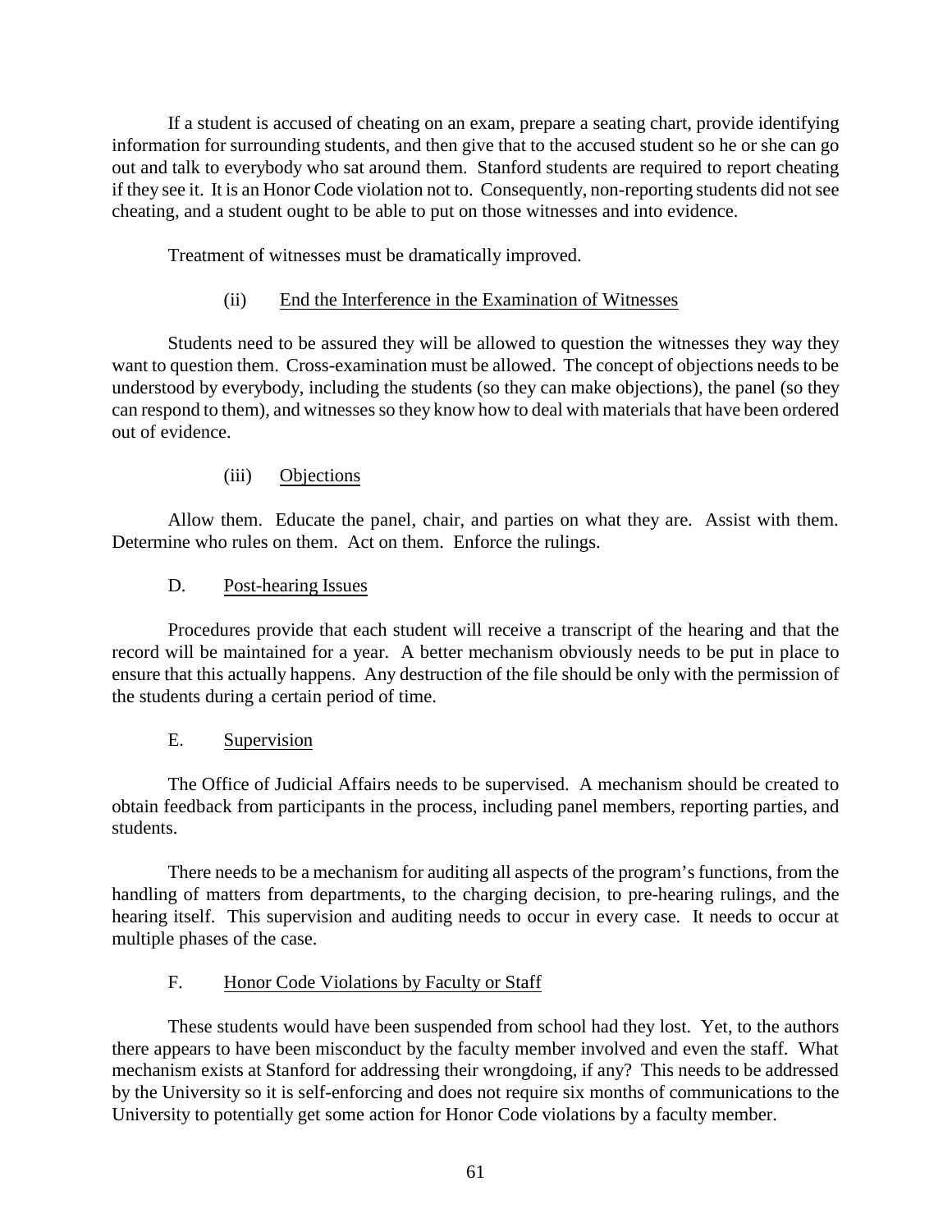If a student is accused of cheating on an exam, prepare a seating chart, provide identifying information for surrounding students, and then give that to the accused student so he or she can go out and talk to everybody who sat around them. Stanford students are required to report cheating if they see it. It is an Honor Code violation not to. Consequently, non-reporting students did not see cheating, and a student ought to be able to put on those witnesses and into evidence.

Treatment of witnesses must be dramatically improved.

(ii) End the Interference in the Examination of Witnesses

Students need to be assured they will be allowed to question the witnesses they way they want to question them. Cross-examination must be allowed. The concept of objections needs to be understood by everybody, including the students (so they can make objections), the panel (so they can respond to them), and witnesses so they know how to deal with materials that have been ordered out of evidence.

(iii) Objections

Allow them. Educate the panel, chair, and parties on what they are. Assist with them. Determine who rules on them. Act on them. Enforce the rulings.

### D. Post-hearing Issues

Procedures provide that each student will receive a transcript of the hearing and that the record will be maintained for a year. A better mechanism obviously needs to be put in place to ensure that this actually happens. Any destruction of the file should be only with the permission of the students during a certain period of time.

### E. Supervision

The Office of Judicial Affairs needs to be supervised. A mechanism should be created to obtain feedback from participants in the process, including panel members, reporting parties, and students.

There needs to be a mechanism for auditing all aspects of the program's functions, from the handling of matters from departments, to the charging decision, to pre-hearing rulings, and the hearing itself. This supervision and auditing needs to occur in every case. It needs to occur at multiple phases of the case.

### F. Honor Code Violations by Faculty or Staff

These students would have been suspended from school had they lost. Yet, to the authors there appears to have been misconduct by the faculty member involved and even the staff. What mechanism exists at Stanford for addressing their wrongdoing, if any? This needs to be addressed by the University so it is self-enforcing and does not require six months of communications to the University to potentially get some action for Honor Code violations by a faculty member.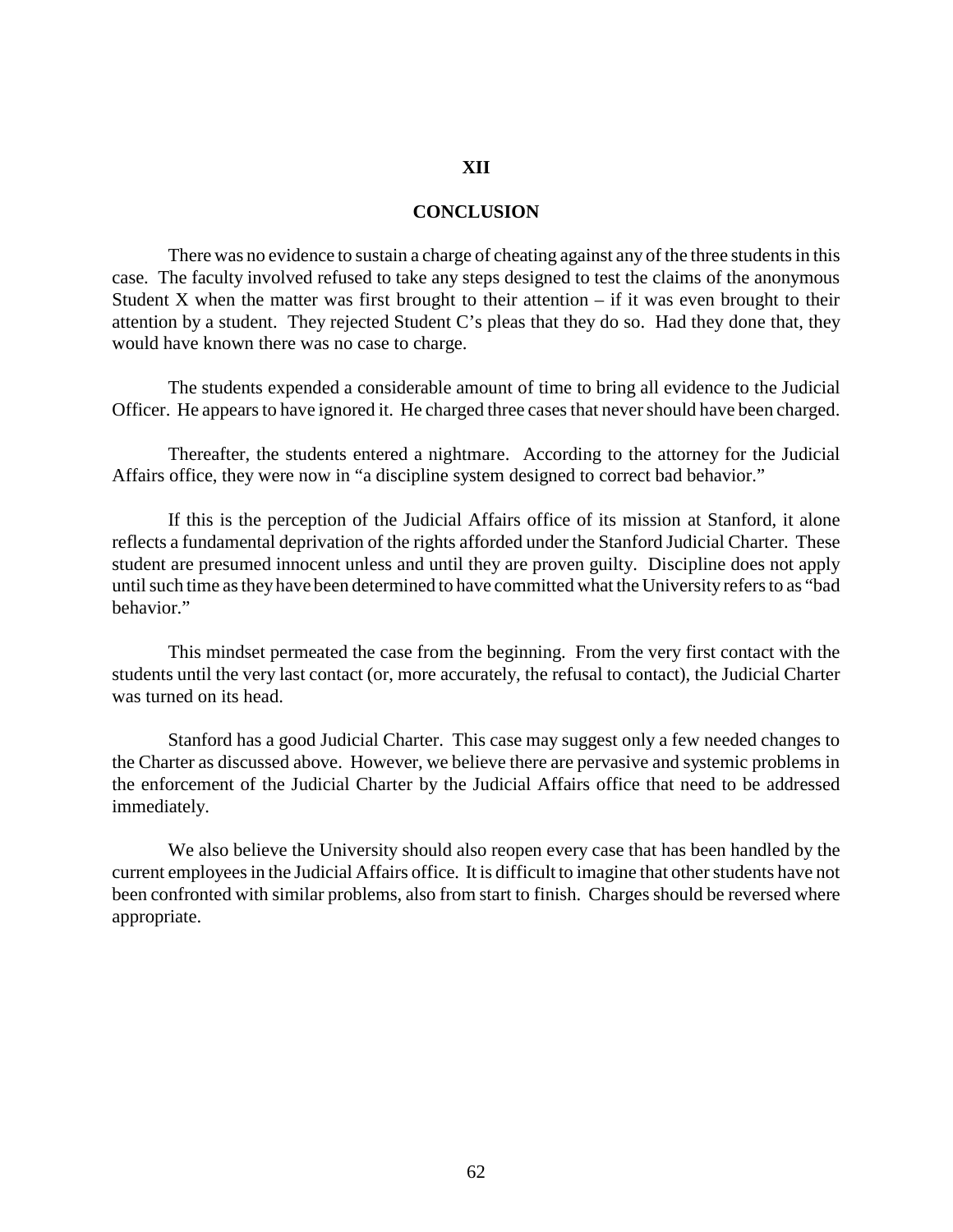# XII

# CONCLUSION

There was no evidence to sustain a charge of cheating against any of the three students in this case. The faculty involved refused to take any steps designed to test the claims of the anonymous Student X when the matter was first brought to their attention – if it was even brought to their attention by a student. They rejected Student C's pleas that they do so. Had they done that, they would have known there was no case to charge.

The students expended a considerable amount of time to bring all evidence to the Judicial Officer. He appears to have ignored it. He charged three cases that never should have been charged.

Thereafter, the students entered a nightmare. According to the attorney for the Judicial Affairs office, they were now in "a discipline system designed to correct bad behavior."

If this is the perception of the Judicial Affairs office of its mission at Stanford, it alone reflects a fundamental deprivation of the rights afforded under the Stanford Judicial Charter. These student are presumed innocent unless and until they are proven guilty. Discipline does not apply until such time as they have been determined to have committed what the University refers to as "bad behavior."

This mindset permeated the case from the beginning. From the very first contact with the students until the very last contact (or, more accurately, the refusal to contact), the Judicial Charter was turned on its head.

Stanford has a good Judicial Charter. This case may suggest only a few needed changes to the Charter as discussed above. However, we believe there are pervasive and systemic problems in the enforcement of the Judicial Charter by the Judicial Affairs office that need to be addressed immediately.

We also believe the University should also reopen every case that has been handled by the current employees in the Judicial Affairs office. It is difficult to imagine that other students have not been confronted with similar problems, also from start to finish. Charges should be reversed where appropriate.